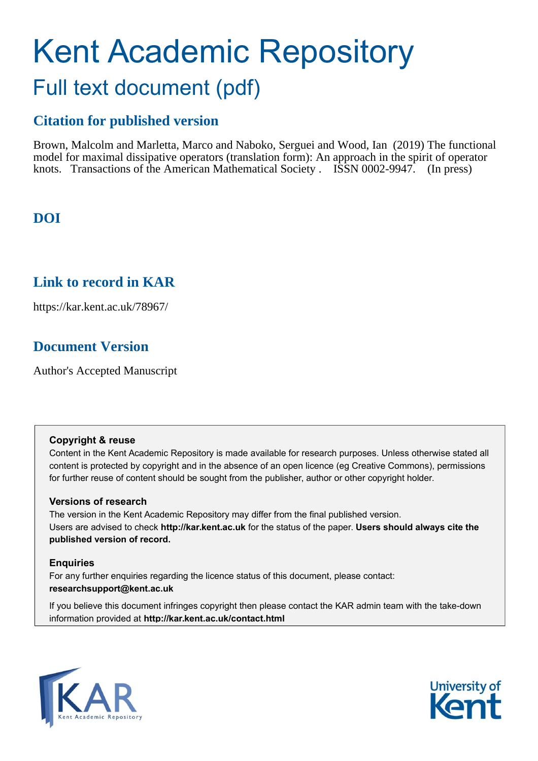# Kent Academic Repository

## Full text document (pdf)

### Citation for published version

Brown, Malcolm and Marletta, Marco and Naboko, Serguei and Wood, Ian (2019) The functional model for maximal dissipative operators (translation form): An approach in the spirit of operator knots. Transactions of the American Mathematical Society . ISSN 0002-9947. (In press)

### DOI

### Link to record in KAR

https://kar.kent.ac.uk/78967/

### Document Version

Author's Accepted Manuscript

**Copyright & reuse**

Content in the Kent Academic Repository is made available for research purposes. Unless otherwise stated all content is protected by copyright and in the absence of an open licence (eg Creative Commons), permissions for further reuse of content should be sought from the publisher, author or other copyright holder.

**Versions of research**

The version in the Kent Academic Repository may differ from the final published version. Users are advised to check **http://kar.kent.ac.uk** for the status of the paper. **Users should always cite the published version of record.**

**Enquiries**

For any further enquiries regarding the licence status of this document, please contact: **researchsupport@kent.ac.uk**

If you believe this document infringes copyright then please contact the KAR admin team with the take-down information provided at **http://kar.kent.ac.uk/contact.html**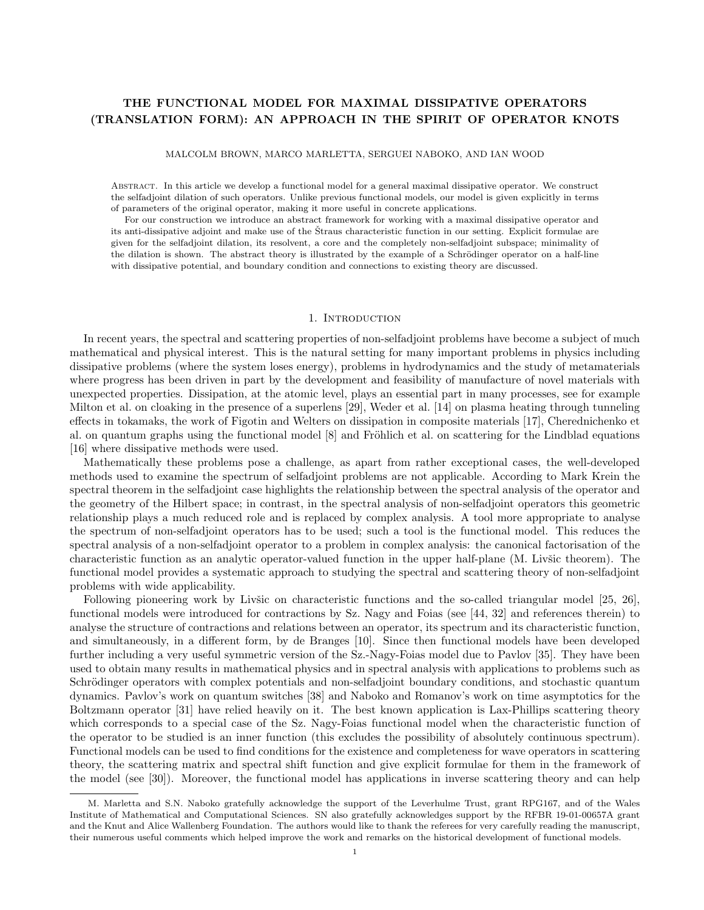# THE FUNCTIONAL MODEL FOR MAXIMAL DISSIPATIVE OPERATORS (TRANSLATION FORM): AN APPROACH IN THE SPIRIT OF OPERATOR KNOTS

MALCOLM BROWN, MARCO MARLETTA, SERGUEI NABOKO, AND IAN WOOD

Abstract. In this article we develop a functional model for a general maximal dissipative operator. We construct the selfadjoint dilation of such operators. Unlike previous functional models, our model is given explicitly in terms of parameters of the original operator, making it more useful in concrete applications.

For our construction we introduce an abstract framework for working with a maximal dissipative operator and its anti-dissipative adjoint and make use of the Štraus characteristic function in our setting. Explicit formulae are given for the selfadjoint dilation, its resolvent, a core and the completely non-selfadjoint subspace; minimality of the dilation is shown. The abstract theory is illustrated by the example of a Schrödinger operator on a half-line with dissipative potential, and boundary condition and connections to existing theory are discussed.

## 1. Introduction

In recent years, the spectral and scattering properties of non-selfadjoint problems have become a subject of much mathematical and physical interest. This is the natural setting for many important problems in physics including dissipative problems (where the system loses energy), problems in hydrodynamics and the study of metamaterials where progress has been driven in part by the development and feasibility of manufacture of novel materials with unexpected properties. Dissipation, at the atomic level, plays an essential part in many processes, see for example Milton et al. on cloaking in the presence of a superlens [29], Weder et al. [14] on plasma heating through tunneling effects in tokamaks, the work of Figotin and Welters on dissipation in composite materials [17], Cherednichenko et al. on quantum graphs using the functional model [8] and Fröhlich et al. on scattering for the Lindblad equations [16] where dissipative methods were used.

Mathematically these problems pose a challenge, as apart from rather exceptional cases, the well-developed methods used to examine the spectrum of selfadjoint problems are not applicable. According to Mark Krein the spectral theorem in the selfadjoint case highlights the relationship between the spectral analysis of the operator and the geometry of the Hilbert space; in contrast, in the spectral analysis of non-selfadjoint operators this geometric relationship plays a much reduced role and is replaced by complex analysis. A tool more appropriate to analyse the spectrum of non-selfadjoint operators has to be used; such a tool is the functional model. This reduces the spectral analysis of a non-selfadjoint operator to a problem in complex analysis: the canonical factorisation of the characteristic function as an analytic operator-valued function in the upper half-plane (M. Livšic theorem). The functional model provides a systematic approach to studying the spectral and scattering theory of non-selfadjoint problems with wide applicability.

Following pioneering work by Livšic on characteristic functions and the so-called triangular model [25, 26], functional models were introduced for contractions by Sz. Nagy and Foias (see [44, 32] and references therein) to analyse the structure of contractions and relations between an operator, its spectrum and its characteristic function, and simultaneously, in a different form, by de Branges [10]. Since then functional models have been developed further including a very useful symmetric version of the Sz.-Nagy-Foias model due to Pavlov [35]. They have been used to obtain many results in mathematical physics and in spectral analysis with applications to problems such as Schrödinger operators with complex potentials and non-selfadjoint boundary conditions, and stochastic quantum dynamics. Pavlov's work on quantum switches [38] and Naboko and Romanov's work on time asymptotics for the Boltzmann operator [31] have relied heavily on it. The best known application is Lax-Phillips scattering theory which corresponds to a special case of the Sz. Nagy-Foias functional model when the characteristic function of the operator to be studied is an inner function (this excludes the possibility of absolutely continuous spectrum). Functional models can be used to find conditions for the existence and completeness for wave operators in scattering theory, the scattering matrix and spectral shift function and give explicit formulae for them in the framework of the model (see [30]). Moreover, the functional model has applications in inverse scattering theory and can help

M. Marletta and S.N. Naboko gratefully acknowledge the support of the Leverhulme Trust, grant RPG167, and of the Wales Institute of Mathematical and Computational Sciences. SN also gratefully acknowledges support by the RFBR 19-01-00657A grant and the Knut and Alice Wallenberg Foundation. The authors would like to thank the referees for very carefully reading the manuscript, their numerous useful comments which helped improve the work and remarks on the historical development of functional models.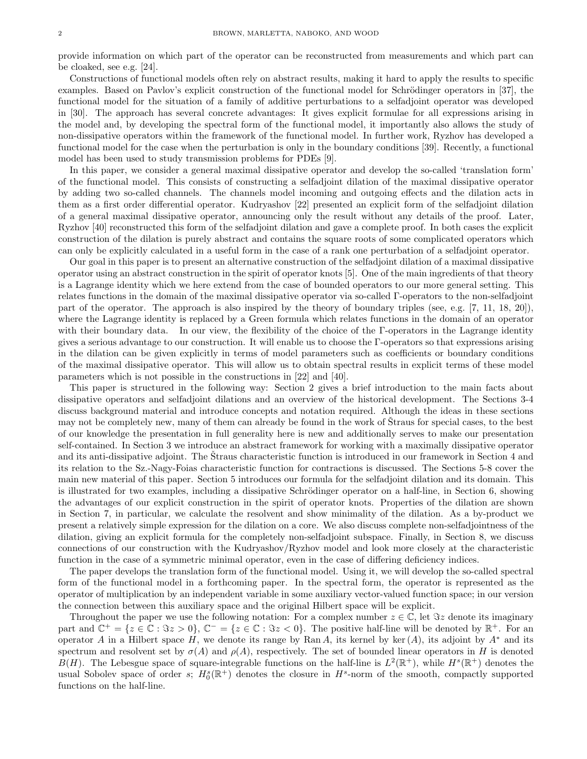provide information on which part of the operator can be reconstructed from measurements and which part can be cloaked, see e.g. [24].

Constructions of functional models often rely on abstract results, making it hard to apply the results to specific examples. Based on Pavlov's explicit construction of the functional model for Schrödinger operators in [37], the functional model for the situation of a family of additive perturbations to a selfadjoint operator was developed in [30]. The approach has several concrete advantages: It gives explicit formulae for all expressions arising in the model and, by developing the spectral form of the functional model, it importantly also allows the study of non-dissipative operators within the framework of the functional model. In further work, Ryzhov has developed a functional model for the case when the perturbation is only in the boundary conditions [39]. Recently, a functional model has been used to study transmission problems for PDEs [9].

In this paper, we consider a general maximal dissipative operator and develop the so-called 'translation form' of the functional model. This consists of constructing a selfadjoint dilation of the maximal dissipative operator by adding two so-called channels. The channels model incoming and outgoing effects and the dilation acts in them as a first order differential operator. Kudryashov [22] presented an explicit form of the selfadjoint dilation of a general maximal dissipative operator, announcing only the result without any details of the proof. Later, Ryzhov [40] reconstructed this form of the selfadjoint dilation and gave a complete proof. In both cases the explicit construction of the dilation is purely abstract and contains the square roots of some complicated operators which can only be explicitly calculated in a useful form in the case of a rank one perturbation of a selfadjoint operator.

Our goal in this paper is to present an alternative construction of the selfadjoint dilation of a maximal dissipative operator using an abstract construction in the spirit of operator knots [5]. One of the main ingredients of that theory is a Lagrange identity which we here extend from the case of bounded operators to our more general setting. This relates functions in the domain of the maximal dissipative operator via so-called $\Gamma$-operators to the non-selfadjoint part of the operator. The approach is also inspired by the theory of boundary triples (see, e.g. [7, 11, 18, 20]), where the Lagrange identity is replaced by a Green formula which relates functions in the domain of an operator with their boundary data. In our view, the flexibility of the choice of the $\Gamma$-operators in the Lagrange identity gives a serious advantage to our construction. It will enable us to choose the $\Gamma$-operators so that expressions arising in the dilation can be given explicitly in terms of model parameters such as coefficients or boundary conditions of the maximal dissipative operator. This will allow us to obtain spectral results in explicit terms of these model parameters which is not possible in the constructions in [22] and [40].

This paper is structured in the following way: Section 2 gives a brief introduction to the main facts about dissipative operators and selfadjoint dilations and an overview of the historical development. The Sections 3-4 discuss background material and introduce concepts and notation required. Although the ideas in these sections may not be completely new, many of them can already be found in the work of Štraus for special cases, to the best of our knowledge the presentation in full generality here is new and additionally serves to make our presentation self-contained. In Section 3 we introduce an abstract framework for working with a maximally dissipative operator and its anti-dissipative adjoint. The Štraus characteristic function is introduced in our framework in Section 4 and its relation to the Sz.-Nagy-Foias characteristic function for contractions is discussed. The Sections 5-8 cover the main new material of this paper. Section 5 introduces our formula for the selfadjoint dilation and its domain. This is illustrated for two examples, including a dissipative Schrödinger operator on a half-line, in Section 6, showing the advantages of our explicit construction in the spirit of operator knots. Properties of the dilation are shown in Section 7, in particular, we calculate the resolvent and show minimality of the dilation. As a by-product we present a relatively simple expression for the dilation on a core. We also discuss complete non-selfadjointness of the dilation, giving an explicit formula for the completely non-selfadjoint subspace. Finally, in Section 8, we discuss connections of our construction with the Kudryashov/Ryzhov model and look more closely at the characteristic function in the case of a symmetric minimal operator, even in the case of differing deficiency indices.

The paper develops the translation form of the functional model. Using it, we will develop the so-called spectral form of the functional model in a forthcoming paper. In the spectral form, the operator is represented as the operator of multiplication by an independent variable in some auxiliary vector-valued function space; in our version the connection between this auxiliary space and the original Hilbert space will be explicit.

Throughout the paper we use the following notation: For a complex number $z \in \mathbb{C}$, let $\Im z$ denote its imaginary part and $\mathbb{C}^+ = \{z \in \mathbb{C} : \Im z > 0\}$, $\mathbb{C}^- = \{z \in \mathbb{C} : \Im z < 0\}$. The positive half-line will be denoted by $\mathbb{R}^+$. For an operator $A$ in a Hilbert space $H$, we denote its range by $\operatorname{Ran} A$, its kernel by $\ker(A)$, its adjoint by $A^*$ and its spectrum and resolvent set by $\sigma(A)$ and $\rho(A)$, respectively. The set of bounded linear operators in $H$ is denoted $B(H)$. The Lebesgue space of square-integrable functions on the half-line is $L^2(\mathbb{R}^+)$, while $H^s(\mathbb{R}^+)$ denotes the usual Sobolev space of order $s$; $H^s_0(\mathbb{R}^+)$ denotes the closure in $H^s$-norm of the smooth, compactly supported functions on the half-line.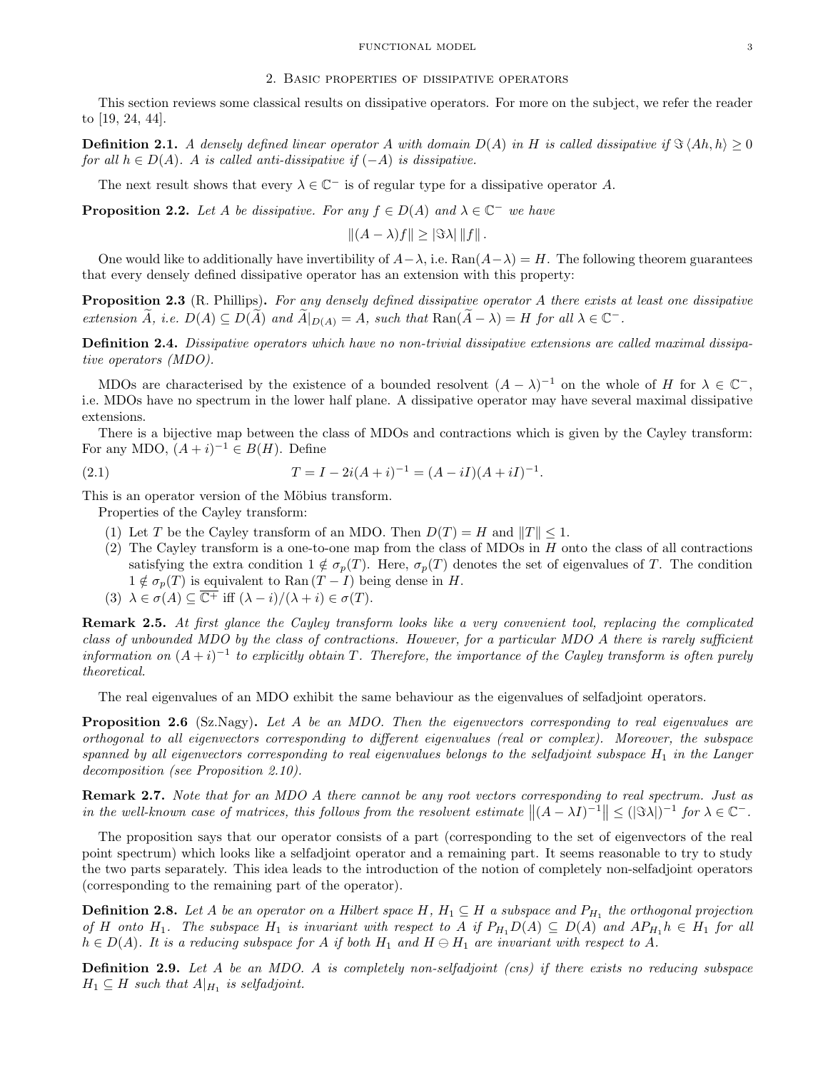## 2. Basic properties of dissipative operators

This section reviews some classical results on dissipative operators. For more on the subject, we refer the reader to [19, 24, 44].

**Definition 2.1.** *A densely defined linear operator $A$ with domain $D(A)$ in $H$ is called dissipative if $\Im \langle Ah, h\rangle \geq 0$ for all $h \in D(A)$. $A$ is called anti-dissipative if $(-A)$ is dissipative.*

The next result shows that every $\lambda \in \mathbb{C}^-$ is of regular type for a dissipative operator $A$.

**Proposition 2.2.** *Let $A$ be dissipative. For any $f \in D(A)$ and $\lambda \in \mathbb{C}^-$ we have*

$$\|(A-\lambda)f\| \geq |\Im\lambda| \, \|f\|.$$

One would like to additionally have invertibility of $A-\lambda$, i.e. $\operatorname{Ran}(A-\lambda) = H$. The following theorem guarantees that every densely defined dissipative operator has an extension with this property:

**Proposition 2.3** (R. Phillips)**.** *For any densely defined dissipative operator $A$ there exists at least one dissipative extension $\widetilde{A}$, i.e. $D(A) \subseteq D(\widetilde{A})$ and $\widetilde{A}|_{D(A)} = A$, such that $\operatorname{Ran}(\widetilde{A}-\lambda) = H$ for all $\lambda \in \mathbb{C}^-$.*

**Definition 2.4.** *Dissipative operators which have no non-trivial dissipative extensions are called maximal dissipative operators (MDO).*

MDOs are characterised by the existence of a bounded resolvent $(A-\lambda)^{-1}$ on the whole of $H$ for $\lambda \in \mathbb{C}^-$, i.e. MDOs have no spectrum in the lower half plane. A dissipative operator may have several maximal dissipative extensions.

There is a bijective map between the class of MDOs and contractions which is given by the Cayley transform: For any MDO, $(A+i)^{-1} \in B(H)$. Define

$$T = I - 2i(A+i)^{-1} = (A-iI)(A+iI)^{-1}. \tag{2.1}$$

This is an operator version of the Möbius transform.

Properties of the Cayley transform:

1. Let $T$ be the Cayley transform of an MDO. Then $D(T) = H$ and $\|T\| \leq 1$.
2. The Cayley transform is a one-to-one map from the class of MDOs in $H$ onto the class of all contractions satisfying the extra condition $1 \notin \sigma_p(T)$. Here, $\sigma_p(T)$ denotes the set of eigenvalues of $T$. The condition $1 \notin \sigma_p(T)$ is equivalent to $\operatorname{Ran}(T-I)$ being dense in $H$.
3. $\lambda \in \sigma(A) \subseteq \overline{\mathbb{C}^+}$ iff $(\lambda - i)/(\lambda + i) \in \sigma(T)$.

**Remark 2.5.** *At first glance the Cayley transform looks like a very convenient tool, replacing the complicated class of unbounded MDO by the class of contractions. However, for a particular MDO $A$ there is rarely sufficient information on $(A+i)^{-1}$ to explicitly obtain $T$. Therefore, the importance of the Cayley transform is often purely theoretical.*

The real eigenvalues of an MDO exhibit the same behaviour as the eigenvalues of selfadjoint operators.

**Proposition 2.6** (Sz.Nagy)**.** *Let $A$ be an MDO. Then the eigenvectors corresponding to real eigenvalues are orthogonal to all eigenvectors corresponding to different eigenvalues (real or complex). Moreover, the subspace spanned by all eigenvectors corresponding to real eigenvalues belongs to the selfadjoint subspace $H_1$ in the Langer decomposition (see Proposition 2.10).*

**Remark 2.7.** *Note that for an MDO $A$ there cannot be any root vectors corresponding to real spectrum. Just as in the well-known case of matrices, this follows from the resolvent estimate $\left\|(A-\lambda I)^{-1}\right\| \leq (|\Im\lambda|)^{-1}$ for $\lambda \in \mathbb{C}^-$.*

The proposition says that our operator consists of a part (corresponding to the set of eigenvectors of the real point spectrum) which looks like a selfadjoint operator and a remaining part. It seems reasonable to try to study the two parts separately. This idea leads to the introduction of the notion of completely non-selfadjoint operators (corresponding to the remaining part of the operator).

**Definition 2.8.** *Let $A$ be an operator on a Hilbert space $H$, $H_1 \subseteq H$ a subspace and $P_{H_1}$ the orthogonal projection of $H$ onto $H_1$. The subspace $H_1$ is invariant with respect to $A$ if $P_{H_1}D(A) \subseteq D(A)$ and $AP_{H_1}h \in H_1$ for all $h \in D(A)$. It is a reducing subspace for $A$ if both $H_1$ and $H \ominus H_1$ are invariant with respect to $A$.*

**Definition 2.9.** *Let $A$ be an MDO. $A$ is completely non-selfadjoint (cns) if there exists no reducing subspace $H_1 \subseteq H$ such that $A|_{H_1}$ is selfadjoint.*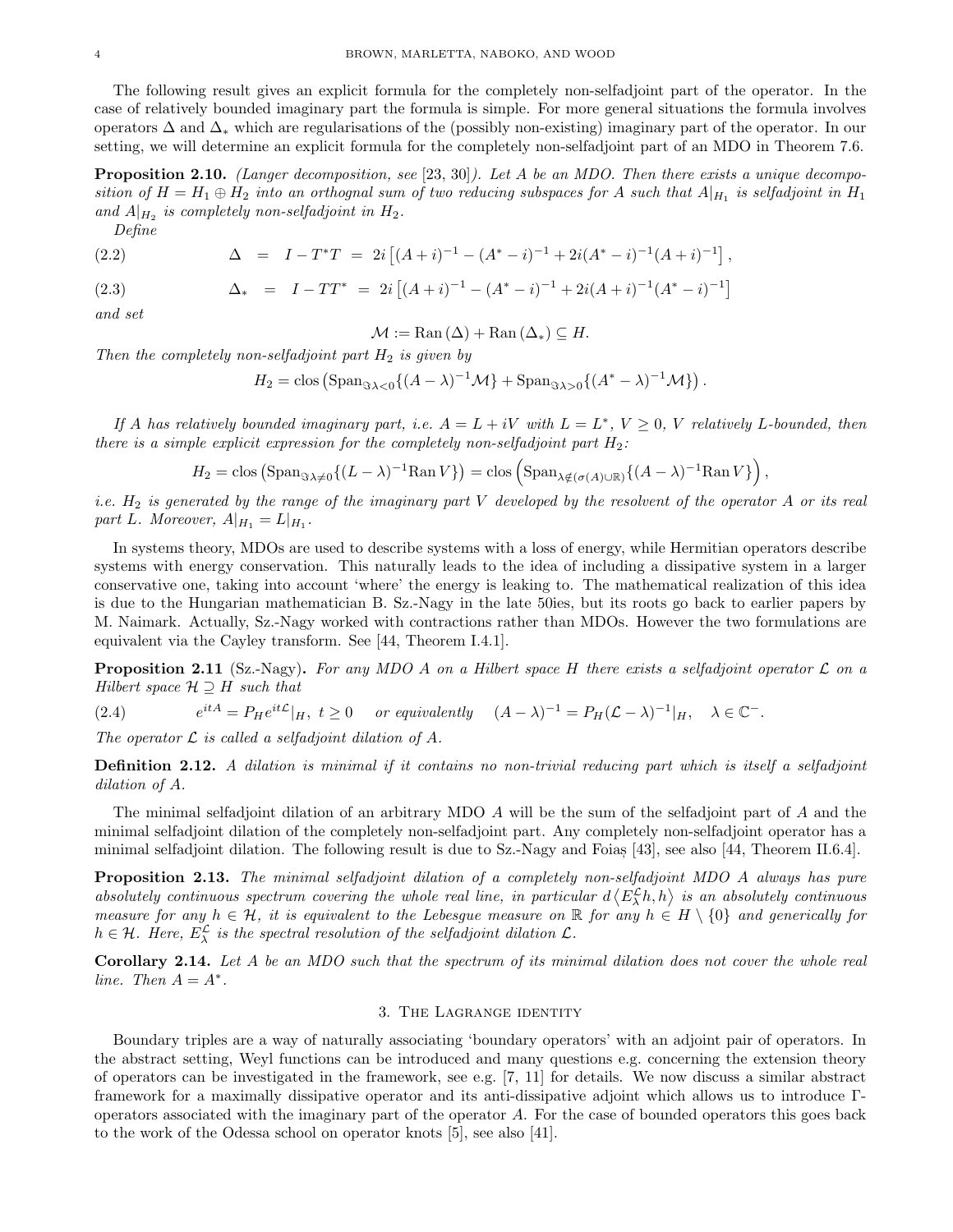The following result gives an explicit formula for the completely non-selfadjoint part of the operator. In the case of relatively bounded imaginary part the formula is simple. For more general situations the formula involves operators $\Delta$ and $\Delta_*$ which are regularisations of the (possibly non-existing) imaginary part of the operator. In our setting, we will determine an explicit formula for the completely non-selfadjoint part of an MDO in Theorem 7.6.

**Proposition 2.10.** *(Langer decomposition, see [23, 30]). Let $A$ be an MDO. Then there exists a unique decomposition of $H = H_1 \oplus H_2$ into an orthognal sum of two reducing subspaces for $A$ such that $A|_{H_1}$ is selfadjoint in $H_1$ and $A|_{H_2}$ is completely non-selfadjoint in $H_2$.*

*Define*

$$\Delta \;=\; I - T^*T \;=\; 2i\left[(A+i)^{-1} - (A^*-i)^{-1} + 2i(A^*-i)^{-1}(A+i)^{-1}\right], \tag{2.2}$$

$$\Delta_* \;=\; I - TT^* \;=\; 2i\left[(A+i)^{-1} - (A^*-i)^{-1} + 2i(A+i)^{-1}(A^*-i)^{-1}\right] \tag{2.3}$$

*and set*

$$\mathcal{M} := \mathrm{Ran}\,(\Delta) + \mathrm{Ran}\,(\Delta_*) \subseteq H.$$

*Then the completely non-selfadjoint part $H_2$ is given by*

$$H_2 = \mathrm{clos}\left(\mathrm{Span}_{\Im\lambda<0}\{(A-\lambda)^{-1}\mathcal{M}\} + \mathrm{Span}_{\Im\lambda>0}\{(A^*-\lambda)^{-1}\mathcal{M}\}\right).$$

*If $A$ has relatively bounded imaginary part, i.e. $A = L + iV$ with $L = L^*$, $V \geq 0$, $V$ relatively $L$-bounded, then there is a simple explicit expression for the completely non-selfadjoint part $H_2$:*

$$H_2 = \mathrm{clos}\left(\mathrm{Span}_{\Im\lambda\neq 0}\{(L-\lambda)^{-1}\mathrm{Ran}\,V\}\right) = \mathrm{clos}\left(\mathrm{Span}_{\lambda\notin(\sigma(A)\cup\mathbb{R})}\{(A-\lambda)^{-1}\mathrm{Ran}\,V\}\right),$$

*i.e. $H_2$ is generated by the range of the imaginary part $V$ developed by the resolvent of the operator $A$ or its real part $L$. Moreover, $A|_{H_1} = L|_{H_1}$.*

In systems theory, MDOs are used to describe systems with a loss of energy, while Hermitian operators describe systems with energy conservation. This naturally leads to the idea of including a dissipative system in a larger conservative one, taking into account 'where' the energy is leaking to. The mathematical realization of this idea is due to the Hungarian mathematician B. Sz.-Nagy in the late 50ies, but its roots go back to earlier papers by M. Naimark. Actually, Sz.-Nagy worked with contractions rather than MDOs. However the two formulations are equivalent via the Cayley transform. See [44, Theorem I.4.1].

**Proposition 2.11** (Sz.-Nagy)**.** *For any MDO $A$ on a Hilbert space $H$ there exists a selfadjoint operator $\mathcal{L}$ on a Hilbert space $\mathcal{H} \supseteq H$ such that*

$$e^{itA} = P_H e^{it\mathcal{L}}|_H,\ t \geq 0 \quad \text{or equivalently} \quad (A-\lambda)^{-1} = P_H(\mathcal{L}-\lambda)^{-1}|_H, \quad \lambda \in \mathbb{C}^-. \tag{2.4}$$

*The operator $\mathcal{L}$ is called a selfadjoint dilation of $A$.*

**Definition 2.12.** *A dilation is minimal if it contains no non-trivial reducing part which is itself a selfadjoint dilation of $A$.*

The minimal selfadjoint dilation of an arbitrary MDO $A$ will be the sum of the selfadjoint part of $A$ and the minimal selfadjoint dilation of the completely non-selfadjoint part. Any completely non-selfadjoint operator has a minimal selfadjoint dilation. The following result is due to Sz.-Nagy and Foiaș [43], see also [44, Theorem II.6.4].

**Proposition 2.13.** *The minimal selfadjoint dilation of a completely non-selfadjoint MDO $A$ always has pure absolutely continuous spectrum covering the whole real line, in particular $d\left\langle E_\lambda^{\mathcal{L}} h, h\right\rangle$ is an absolutely continuous measure for any $h \in \mathcal{H}$, it is equivalent to the Lebesgue measure on $\mathbb{R}$ for any $h \in H \setminus \{0\}$ and generically for $h \in \mathcal{H}$. Here, $E_\lambda^{\mathcal{L}}$ is the spectral resolution of the selfadjoint dilation $\mathcal{L}$.*

**Corollary 2.14.** *Let $A$ be an MDO such that the spectrum of its minimal dilation does not cover the whole real line. Then $A = A^*$.*

## 3. The Lagrange identity

Boundary triples are a way of naturally associating 'boundary operators' with an adjoint pair of operators. In the abstract setting, Weyl functions can be introduced and many questions e.g. concerning the extension theory of operators can be investigated in the framework, see e.g. [7, 11] for details. We now discuss a similar abstract framework for a maximally dissipative operator and its anti-dissipative adjoint which allows us to introduce $\Gamma$-operators associated with the imaginary part of the operator $A$. For the case of bounded operators this goes back to the work of the Odessa school on operator knots [5], see also [41].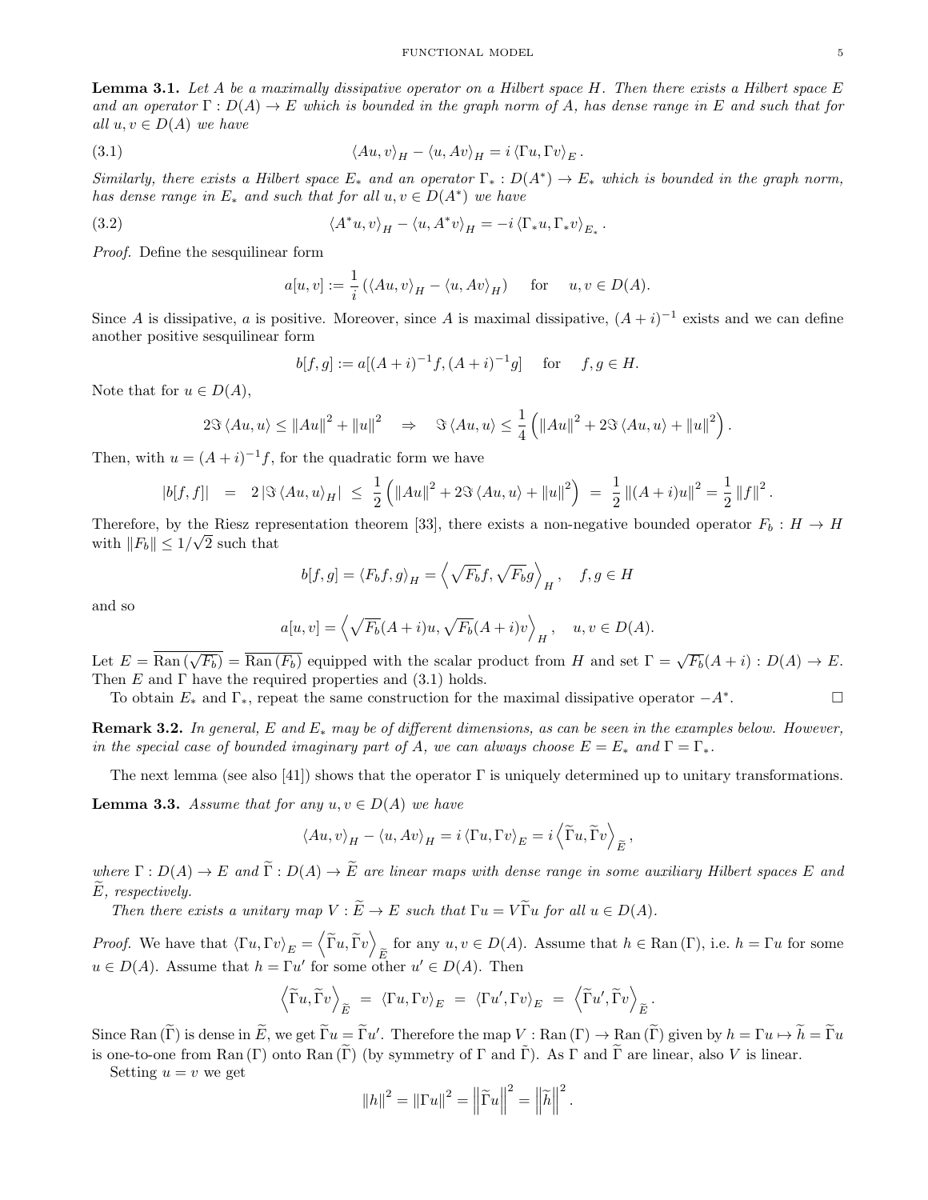**Lemma 3.1.** *Let $A$ be a maximally dissipative operator on a Hilbert space $H$. Then there exists a Hilbert space $E$ and an operator $\Gamma : D(A) \to E$ which is bounded in the graph norm of $A$, has dense range in $E$ and such that for all $u, v \in D(A)$ we have*

$$\langle Au, v\rangle_H - \langle u, Av\rangle_H = i\,\langle \Gamma u, \Gamma v\rangle_E\,. \tag{3.1}$$

*Similarly, there exists a Hilbert space $E_*$ and an operator $\Gamma_* : D(A^*) \to E_*$ which is bounded in the graph norm, has dense range in $E_*$ and such that for all $u, v \in D(A^*)$ we have*

$$\langle A^* u, v\rangle_H - \langle u, A^* v\rangle_H = -i\,\langle \Gamma_* u, \Gamma_* v\rangle_{E_*}\,. \tag{3.2}$$

*Proof.* Define the sesquilinear form

$$a[u, v] := \frac{1}{i}\left(\langle Au, v\rangle_H - \langle u, Av\rangle_H\right) \quad \text{for} \quad u, v \in D(A).$$

Since $A$ is dissipative, $a$ is positive. Moreover, since $A$ is maximal dissipative, $(A+i)^{-1}$ exists and we can define another positive sesquilinear form

$$b[f, g] := a[(A+i)^{-1} f, (A+i)^{-1} g] \quad \text{for} \quad f, g \in H.$$

Note that for $u \in D(A)$,

$$2\Im\langle Au, u\rangle \leq \|Au\|^2 + \|u\|^2 \quad \Rightarrow \quad \Im\langle Au, u\rangle \leq \frac{1}{4}\left(\|Au\|^2 + 2\Im\langle Au, u\rangle + \|u\|^2\right).$$

Then, with $u = (A+i)^{-1} f$, for the quadratic form we have

$$|b[f, f]| \;=\; 2\,|\Im\langle Au, u\rangle_H| \;\leq\; \frac{1}{2}\left(\|Au\|^2 + 2\Im\langle Au, u\rangle + \|u\|^2\right) \;=\; \frac{1}{2}\,\|(A+i)u\|^2 = \frac{1}{2}\,\|f\|^2\,.$$

Therefore, by the Riesz representation theorem [33], there exists a non-negative bounded operator $F_b : H \to H$ with $\|F_b\| \leq 1/\sqrt{2}$ such that

$$b[f, g] = \langle F_b f, g\rangle_H = \left\langle \sqrt{F_b} f, \sqrt{F_b} g\right\rangle_H, \quad f, g \in H$$

and so

$$a[u, v] = \left\langle \sqrt{F_b}(A+i)u, \sqrt{F_b}(A+i)v\right\rangle_H, \quad u, v \in D(A).$$

Let $E = \overline{\operatorname{Ran}(\sqrt{F_b})} = \overline{\operatorname{Ran}(F_b)}$ equipped with the scalar product from $H$ and set $\Gamma = \sqrt{F_b}(A+i) : D(A) \to E$. Then $E$ and $\Gamma$ have the required properties and (3.1) holds.

To obtain $E_*$ and $\Gamma_*$, repeat the same construction for the maximal dissipative operator $-A^*$. □

**Remark 3.2.** *In general, $E$ and $E_*$ may be of different dimensions, as can be seen in the examples below. However, in the special case of bounded imaginary part of $A$, we can always choose $E = E_*$ and $\Gamma = \Gamma_*$.*

The next lemma (see also [41]) shows that the operator $\Gamma$ is uniquely determined up to unitary transformations.

**Lemma 3.3.** *Assume that for any $u, v \in D(A)$ we have*

$$\langle Au, v\rangle_H - \langle u, Av\rangle_H = i\,\langle \Gamma u, \Gamma v\rangle_E = i\left\langle \widetilde{\Gamma} u, \widetilde{\Gamma} v\right\rangle_{\widetilde{E}},$$

*where $\Gamma : D(A) \to E$ and $\widetilde{\Gamma} : D(A) \to \widetilde{E}$ are linear maps with dense range in some auxiliary Hilbert spaces $E$ and $\widetilde{E}$, respectively.*

*Then there exists a unitary map $V : \widetilde{E} \to E$ such that $\Gamma u = V\widetilde{\Gamma} u$ for all $u \in D(A)$.*

*Proof.* We have that $\langle \Gamma u, \Gamma v\rangle_E = \left\langle \widetilde{\Gamma} u, \widetilde{\Gamma} v\right\rangle_{\widetilde{E}}$ for any $u, v \in D(A)$. Assume that $h \in \operatorname{Ran}(\Gamma)$, i.e. $h = \Gamma u$ for some $u \in D(A)$. Assume that $h = \Gamma u'$ for some other $u' \in D(A)$. Then

$$\left\langle \widetilde{\Gamma} u, \widetilde{\Gamma} v\right\rangle_{\widetilde{E}} \;=\; \langle \Gamma u, \Gamma v\rangle_E \;=\; \langle \Gamma u', \Gamma v\rangle_E \;=\; \left\langle \widetilde{\Gamma} u', \widetilde{\Gamma} v\right\rangle_{\widetilde{E}}.$$

Since $\operatorname{Ran}(\widetilde{\Gamma})$ is dense in $\widetilde{E}$, we get $\widetilde{\Gamma} u = \widetilde{\Gamma} u'$. Therefore the map $V : \operatorname{Ran}(\Gamma) \to \operatorname{Ran}(\widetilde{\Gamma})$ given by $h = \Gamma u \mapsto \widetilde{h} = \widetilde{\Gamma} u$ is one-to-one from $\operatorname{Ran}(\Gamma)$ onto $\operatorname{Ran}(\widetilde{\Gamma})$ (by symmetry of $\Gamma$ and $\tilde{\Gamma}$). As $\Gamma$ and $\widetilde{\Gamma}$ are linear, also $V$ is linear.

Setting $u = v$ we get

$$\|h\|^2 = \|\Gamma u\|^2 = \left\|\widetilde{\Gamma} u\right\|^2 = \left\|\widetilde{h}\right\|^2.$$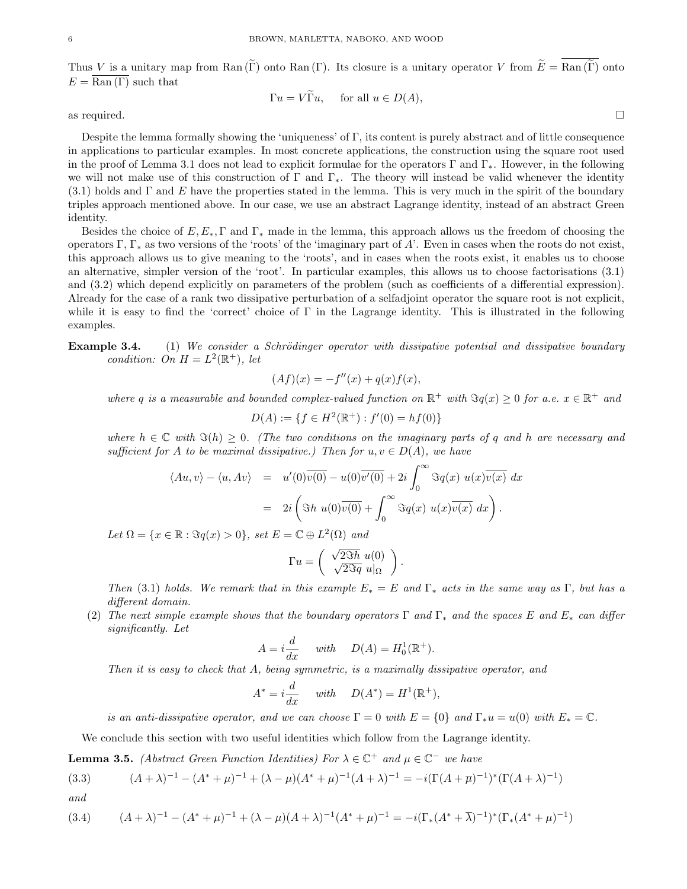Thus $V$ is a unitary map from $\operatorname{Ran}(\widetilde{\Gamma})$ onto $\operatorname{Ran}(\Gamma)$. Its closure is a unitary operator $V$ from $\widetilde{E} = \overline{\operatorname{Ran}(\widetilde{\Gamma})}$ onto $E = \overline{\operatorname{Ran}(\Gamma)}$ such that

$$\Gamma u = V\widetilde{\Gamma} u, \quad \text{for all } u \in D(A),$$

as required. □

Despite the lemma formally showing the 'uniqueness' of $\Gamma$, its content is purely abstract and of little consequence in applications to particular examples. In most concrete applications, the construction using the square root used in the proof of Lemma 3.1 does not lead to explicit formulae for the operators $\Gamma$ and $\Gamma_*$. However, in the following we will not make use of this construction of $\Gamma$ and $\Gamma_*$. The theory will instead be valid whenever the identity (3.1) holds and $\Gamma$ and $E$ have the properties stated in the lemma. This is very much in the spirit of the boundary triples approach mentioned above. In our case, we use an abstract Lagrange identity, instead of an abstract Green identity.

Besides the choice of $E, E_*, \Gamma$ and $\Gamma_*$ made in the lemma, this approach allows us the freedom of choosing the operators $\Gamma, \Gamma_*$ as two versions of the 'roots' of the 'imaginary part of $A$'. Even in cases when the roots do not exist, this approach allows us to give meaning to the 'roots', and in cases when the roots exist, it enables us to choose an alternative, simpler version of the 'root'. In particular examples, this allows us to choose factorisations (3.1) and (3.2) which depend explicitly on parameters of the problem (such as coefficients of a differential expression). Already for the case of a rank two dissipative perturbation of a selfadjoint operator the square root is not explicit, while it is easy to find the 'correct' choice of $\Gamma$ in the Lagrange identity. This is illustrated in the following examples.

**Example 3.4.** (1) *We consider a Schrödinger operator with dissipative potential and dissipative boundary condition: On $H = L^2(\mathbb{R}^+)$, let*

$$(Af)(x) = -f''(x) + q(x)f(x),$$

*where $q$ is a measurable and bounded complex-valued function on $\mathbb{R}^+$ with $\Im q(x) \geq 0$ for a.e. $x \in \mathbb{R}^+$ and*

$$D(A) := \{f \in H^2(\mathbb{R}^+) : f'(0) = hf(0)\}$$

*where $h \in \mathbb{C}$ with $\Im(h) \geq 0$. (The two conditions on the imaginary parts of $q$ and $h$ are necessary and sufficient for $A$ to be maximal dissipative.) Then for $u, v \in D(A)$, we have*

$$\begin{aligned}
\langle Au, v\rangle - \langle u, Av\rangle &= u'(0)\overline{v(0)} - u(0)\overline{v'(0)} + 2i\int_0^\infty \Im q(x)\ u(x)\overline{v(x)}\ dx \\
&= 2i\left(\Im h\ u(0)\overline{v(0)} + \int_0^\infty \Im q(x)\ u(x)\overline{v(x)}\ dx\right).
\end{aligned}$$

*Let $\Omega = \{x \in \mathbb{R} : \Im q(x) > 0\}$, set $E = \mathbb{C} \oplus L^2(\Omega)$ and*

$$\Gamma u = \begin{pmatrix} \sqrt{2\Im h}\ u(0) \\ \sqrt{2\Im q}\ u|_\Omega \end{pmatrix}.$$

*Then (3.1) holds. We remark that in this example $E_* = E$ and $\Gamma_*$ acts in the same way as $\Gamma$, but has a different domain.*

(2) *The next simple example shows that the boundary operators $\Gamma$ and $\Gamma_*$ and the spaces $E$ and $E_*$ can differ significantly. Let*

$$A = i\frac{d}{dx} \quad \text{with} \quad D(A) = H_0^1(\mathbb{R}^+).$$

*Then it is easy to check that $A$, being symmetric, is a maximally dissipative operator, and*

$$A^* = i\frac{d}{dx} \quad \text{with} \quad D(A^*) = H^1(\mathbb{R}^+),$$

*is an anti-dissipative operator, and we can choose $\Gamma = 0$ with $E = \{0\}$ and $\Gamma_* u = u(0)$ with $E_* = \mathbb{C}$.*

We conclude this section with two useful identities which follow from the Lagrange identity.

**Lemma 3.5.** *(Abstract Green Function Identities) For $\lambda \in \mathbb{C}^+$ and $\mu \in \mathbb{C}^-$ we have*

$$(A+\lambda)^{-1} - (A^*+\mu)^{-1} + (\lambda-\mu)(A^*+\mu)^{-1}(A+\lambda)^{-1} = -i(\Gamma(A+\overline{\mu})^{-1})^*(\Gamma(A+\lambda)^{-1}) \tag{3.3}$$

*and*

$$(A+\lambda)^{-1} - (A^*+\mu)^{-1} + (\lambda-\mu)(A+\lambda)^{-1}(A^*+\mu)^{-1} = -i(\Gamma_*(A^*+\overline{\lambda})^{-1})^*(\Gamma_*(A^*+\mu)^{-1}) \tag{3.4}$$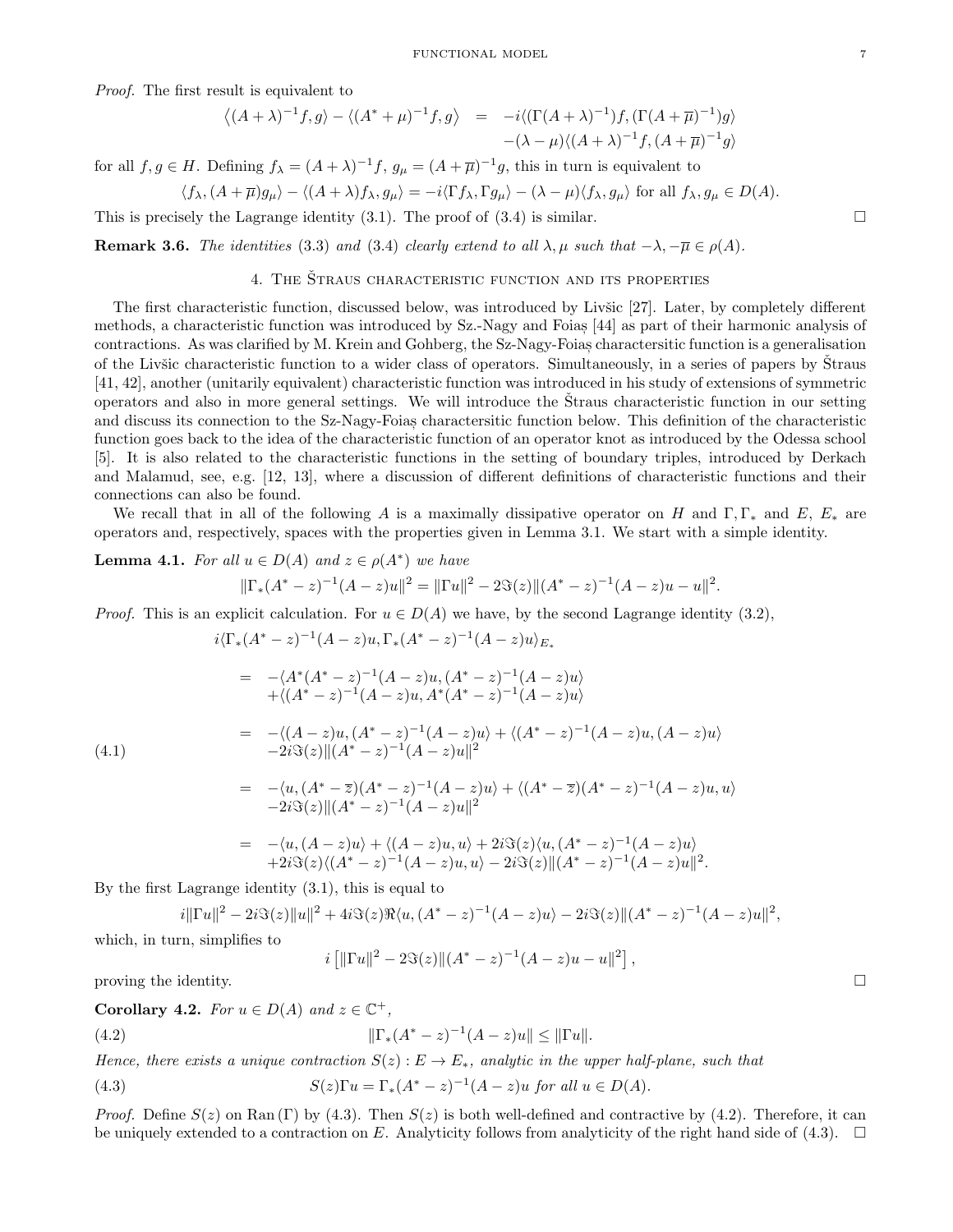*Proof.* The first result is equivalent to

$$
\begin{aligned}
\left\langle (A+\lambda)^{-1} f, g\right\rangle - \langle (A^*+\mu)^{-1} f, g\rangle &= -i\langle (\Gamma(A+\lambda)^{-1}) f, (\Gamma(A+\overline{\mu})^{-1}) g\rangle \\
&\quad -(\lambda-\mu)\langle (A+\lambda)^{-1} f, (A+\overline{\mu})^{-1} g\rangle
\end{aligned}
$$

for all $f, g \in H$. Defining $f_\lambda = (A+\lambda)^{-1} f$, $g_\mu = (A+\overline{\mu})^{-1} g$, this in turn is equivalent to

$$
\langle f_\lambda, (A+\overline{\mu}) g_\mu\rangle - \langle (A+\lambda) f_\lambda, g_\mu\rangle = -i\langle \Gamma f_\lambda, \Gamma g_\mu\rangle - (\lambda-\mu)\langle f_\lambda, g_\mu\rangle \text{ for all } f_\lambda, g_\mu \in D(A).
$$

This is precisely the Lagrange identity (3.1). The proof of (3.4) is similar. □

**Remark 3.6.** *The identities* (3.3) *and* (3.4) *clearly extend to all* $\lambda, \mu$ *such that* $-\lambda, -\overline{\mu} \in \rho(A)$.

## 4. The Štraus characteristic function and its properties

The first characteristic function, discussed below, was introduced by Livšic [27]. Later, by completely different methods, a characteristic function was introduced by Sz.-Nagy and Foiaș [44] as part of their harmonic analysis of contractions. As was clarified by M. Krein and Gohberg, the Sz-Nagy-Foiaș charactersitic function is a generalisation of the Livšic characteristic function to a wider class of operators. Simultaneously, in a series of papers by Štraus [41, 42], another (unitarily equivalent) characteristic function was introduced in his study of extensions of symmetric operators and also in more general settings. We will introduce the Štraus characteristic function in our setting and discuss its connection to the Sz-Nagy-Foiaș charactersitic function below. This definition of the characteristic function goes back to the idea of the characteristic function of an operator knot as introduced by the Odessa school [5]. It is also related to the characteristic functions in the setting of boundary triples, introduced by Derkach and Malamud, see, e.g. [12, 13], where a discussion of different definitions of characteristic functions and their connections can also be found.

We recall that in all of the following $A$ is a maximally dissipative operator on $H$ and $\Gamma, \Gamma_*$ and $E$, $E_*$ are operators and, respectively, spaces with the properties given in Lemma 3.1. We start with a simple identity.

**Lemma 4.1.** *For all* $u \in D(A)$ *and* $z \in \rho(A^*)$ *we have*

$$
\|\Gamma_*(A^*-z)^{-1}(A-z)u\|^2 = \|\Gamma u\|^2 - 2\Im(z)\|(A^*-z)^{-1}(A-z)u - u\|^2.
$$

*Proof.* This is an explicit calculation. For $u \in D(A)$ we have, by the second Lagrange identity (3.2),

$$
\begin{aligned}
& i\langle \Gamma_*(A^*-z)^{-1}(A-z)u, \Gamma_*(A^*-z)^{-1}(A-z)u\rangle_{E_*} \\
&= -\langle A^*(A^*-z)^{-1}(A-z)u, (A^*-z)^{-1}(A-z)u\rangle \\
&\quad +\langle (A^*-z)^{-1}(A-z)u, A^*(A^*-z)^{-1}(A-z)u\rangle \\
&= -\langle (A-z)u, (A^*-z)^{-1}(A-z)u\rangle + \langle (A^*-z)^{-1}(A-z)u, (A-z)u\rangle \\
&\quad -2i\Im(z)\|(A^*-z)^{-1}(A-z)u\|^2 \\
&= -\langle u, (A^*-\overline{z})(A^*-z)^{-1}(A-z)u\rangle + \langle (A^*-\overline{z})(A^*-z)^{-1}(A-z)u, u\rangle \\
&\quad -2i\Im(z)\|(A^*-z)^{-1}(A-z)u\|^2 \\
&= -\langle u, (A-z)u\rangle + \langle (A-z)u, u\rangle + 2i\Im(z)\langle u, (A^*-z)^{-1}(A-z)u\rangle \\
&\quad +2i\Im(z)\langle (A^*-z)^{-1}(A-z)u, u\rangle - 2i\Im(z)\|(A^*-z)^{-1}(A-z)u\|^2.
\end{aligned} \tag{4.1}
$$

By the first Lagrange identity (3.1), this is equal to

$$
i\|\Gamma u\|^2 - 2i\Im(z)\|u\|^2 + 4i\Im(z)\Re\langle u, (A^*-z)^{-1}(A-z)u\rangle - 2i\Im(z)\|(A^*-z)^{-1}(A-z)u\|^2,
$$

which, in turn, simplifies to

$$
i\left[\|\Gamma u\|^2 - 2\Im(z)\|(A^*-z)^{-1}(A-z)u - u\|^2\right],
$$

proving the identity. □

**Corollary 4.2.** *For* $u \in D(A)$ *and* $z \in \mathbb{C}^+$,

$$
\|\Gamma_*(A^*-z)^{-1}(A-z)u\| \leq \|\Gamma u\|. \tag{4.2}
$$

*Hence, there exists a unique contraction* $S(z): E \to E_*$, *analytic in the upper half-plane, such that*

$$
S(z)\Gamma u = \Gamma_*(A^*-z)^{-1}(A-z)u \text{ for all } u \in D(A). \tag{4.3}
$$

*Proof.* Define $S(z)$ on $\mathrm{Ran}\,(\Gamma)$ by (4.3). Then $S(z)$ is both well-defined and contractive by (4.2). Therefore, it can be uniquely extended to a contraction on $E$. Analyticity follows from analyticity of the right hand side of (4.3). □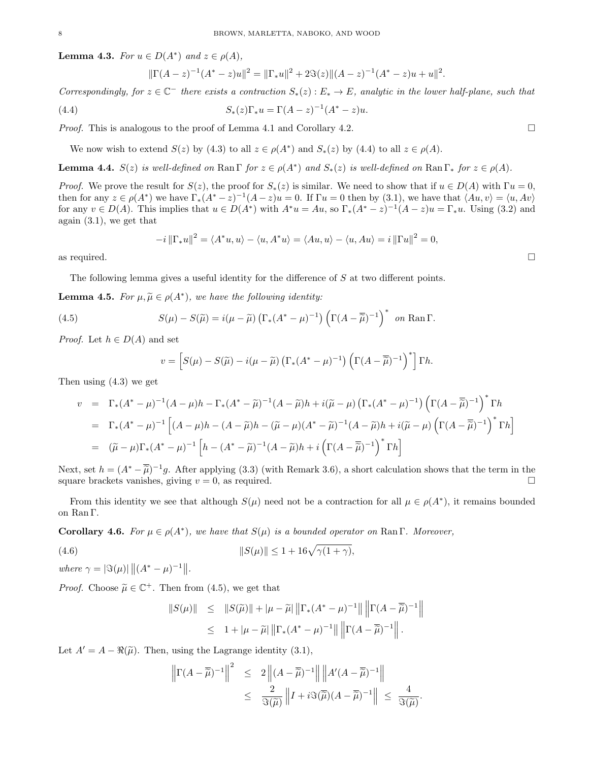**Lemma 4.3.** *For $u \in D(A^*)$ and $z \in \rho(A)$,*

$$\|\Gamma(A-z)^{-1}(A^*-z)u\|^2 = \|\Gamma_* u\|^2 + 2\Im(z)\|(A-z)^{-1}(A^*-z)u + u\|^2.$$

*Correspondingly, for $z \in \mathbb{C}^-$ there exists a contraction $S_*(z) : E_* \to E$, analytic in the lower half-plane, such that*

$$S_*(z)\Gamma_* u = \Gamma(A-z)^{-1}(A^*-z)u. \tag{4.4}$$

*Proof.* This is analogous to the proof of Lemma 4.1 and Corollary 4.2. $\square$

We now wish to extend $S(z)$ by (4.3) to all $z \in \rho(A^*)$ and $S_*(z)$ by (4.4) to all $z \in \rho(A)$.

**Lemma 4.4.** *$S(z)$ is well-defined on $\operatorname{Ran}\Gamma$ for $z \in \rho(A^*)$ and $S_*(z)$ is well-defined on $\operatorname{Ran}\Gamma_*$ for $z \in \rho(A)$.*

*Proof.* We prove the result for $S(z)$, the proof for $S_*(z)$ is similar. We need to show that if $u \in D(A)$ with $\Gamma u = 0$, then for any $z \in \rho(A^*)$ we have $\Gamma_*(A^*-z)^{-1}(A-z)u = 0$. If $\Gamma u = 0$ then by (3.1), we have that $\langle Au, v\rangle = \langle u, Av\rangle$ for any $v \in D(A)$. This implies that $u \in D(A^*)$ with $A^*u = Au$, so $\Gamma_*(A^*-z)^{-1}(A-z)u = \Gamma_* u$. Using (3.2) and again (3.1), we get that

$$-i\|\Gamma_* u\|^2 = \langle A^*u, u\rangle - \langle u, A^*u\rangle = \langle Au, u\rangle - \langle u, Au\rangle = i\|\Gamma u\|^2 = 0,$$

as required. $\square$

The following lemma gives a useful identity for the difference of $S$ at two different points.

**Lemma 4.5.** *For $\mu, \widetilde{\mu} \in \rho(A^*)$, we have the following identity:*

$$S(\mu) - S(\widetilde{\mu}) = i(\mu - \widetilde{\mu})\left(\Gamma_*(A^*-\mu)^{-1}\right)\left(\Gamma(A-\overline{\widetilde{\mu}})^{-1}\right)^* \text{ on } \operatorname{Ran}\Gamma. \tag{4.5}$$

*Proof.* Let $h \in D(A)$ and set

$$v = \left[S(\mu) - S(\widetilde{\mu}) - i(\mu-\widetilde{\mu})\left(\Gamma_*(A^*-\mu)^{-1}\right)\left(\Gamma(A-\overline{\widetilde{\mu}})^{-1}\right)^*\right]\Gamma h.$$

Then using (4.3) we get

$$\begin{aligned}
v &= \Gamma_*(A^*-\mu)^{-1}(A-\mu)h - \Gamma_*(A^*-\widetilde{\mu})^{-1}(A-\widetilde{\mu})h + i(\widetilde{\mu}-\mu)\left(\Gamma_*(A^*-\mu)^{-1}\right)\left(\Gamma(A-\overline{\widetilde{\mu}})^{-1}\right)^*\Gamma h \\
&= \Gamma_*(A^*-\mu)^{-1}\left[(A-\mu)h - (A-\widetilde{\mu})h - (\widetilde{\mu}-\mu)(A^*-\widetilde{\mu})^{-1}(A-\widetilde{\mu})h + i(\widetilde{\mu}-\mu)\left(\Gamma(A-\overline{\widetilde{\mu}})^{-1}\right)^*\Gamma h\right] \\
&= (\widetilde{\mu}-\mu)\Gamma_*(A^*-\mu)^{-1}\left[h - (A^*-\widetilde{\mu})^{-1}(A-\widetilde{\mu})h + i\left(\Gamma(A-\overline{\widetilde{\mu}})^{-1}\right)^*\Gamma h\right]
\end{aligned}$$

Next, set $h = (A^*-\overline{\widetilde{\mu}})^{-1}g$. After applying (3.3) (with Remark 3.6), a short calculation shows that the term in the square brackets vanishes, giving $v = 0$, as required. $\square$

From this identity we see that although $S(\mu)$ need not be a contraction for all $\mu \in \rho(A^*)$, it remains bounded on $\operatorname{Ran}\Gamma$.

**Corollary 4.6.** *For $\mu \in \rho(A^*)$, we have that $S(\mu)$ is a bounded operator on $\operatorname{Ran}\Gamma$. Moreover,*

$$\|S(\mu)\| \le 1 + 16\sqrt{\gamma(1+\gamma)}, \tag{4.6}$$

*where $\gamma = |\Im(\mu)|\,\|(A^*-\mu)^{-1}\|$.*

*Proof.* Choose $\widetilde{\mu} \in \mathbb{C}^+$. Then from (4.5), we get that

$$\begin{aligned}
\|S(\mu)\| &\le \|S(\widetilde{\mu})\| + |\mu-\widetilde{\mu}|\left\|\Gamma_*(A^*-\mu)^{-1}\right\|\left\|\Gamma(A-\overline{\widetilde{\mu}})^{-1}\right\| \\
&\le 1 + |\mu-\widetilde{\mu}|\left\|\Gamma_*(A^*-\mu)^{-1}\right\|\left\|\Gamma(A-\overline{\widetilde{\mu}})^{-1}\right\|.
\end{aligned}$$

Let $A' = A - \Re(\widetilde{\mu})$. Then, using the Lagrange identity (3.1),

$$\begin{aligned}
\left\|\Gamma(A-\overline{\widetilde{\mu}})^{-1}\right\|^2 &\le 2\left\|(A-\overline{\widetilde{\mu}})^{-1}\right\|\left\|A'(A-\overline{\widetilde{\mu}})^{-1}\right\| \\
&\le \frac{2}{\Im(\widetilde{\mu})}\left\|I + i\Im(\overline{\widetilde{\mu}})(A-\overline{\widetilde{\mu}})^{-1}\right\| \le \frac{4}{\Im(\widetilde{\mu})}.
\end{aligned}$$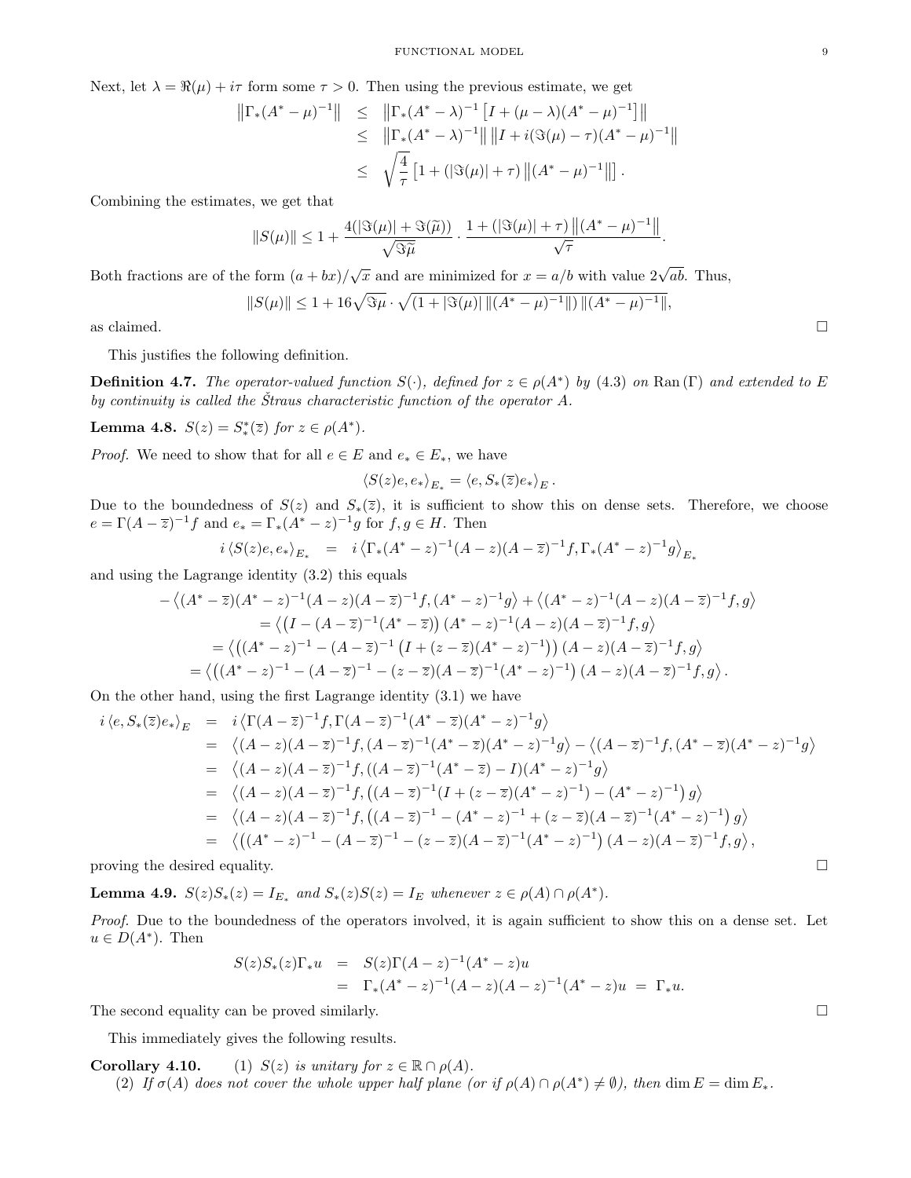Next, let $\lambda = \Re(\mu) + i\tau$ form some $\tau > 0$. Then using the previous estimate, we get

$$
\begin{aligned}
\left\|\Gamma_*(A^*-\mu)^{-1}\right\| &\leq \left\|\Gamma_*(A^*-\lambda)^{-1}\left[I+(\mu-\lambda)(A^*-\mu)^{-1}\right]\right\| \\
&\leq \left\|\Gamma_*(A^*-\lambda)^{-1}\right\|\left\|I+i(\Im(\mu)-\tau)(A^*-\mu)^{-1}\right\| \\
&\leq \sqrt{\frac{4}{\tau}}\left[1+(|\Im(\mu)|+\tau)\left\|(A^*-\mu)^{-1}\right\|\right].
\end{aligned}
$$

Combining the estimates, we get that

$$
\|S(\mu)\| \leq 1 + \frac{4(|\Im(\mu)|+\Im(\widetilde{\mu}))}{\sqrt{\Im\widetilde{\mu}}} \cdot \frac{1+(|\Im(\mu)|+\tau)\left\|(A^*-\mu)^{-1}\right\|}{\sqrt{\tau}}.
$$

Both fractions are of the form $(a+bx)/\sqrt{x}$ and are minimized for $x = a/b$ with value $2\sqrt{ab}$. Thus,

$$
\|S(\mu)\| \leq 1 + 16\sqrt{\Im\mu}\cdot\sqrt{(1+|\Im(\mu)|\,\|(A^*-\mu)^{-1}\|)\,\|(A^*-\mu)^{-1}\|},
$$

as claimed. $\square$

This justifies the following definition.

**Definition 4.7.** *The operator-valued function $S(\cdot)$, defined for $z \in \rho(A^*)$ by (4.3) on $\operatorname{Ran}(\Gamma)$ and extended to $E$ by continuity is called the Štraus characteristic function of the operator $A$.*

**Lemma 4.8.** *$S(z) = S_*^*(\overline{z})$ for $z \in \rho(A^*)$.*

*Proof.* We need to show that for all $e \in E$ and $e_* \in E_*$, we have

$$
\langle S(z)e, e_*\rangle_{E_*} = \langle e, S_*(\overline{z})e_*\rangle_E .
$$

Due to the boundedness of $S(z)$ and $S_*(\overline{z})$, it is sufficient to show this on dense sets. Therefore, we choose $e = \Gamma(A-\overline{z})^{-1}f$ and $e_* = \Gamma_*(A^*-z)^{-1}g$ for $f, g \in H$. Then

$$
i\,\langle S(z)e, e_*\rangle_{E_*} \;=\; i\left\langle \Gamma_*(A^*-z)^{-1}(A-z)(A-\overline{z})^{-1}f, \Gamma_*(A^*-z)^{-1}g\right\rangle_{E_*}
$$

and using the Lagrange identity (3.2) this equals

$$
\begin{aligned}
-\left\langle (A^*-\overline{z})(A^*-z)^{-1}(A-z)(A-\overline{z})^{-1}f, (A^*-z)^{-1}g\right\rangle &+ \left\langle (A^*-z)^{-1}(A-z)(A-\overline{z})^{-1}f, g\right\rangle \\
&= \left\langle \left(I-(A-\overline{z})^{-1}(A^*-\overline{z})\right)(A^*-z)^{-1}(A-z)(A-\overline{z})^{-1}f, g\right\rangle \\
&= \left\langle \left((A^*-z)^{-1}-(A-\overline{z})^{-1}\left(I+(z-\overline{z})(A^*-z)^{-1}\right)\right)(A-z)(A-\overline{z})^{-1}f, g\right\rangle \\
&= \left\langle \left((A^*-z)^{-1}-(A-\overline{z})^{-1}-(z-\overline{z})(A-\overline{z})^{-1}(A^*-z)^{-1}\right)(A-z)(A-\overline{z})^{-1}f, g\right\rangle .
\end{aligned}
$$

On the other hand, using the first Lagrange identity (3.1) we have

$$
\begin{aligned}
i\,\langle e, S_*(\overline{z})e_*\rangle_E &= i\left\langle \Gamma(A-\overline{z})^{-1}f, \Gamma(A-\overline{z})^{-1}(A^*-\overline{z})(A^*-z)^{-1}g\right\rangle \\
&= \left\langle (A-z)(A-\overline{z})^{-1}f, (A-\overline{z})^{-1}(A^*-\overline{z})(A^*-z)^{-1}g\right\rangle - \left\langle (A-\overline{z})^{-1}f, (A^*-\overline{z})(A^*-z)^{-1}g\right\rangle \\
&= \left\langle (A-z)(A-\overline{z})^{-1}f, ((A-\overline{z})^{-1}(A^*-\overline{z})-I)(A^*-z)^{-1}g\right\rangle \\
&= \left\langle (A-z)(A-\overline{z})^{-1}f, \left((A-\overline{z})^{-1}(I+(z-\overline{z})(A^*-z)^{-1})-(A^*-z)^{-1}\right)g\right\rangle \\
&= \left\langle (A-z)(A-\overline{z})^{-1}f, \left((A-\overline{z})^{-1}-(A^*-z)^{-1}+(z-\overline{z})(A-\overline{z})^{-1}(A^*-z)^{-1}\right)g\right\rangle \\
&= \left\langle \left((A^*-z)^{-1}-(A-\overline{z})^{-1}-(z-\overline{z})(A-\overline{z})^{-1}(A^*-z)^{-1}\right)(A-z)(A-\overline{z})^{-1}f, g\right\rangle ,
\end{aligned}
$$

proving the desired equality. $\square$

**Lemma 4.9.** *$S(z)S_*(z) = I_{E_*}$ and $S_*(z)S(z) = I_E$ whenever $z \in \rho(A) \cap \rho(A^*)$.*

*Proof.* Due to the boundedness of the operators involved, it is again sufficient to show this on a dense set. Let $u \in D(A^*)$. Then

$$
\begin{aligned}
S(z)S_*(z)\Gamma_* u &= S(z)\Gamma(A-z)^{-1}(A^*-z)u \\
&= \Gamma_*(A^*-z)^{-1}(A-z)(A-z)^{-1}(A^*-z)u \;=\; \Gamma_* u.
\end{aligned}
$$

The second equality can be proved similarly. $\square$

This immediately gives the following results.

**Corollary 4.10.** (1) *$S(z)$ is unitary for $z \in \mathbb{R} \cap \rho(A)$.*

(2) *If $\sigma(A)$ does not cover the whole upper half plane (or if $\rho(A) \cap \rho(A^*) \neq \emptyset$), then $\dim E = \dim E_*$.*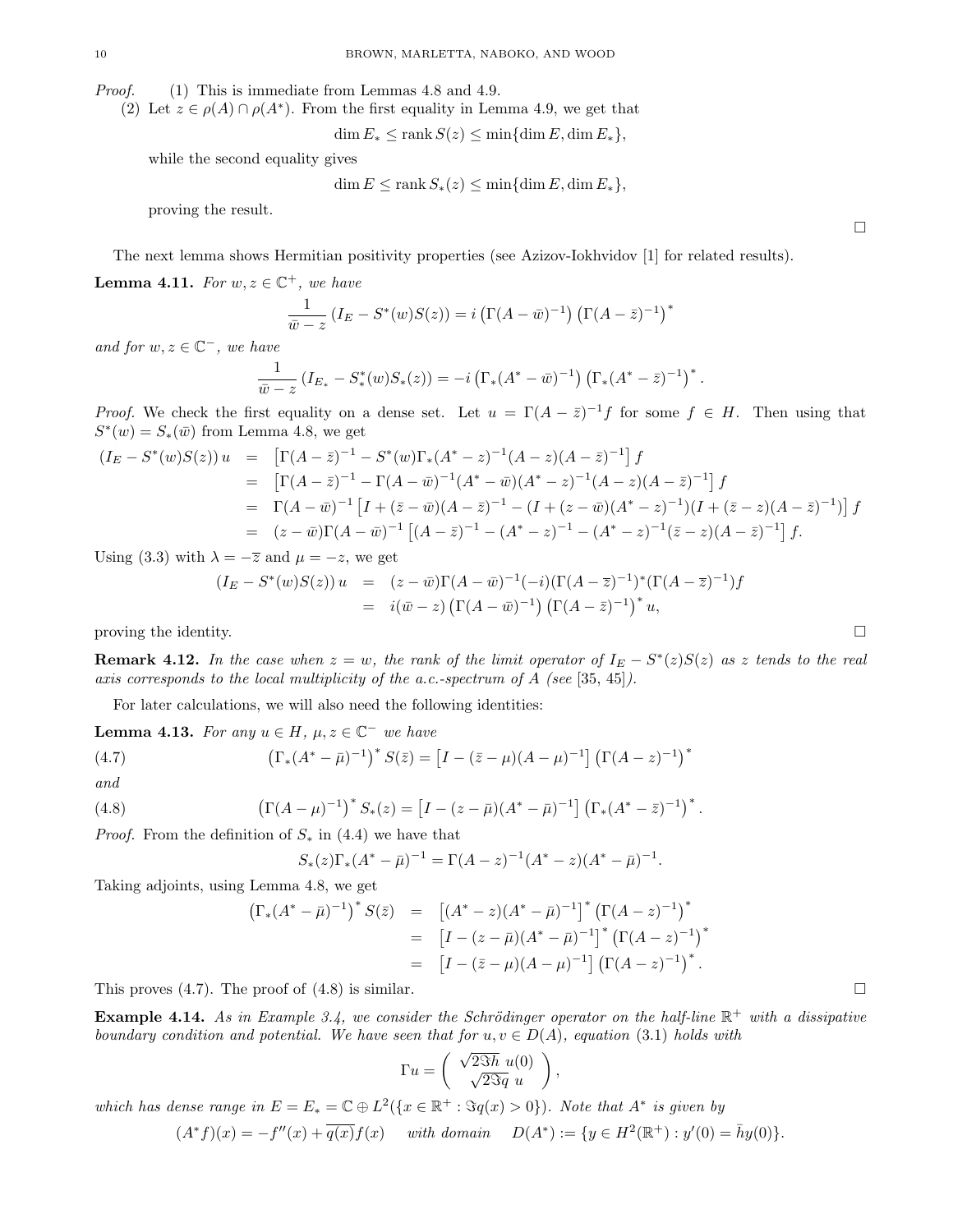*Proof.* (1) This is immediate from Lemmas 4.8 and 4.9.

(2) Let $z \in \rho(A) \cap \rho(A^*)$. From the first equality in Lemma 4.9, we get that

$$\dim E_* \le \operatorname{rank} S(z) \le \min\{\dim E, \dim E_*\},$$

while the second equality gives

$$\dim E \le \operatorname{rank} S_*(z) \le \min\{\dim E, \dim E_*\},$$

proving the result. □

The next lemma shows Hermitian positivity properties (see Azizov-Iokhvidov [1] for related results).

**Lemma 4.11.** *For $w, z \in \mathbb{C}^+$, we have*

$$\frac{1}{\bar{w} - z}\left(I_E - S^*(w)S(z)\right) = i\left(\Gamma(A - \bar{w})^{-1}\right)\left(\Gamma(A - \bar{z})^{-1}\right)^*$$

*and for $w, z \in \mathbb{C}^-$, we have*

$$\frac{1}{\bar{w} - z}\left(I_{E_*} - S_*^*(w)S_*(z)\right) = -i\left(\Gamma_*(A^* - \bar{w})^{-1}\right)\left(\Gamma_*(A^* - \bar{z})^{-1}\right)^*.$$

*Proof.* We check the first equality on a dense set. Let $u = \Gamma(A - \bar{z})^{-1} f$ for some $f \in H$. Then using that $S^*(w) = S_*(\bar{w})$ from Lemma 4.8, we get

$$\begin{aligned}
(I_E - S^*(w)S(z))\, u &= \left[\Gamma(A - \bar{z})^{-1} - S^*(w)\Gamma_*(A^* - z)^{-1}(A - z)(A - \bar{z})^{-1}\right] f \\
&= \left[\Gamma(A - \bar{z})^{-1} - \Gamma(A - \bar{w})^{-1}(A^* - \bar{w})(A^* - z)^{-1}(A - z)(A - \bar{z})^{-1}\right] f \\
&= \Gamma(A - \bar{w})^{-1}\left[I + (\bar{z} - \bar{w})(A - \bar{z})^{-1} - (I + (z - \bar{w})(A^* - z)^{-1})(I + (\bar{z} - z)(A - \bar{z})^{-1})\right] f \\
&= (z - \bar{w})\Gamma(A - \bar{w})^{-1}\left[(A - \bar{z})^{-1} - (A^* - z)^{-1} - (A^* - z)^{-1}(\bar{z} - z)(A - \bar{z})^{-1}\right] f.
\end{aligned}$$

Using (3.3) with $\lambda = -\overline{z}$ and $\mu = -z$, we get

$$\begin{aligned}
(I_E - S^*(w)S(z))\, u &= (z - \bar{w})\Gamma(A - \bar{w})^{-1}(-i)(\Gamma(A - \overline{z})^{-1})^*(\Gamma(A - \overline{z})^{-1}) f \\
&= i(\bar{w} - z)\left(\Gamma(A - \bar{w})^{-1}\right)\left(\Gamma(A - \bar{z})^{-1}\right)^* u,
\end{aligned}$$

proving the identity. □

**Remark 4.12.** *In the case when $z = w$, the rank of the limit operator of $I_E - S^*(z)S(z)$ as $z$ tends to the real axis corresponds to the local multiplicity of the a.c.-spectrum of $A$ (see [35, 45]).*

For later calculations, we will also need the following identities:

**Lemma 4.13.** *For any $u \in H$, $\mu, z \in \mathbb{C}^-$ we have*

$$\left(\Gamma_*(A^* - \bar{\mu})^{-1}\right)^* S(\bar{z}) = \left[I - (\bar{z} - \mu)(A - \mu)^{-1}\right]\left(\Gamma(A - z)^{-1}\right)^* \tag{4.7}$$

*and*

$$\left(\Gamma(A - \mu)^{-1}\right)^* S_*(z) = \left[I - (z - \bar{\mu})(A^* - \bar{\mu})^{-1}\right]\left(\Gamma_*(A^* - \bar{z})^{-1}\right)^*. \tag{4.8}$$

*Proof.* From the definition of $S_*$ in (4.4) we have that

$$S_*(z)\Gamma_*(A^* - \bar{\mu})^{-1} = \Gamma(A - z)^{-1}(A^* - z)(A^* - \bar{\mu})^{-1}.$$

Taking adjoints, using Lemma 4.8, we get

$$\begin{aligned}
\left(\Gamma_*(A^* - \bar{\mu})^{-1}\right)^* S(\bar{z}) &= \left[(A^* - z)(A^* - \bar{\mu})^{-1}\right]^*\left(\Gamma(A - z)^{-1}\right)^* \\
&= \left[I - (z - \bar{\mu})(A^* - \bar{\mu})^{-1}\right]^*\left(\Gamma(A - z)^{-1}\right)^* \\
&= \left[I - (\bar{z} - \mu)(A - \mu)^{-1}\right]\left(\Gamma(A - z)^{-1}\right)^*.
\end{aligned}$$

This proves (4.7). The proof of (4.8) is similar. □

**Example 4.14.** *As in Example 3.4, we consider the Schrödinger operator on the half-line $\mathbb{R}^+$ with a dissipative boundary condition and potential. We have seen that for $u, v \in D(A)$, equation (3.1) holds with*

$$\Gamma u = \begin{pmatrix} \sqrt{2\Im h}\ u(0) \\ \sqrt{2\Im q}\ u \end{pmatrix},$$

*which has dense range in $E = E_* = \mathbb{C} \oplus L^2(\{x \in \mathbb{R}^+ : \Im q(x) > 0\})$. Note that $A^*$ is given by*

$$(A^* f)(x) = -f''(x) + \overline{q(x)} f(x) \quad \text{with domain} \quad D(A^*) := \{y \in H^2(\mathbb{R}^+) : y'(0) = \bar{h} y(0)\}.$$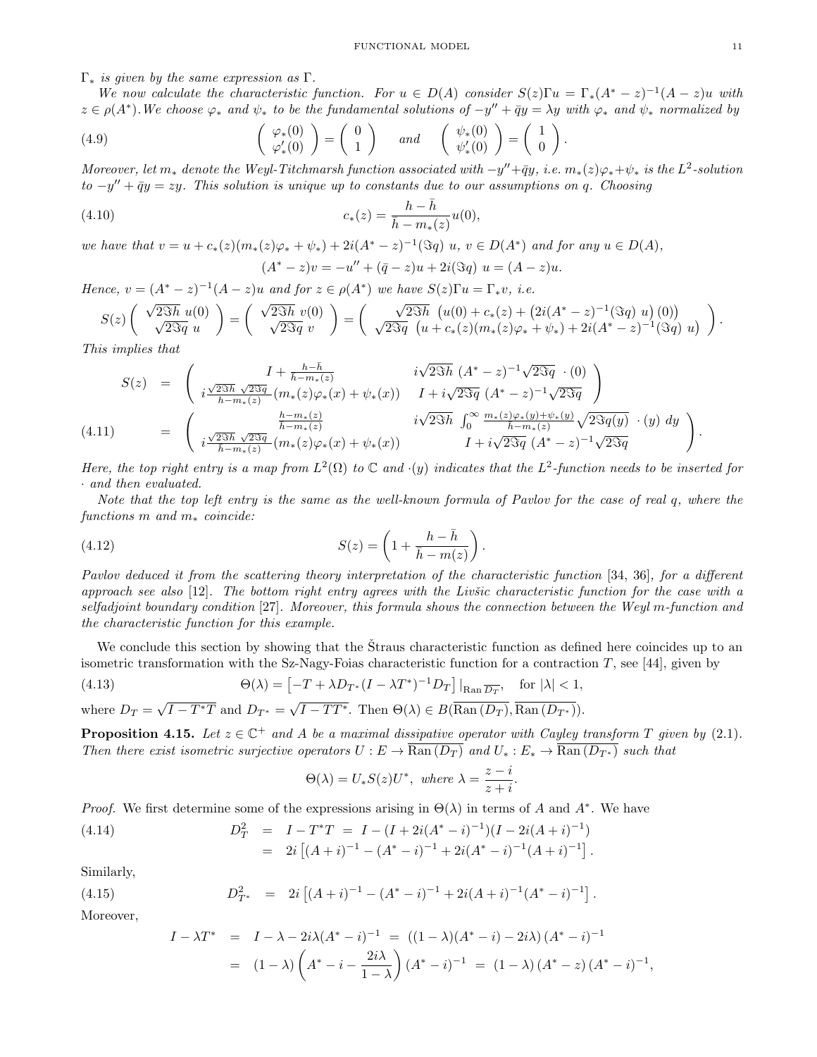$\Gamma_*$ *is given by the same expression as* $\Gamma$.

*We now calculate the characteristic function. For* $u \in D(A)$ *consider* $S(z)\Gamma u = \Gamma_*(A^* - z)^{-1}(A - z)u$ *with* $z \in \rho(A^*)$. *We choose* $\varphi_*$ *and* $\psi_*$ *to be the fundamental solutions of* $-y'' + \bar{q}y = \lambda y$ *with* $\varphi_*$ *and* $\psi_*$ *normalized by*

$$\begin{pmatrix} \varphi_*(0) \\ \varphi_*'(0) \end{pmatrix} = \begin{pmatrix} 0 \\ 1 \end{pmatrix} \quad \text{and} \quad \begin{pmatrix} \psi_*(0) \\ \psi_*'(0) \end{pmatrix} = \begin{pmatrix} 1 \\ 0 \end{pmatrix}. \tag{4.9}$$

*Moreover, let* $m_*$ *denote the Weyl-Titchmarsh function associated with* $-y'' + \bar{q}y$, *i.e.* $m_*(z)\varphi_* + \psi_*$ *is the* $L^2$*-solution to* $-y'' + \bar{q}y = zy$. *This solution is unique up to constants due to our assumptions on* $q$. *Choosing*

$$c_*(z) = \frac{h - \bar{h}}{\bar{h} - m_*(z)} u(0), \tag{4.10}$$

*we have that* $v = u + c_*(z)(m_*(z)\varphi_* + \psi_*) + 2i(A^* - z)^{-1}(\Im q)\ u$, $v \in D(A^*)$ *and for any* $u \in D(A)$,

$$(A^* - z)v = -u'' + (\bar{q} - z)u + 2i(\Im q)\ u = (A - z)u.$$

*Hence,* $v = (A^* - z)^{-1}(A - z)u$ *and for* $z \in \rho(A^*)$ *we have* $S(z)\Gamma u = \Gamma_* v$, *i.e.*

$$S(z) \begin{pmatrix} \sqrt{2\Im h}\ u(0) \\ \sqrt{2\Im q}\ u \end{pmatrix} = \begin{pmatrix} \sqrt{2\Im h}\ v(0) \\ \sqrt{2\Im q}\ v \end{pmatrix} = \begin{pmatrix} \sqrt{2\Im h}\ \left(u(0) + c_*(z) + \left(2i(A^* - z)^{-1}(\Im q)\ u\right)(0)\right) \\ \sqrt{2\Im q}\ \left(u + c_*(z)(m_*(z)\varphi_* + \psi_*) + 2i(A^* - z)^{-1}(\Im q)\ u\right) \end{pmatrix}.$$

*This implies that*

$$\begin{aligned} S(z) &= \begin{pmatrix} I + \frac{h - \bar{h}}{\bar{h} - m_*(z)} & i\sqrt{2\Im h}\ (A^* - z)^{-1}\sqrt{2\Im q}\ \cdot (0) \\ i\frac{\sqrt{2\Im h}\ \sqrt{2\Im q}}{\bar{h} - m_*(z)}(m_*(z)\varphi_*(x) + \psi_*(x)) & I + i\sqrt{2\Im q}\ (A^* - z)^{-1}\sqrt{2\Im q} \end{pmatrix} \\ &= \begin{pmatrix} \frac{h - m_*(z)}{\bar{h} - m_*(z)} & i\sqrt{2\Im h}\ \int_0^\infty \frac{m_*(z)\varphi_*(y) + \psi_*(y)}{\bar{h} - m_*(z)}\sqrt{2\Im q(y)}\ \cdot (y)\ dy \\ i\frac{\sqrt{2\Im h}\ \sqrt{2\Im q}}{\bar{h} - m_*(z)}(m_*(z)\varphi_*(x) + \psi_*(x)) & I + i\sqrt{2\Im q}\ (A^* - z)^{-1}\sqrt{2\Im q} \end{pmatrix}. \end{aligned} \tag{4.11}$$

*Here, the top right entry is a map from* $L^2(\Omega)$ *to* $\mathbb{C}$ *and* $\cdot(y)$ *indicates that the* $L^2$*-function needs to be inserted for* $\cdot$ *and then evaluated.*

*Note that the top left entry is the same as the well-known formula of Pavlov for the case of real* $q$, *where the functions* $m$ *and* $m_*$ *coincide:*

$$S(z) = \left(1 + \frac{h - \bar{h}}{\bar{h} - m(z)}\right). \tag{4.12}$$

*Pavlov deduced it from the scattering theory interpretation of the characteristic function* [34, 36], *for a different approach see also* [12]. *The bottom right entry agrees with the Livšic characteristic function for the case with a selfadjoint boundary condition* [27]. *Moreover, this formula shows the connection between the Weyl* $m$*-function and the characteristic function for this example.*

We conclude this section by showing that the Štraus characteristic function as defined here coincides up to an isometric transformation with the Sz-Nagy-Foias characteristic function for a contraction $T$, see [44], given by

$$\Theta(\lambda) = \left[-T + \lambda D_{T^*}(I - \lambda T^*)^{-1}D_T\right]|_{\operatorname{Ran}\overline{D_T}}, \quad \text{for } |\lambda| < 1, \tag{4.13}$$

where $D_T = \sqrt{I - T^*T}$ and $D_{T^*} = \sqrt{I - TT^*}$. Then $\Theta(\lambda) \in B(\overline{\operatorname{Ran}(D_T)}, \overline{\operatorname{Ran}(D_{T^*})})$.

**Proposition 4.15.** *Let* $z \in \mathbb{C}^+$ *and* $A$ *be a maximal dissipative operator with Cayley transform* $T$ *given by* (2.1). *Then there exist isometric surjective operators* $U : E \to \overline{\operatorname{Ran}(D_T)}$ *and* $U_* : E_* \to \overline{\operatorname{Ran}(D_{T^*})}$ *such that*

$$\Theta(\lambda) = U_* S(z) U^*, \text{ where } \lambda = \frac{z - i}{z + i}.$$

*Proof.* We first determine some of the expressions arising in $\Theta(\lambda)$ in terms of $A$ and $A^*$. We have

$$\begin{aligned} D_T^2 &= I - T^*T = I - (I + 2i(A^* - i)^{-1})(I - 2i(A + i)^{-1}) \\ &= 2i\left[(A + i)^{-1} - (A^* - i)^{-1} + 2i(A^* - i)^{-1}(A + i)^{-1}\right]. \end{aligned} \tag{4.14}$$

Similarly,

$$D_{T^*}^2 = 2i\left[(A + i)^{-1} - (A^* - i)^{-1} + 2i(A + i)^{-1}(A^* - i)^{-1}\right]. \tag{4.15}$$

Moreover,

$$\begin{aligned} I - \lambda T^* &= I - \lambda - 2i\lambda(A^* - i)^{-1} = \left((1 - \lambda)(A^* - i) - 2i\lambda\right)(A^* - i)^{-1} \\ &= (1 - \lambda)\left(A^* - i - \frac{2i\lambda}{1 - \lambda}\right)(A^* - i)^{-1} = (1 - \lambda)\left(A^* - z\right)(A^* - i)^{-1}, \end{aligned}$$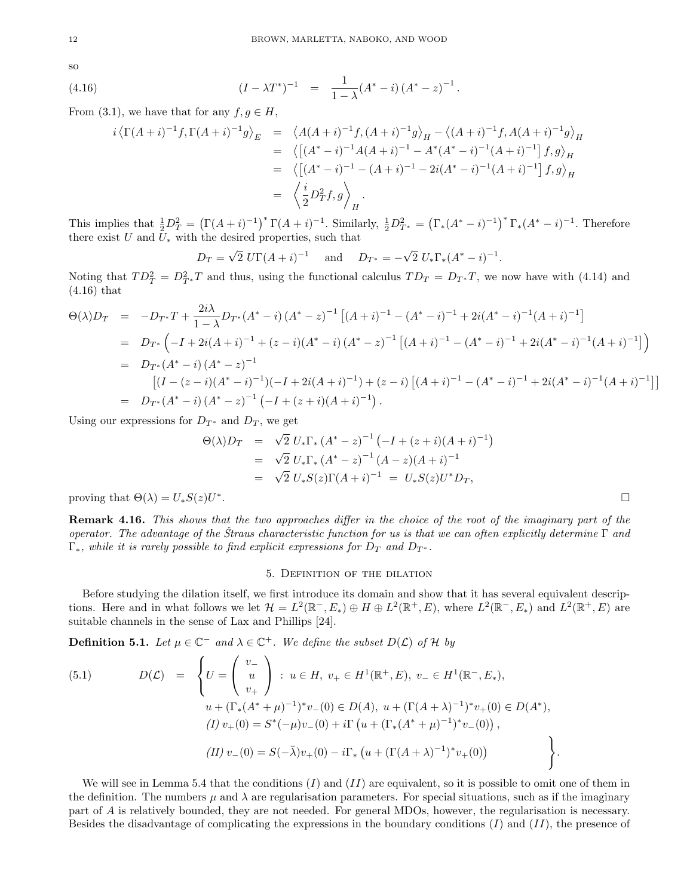so

$$
(4.16) \qquad (I-\lambda T^*)^{-1} \;=\; \frac{1}{1-\lambda}(A^*-i)\,(A^*-z)^{-1}.
$$

From (3.1), we have that for any $f,g\in H$,

$$
\begin{aligned}
i\left\langle \Gamma(A+i)^{-1}f, \Gamma(A+i)^{-1}g\right\rangle_E &= \left\langle A(A+i)^{-1}f,(A+i)^{-1}g\right\rangle_H - \left\langle (A+i)^{-1}f, A(A+i)^{-1}g\right\rangle_H \\
&= \left\langle \left[(A^*-i)^{-1}A(A+i)^{-1} - A^*(A^*-i)^{-1}(A+i)^{-1}\right]f,g\right\rangle_H \\
&= \left\langle \left[(A^*-i)^{-1} - (A+i)^{-1} - 2i(A^*-i)^{-1}(A+i)^{-1}\right]f,g\right\rangle_H \\
&= \left\langle \frac{i}{2}D_T^2 f, g\right\rangle_H.
\end{aligned}
$$

This implies that $\frac{1}{2}D_T^2 = \left(\Gamma(A+i)^{-1}\right)^*\Gamma(A+i)^{-1}$. Similarly, $\frac{1}{2}D_{T^*}^2 = \left(\Gamma_*(A^*-i)^{-1}\right)^*\Gamma_*(A^*-i)^{-1}$. Therefore there exist $U$ and $U_*$ with the desired properties, such that

$$
D_T = \sqrt{2}\; U\Gamma(A+i)^{-1} \quad\text{ and }\quad D_{T^*} = -\sqrt{2}\; U_*\Gamma_*(A^*-i)^{-1}.
$$

Noting that $TD_T^2 = D_{T^*}^2T$ and thus, using the functional calculus $TD_T = D_{T^*}T$, we now have with (4.14) and (4.16) that

$$
\begin{aligned}
\Theta(\lambda)D_T &= -D_{T^*}T + \frac{2i\lambda}{1-\lambda}D_{T^*}(A^*-i)\,(A^*-z)^{-1}\left[(A+i)^{-1} - (A^*-i)^{-1} + 2i(A^*-i)^{-1}(A+i)^{-1}\right] \\
&= D_{T^*}\left(-I + 2i(A+i)^{-1} + (z-i)(A^*-i)\,(A^*-z)^{-1}\left[(A+i)^{-1} - (A^*-i)^{-1} + 2i(A^*-i)^{-1}(A+i)^{-1}\right]\right) \\
&= D_{T^*}(A^*-i)\,(A^*-z)^{-1} \\
&\qquad \left[(I-(z-i)(A^*-i)^{-1})(-I+2i(A+i)^{-1}) + (z-i)\left[(A+i)^{-1} - (A^*-i)^{-1} + 2i(A^*-i)^{-1}(A+i)^{-1}\right]\right] \\
&= D_{T^*}(A^*-i)\,(A^*-z)^{-1}\left(-I+(z+i)(A+i)^{-1}\right).
\end{aligned}
$$

Using our expressions for $D_{T^*}$ and $D_T$, we get

$$
\begin{aligned}
\Theta(\lambda)D_T &= \sqrt{2}\;U_*\Gamma_*\,(A^*-z)^{-1}\left(-I+(z+i)(A+i)^{-1}\right) \\
&= \sqrt{2}\;U_*\Gamma_*\,(A^*-z)^{-1}\,(A-z)(A+i)^{-1} \\
&= \sqrt{2}\;U_*S(z)\Gamma(A+i)^{-1} \;=\; U_*S(z)U^*D_T,
\end{aligned}
$$

proving that $\Theta(\lambda) = U_*S(z)U^*$. □

**Remark 4.16.** *This shows that the two approaches differ in the choice of the root of the imaginary part of the operator. The advantage of the Štraus characteristic function for us is that we can often explicitly determine $\Gamma$ and $\Gamma_*$, while it is rarely possible to find explicit expressions for $D_T$ and $D_{T^*}$.*

## 5. Definition of the dilation

Before studying the dilation itself, we first introduce its domain and show that it has several equivalent descriptions. Here and in what follows we let $\mathcal{H} = L^2(\mathbb{R}^-,E_*)\oplus H\oplus L^2(\mathbb{R}^+,E)$, where $L^2(\mathbb{R}^-,E_*)$ and $L^2(\mathbb{R}^+,E)$ are suitable channels in the sense of Lax and Phillips [24].

**Definition 5.1.** *Let $\mu\in\mathbb{C}^-$ and $\lambda\in\mathbb{C}^+$. We define the subset $D(\mathcal{L})$ of $\mathcal{H}$ by*

$$
(5.1)\qquad D(\mathcal{L}) \;=\; \left\{ U = \begin{pmatrix} v_- \\ u \\ v_+ \end{pmatrix} : \; u\in H,\; v_+\in H^1(\mathbb{R}^+,E),\; v_-\in H^1(\mathbb{R}^-,E_*), \right.
$$
$$
u + (\Gamma_*(A^*+\mu)^{-1})^*v_-(0)\in D(A),\; u+(\Gamma(A+\lambda)^{-1})^*v_+(0)\in D(A^*),
$$
$$
(I)\; v_+(0) = S^*(-\mu)v_-(0) + i\Gamma\left(u + (\Gamma_*(A^*+\mu)^{-1})^*v_-(0)\right),
$$
$$
\left.(II)\; v_-(0) = S(-\bar\lambda)v_+(0) - i\Gamma_*\left(u + (\Gamma(A+\lambda)^{-1})^*v_+(0)\right)\right\}.
$$

We will see in Lemma 5.4 that the conditions $(I)$ and $(II)$ are equivalent, so it is possible to omit one of them in the definition. The numbers $\mu$ and $\lambda$ are regularisation parameters. For special situations, such as if the imaginary part of $A$ is relatively bounded, they are not needed. For general MDOs, however, the regularisation is necessary. Besides the disadvantage of complicating the expressions in the boundary conditions $(I)$ and $(II)$, the presence of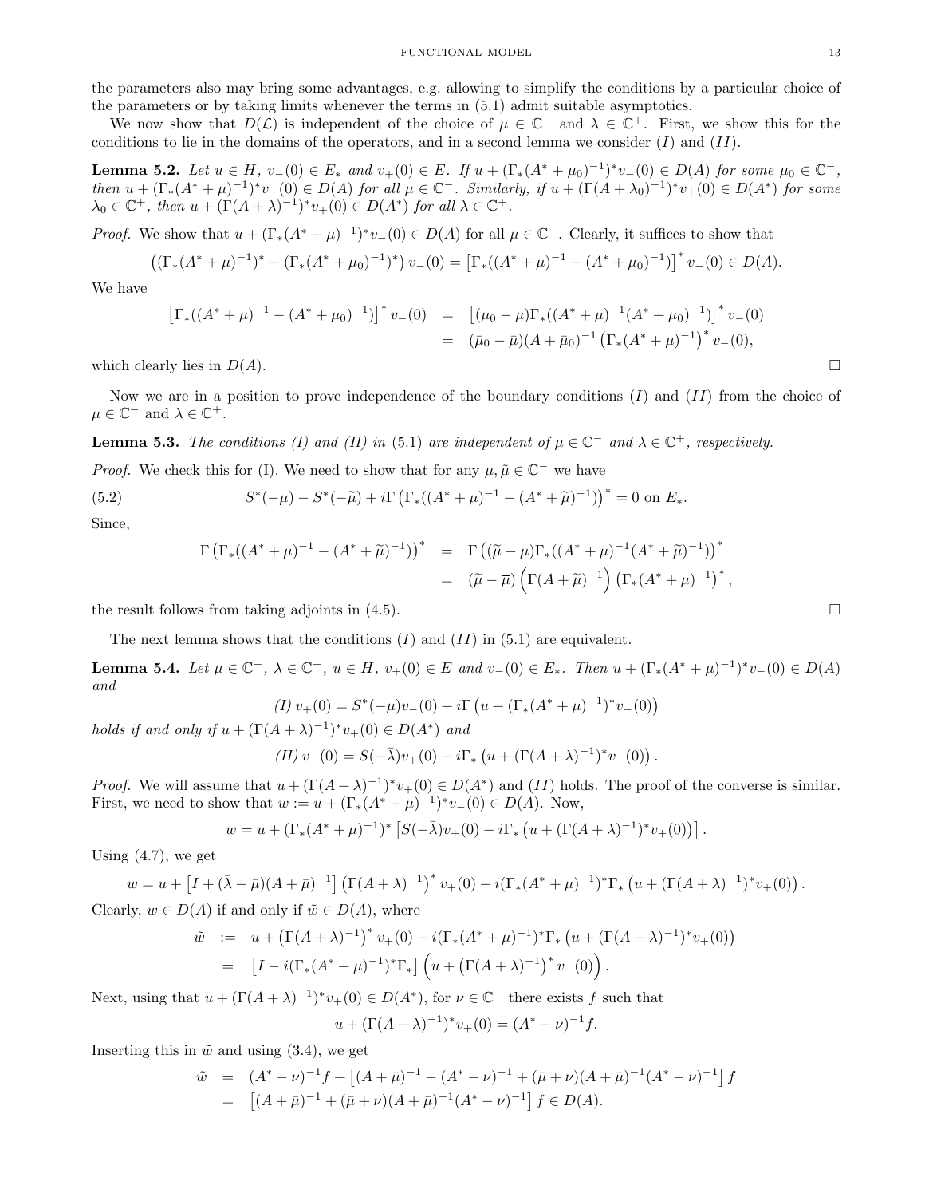the parameters also may bring some advantages, e.g. allowing to simplify the conditions by a particular choice of the parameters or by taking limits whenever the terms in (5.1) admit suitable asymptotics.

We now show that $D(\mathcal{L})$ is independent of the choice of $\mu \in \mathbb{C}^-$ and $\lambda \in \mathbb{C}^+$. First, we show this for the conditions to lie in the domains of the operators, and in a second lemma we consider $(I)$ and $(II)$.

**Lemma 5.2.** *Let $u \in H$, $v_-(0) \in E_*$ and $v_+(0) \in E$. If $u + (\Gamma_*(A^* + \mu_0)^{-1})^* v_-(0) \in D(A)$ for some $\mu_0 \in \mathbb{C}^-$, then $u + (\Gamma_*(A^* + \mu)^{-1})^* v_-(0) \in D(A)$ for all $\mu \in \mathbb{C}^-$. Similarly, if $u + (\Gamma(A + \lambda_0)^{-1})^* v_+(0) \in D(A^*)$ for some $\lambda_0 \in \mathbb{C}^+$, then $u + (\Gamma(A + \lambda)^{-1})^* v_+(0) \in D(A^*)$ for all $\lambda \in \mathbb{C}^+$.*

*Proof.* We show that $u + (\Gamma_*(A^* + \mu)^{-1})^* v_-(0) \in D(A)$ for all $\mu \in \mathbb{C}^-$. Clearly, it suffices to show that

$$\left((\Gamma_*(A^* + \mu)^{-1})^* - (\Gamma_*(A^* + \mu_0)^{-1})^*\right) v_-(0) = \left[\Gamma_*((A^* + \mu)^{-1} - (A^* + \mu_0)^{-1})\right]^* v_-(0) \in D(A).$$

We have

$$\begin{aligned}
\left[\Gamma_*((A^* + \mu)^{-1} - (A^* + \mu_0)^{-1})\right]^* v_-(0) &= \left[(\mu_0 - \mu)\Gamma_*((A^* + \mu)^{-1}(A^* + \mu_0)^{-1})\right]^* v_-(0) \\
&= (\bar{\mu}_0 - \bar{\mu})(A + \bar{\mu}_0)^{-1} \left(\Gamma_*(A^* + \mu)^{-1}\right)^* v_-(0),
\end{aligned}$$

which clearly lies in $D(A)$. $\square$

Now we are in a position to prove independence of the boundary conditions $(I)$ and $(II)$ from the choice of $\mu \in \mathbb{C}^-$ and $\lambda \in \mathbb{C}^+$.

**Lemma 5.3.** *The conditions (I) and (II) in (5.1) are independent of $\mu \in \mathbb{C}^-$ and $\lambda \in \mathbb{C}^+$, respectively.*

*Proof.* We check this for (I). We need to show that for any $\mu, \tilde{\mu} \in \mathbb{C}^-$ we have

$$S^*(-\mu) - S^*(-\widetilde{\mu}) + i\Gamma\left(\Gamma_*((A^* + \mu)^{-1} - (A^* + \widetilde{\mu})^{-1})\right)^* = 0 \text{ on } E_*. \tag{5.2}$$

Since,

$$\begin{aligned}
\Gamma\left(\Gamma_*((A^* + \mu)^{-1} - (A^* + \widetilde{\mu})^{-1})\right)^* &= \Gamma\left((\widetilde{\mu} - \mu)\Gamma_*((A^* + \mu)^{-1}(A^* + \widetilde{\mu})^{-1})\right)^* \\
&= (\overline{\widetilde{\mu}} - \overline{\mu})\left(\Gamma(A + \overline{\widetilde{\mu}})^{-1}\right)\left(\Gamma_*(A^* + \mu)^{-1}\right)^*,
\end{aligned}$$

the result follows from taking adjoints in (4.5). $\square$

The next lemma shows that the conditions $(I)$ and $(II)$ in (5.1) are equivalent.

**Lemma 5.4.** *Let $\mu \in \mathbb{C}^-$, $\lambda \in \mathbb{C}^+$, $u \in H$, $v_+(0) \in E$ and $v_-(0) \in E_*$. Then $u + (\Gamma_*(A^* + \mu)^{-1})^* v_-(0) \in D(A)$ and*

$$(I)\ v_+(0) = S^*(-\mu)v_-(0) + i\Gamma\left(u + (\Gamma_*(A^* + \mu)^{-1})^* v_-(0)\right)$$

*holds if and only if $u + (\Gamma(A + \lambda)^{-1})^* v_+(0) \in D(A^*)$ and*

$$(II)\ v_-(0) = S(-\bar{\lambda})v_+(0) - i\Gamma_*\left(u + (\Gamma(A + \lambda)^{-1})^* v_+(0)\right).$$

*Proof.* We will assume that $u + (\Gamma(A + \lambda)^{-1})^* v_+(0) \in D(A^*)$ and $(II)$ holds. The proof of the converse is similar. First, we need to show that $w := u + (\Gamma_*(A^* + \mu)^{-1})^* v_-(0) \in D(A)$. Now,

$$w = u + (\Gamma_*(A^* + \mu)^{-1})^* \left[S(-\bar{\lambda})v_+(0) - i\Gamma_*\left(u + (\Gamma(A + \lambda)^{-1})^* v_+(0)\right)\right].$$

Using (4.7), we get

$$w = u + \left[I + (\bar{\lambda} - \bar{\mu})(A + \bar{\mu})^{-1}\right]\left(\Gamma(A + \lambda)^{-1}\right)^* v_+(0) - i(\Gamma_*(A^* + \mu)^{-1})^* \Gamma_*\left(u + (\Gamma(A + \lambda)^{-1})^* v_+(0)\right).$$

Clearly, $w \in D(A)$ if and only if $\tilde{w} \in D(A)$, where

$$\begin{aligned}
\tilde{w} &:= u + \left(\Gamma(A + \lambda)^{-1}\right)^* v_+(0) - i(\Gamma_*(A^* + \mu)^{-1})^* \Gamma_*\left(u + (\Gamma(A + \lambda)^{-1})^* v_+(0)\right) \\
&= \left[I - i(\Gamma_*(A^* + \mu)^{-1})^* \Gamma_*\right]\left(u + \left(\Gamma(A + \lambda)^{-1}\right)^* v_+(0)\right).
\end{aligned}$$

Next, using that $u + (\Gamma(A + \lambda)^{-1})^* v_+(0) \in D(A^*)$, for $\nu \in \mathbb{C}^+$ there exists $f$ such that

$$u + (\Gamma(A + \lambda)^{-1})^* v_+(0) = (A^* - \nu)^{-1} f.$$

Inserting this in $\tilde{w}$ and using (3.4), we get

$$\begin{aligned}
\tilde{w} &= (A^* - \nu)^{-1} f + \left[(A + \bar{\mu})^{-1} - (A^* - \nu)^{-1} + (\bar{\mu} + \nu)(A + \bar{\mu})^{-1}(A^* - \nu)^{-1}\right] f \\
&= \left[(A + \bar{\mu})^{-1} + (\bar{\mu} + \nu)(A + \bar{\mu})^{-1}(A^* - \nu)^{-1}\right] f \in D(A).
\end{aligned}$$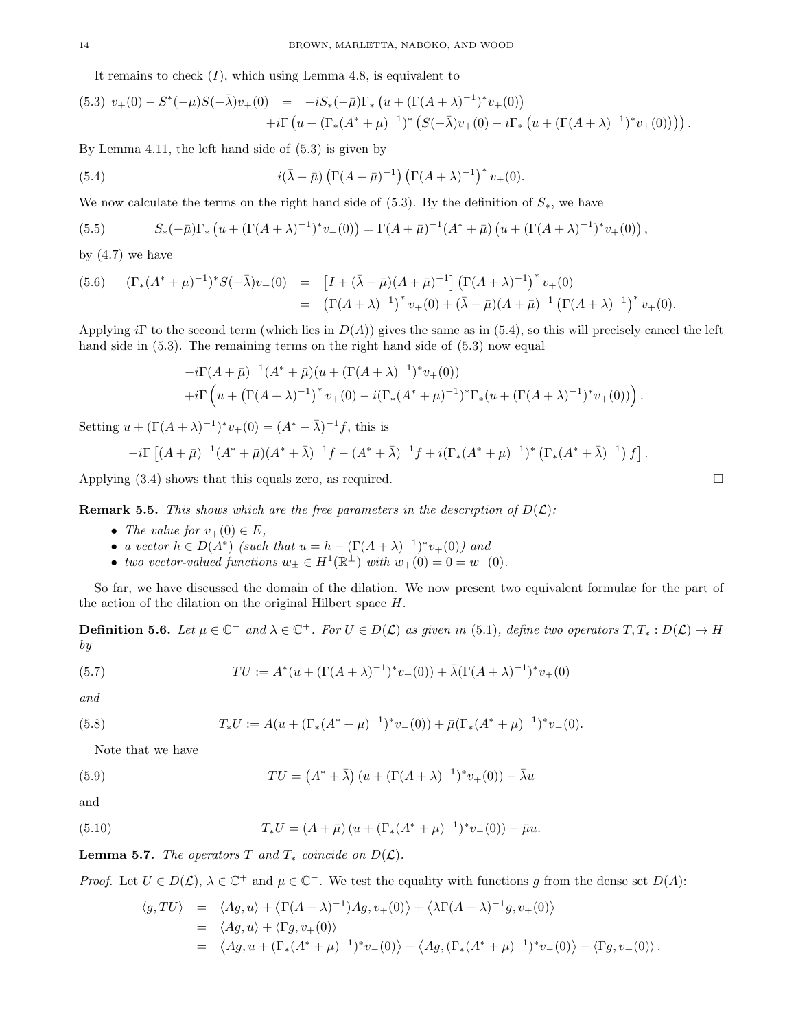It remains to check $(I)$, which using Lemma 4.8, is equivalent to

$$
\begin{aligned}
(5.3)\quad v_+(0) - S^*(-\mu)S(-\bar\lambda)v_+(0) &= -iS_*(-\bar\mu)\Gamma_*\left(u + (\Gamma(A+\lambda)^{-1})^*v_+(0)\right) \\
&\quad + i\Gamma\left(u + (\Gamma_*(A^*+\mu)^{-1})^*\left(S(-\bar\lambda)v_+(0) - i\Gamma_*\left(u + (\Gamma(A+\lambda)^{-1})^*v_+(0)\right)\right)\right).
\end{aligned}
$$

By Lemma 4.11, the left hand side of (5.3) is given by

$$
i(\bar\lambda - \bar\mu)\left(\Gamma(A+\bar\mu)^{-1}\right)\left(\Gamma(A+\lambda)^{-1}\right)^* v_+(0). \tag{5.4}
$$

We now calculate the terms on the right hand side of (5.3). By the definition of $S_*$, we have

$$
S_*(-\bar\mu)\Gamma_*\left(u + (\Gamma(A+\lambda)^{-1})^*v_+(0)\right) = \Gamma(A+\bar\mu)^{-1}(A^*+\bar\mu)\left(u + (\Gamma(A+\lambda)^{-1})^*v_+(0)\right), \tag{5.5}
$$

by (4.7) we have

$$
\begin{aligned}
(5.6)\quad (\Gamma_*(A^*+\mu)^{-1})^*S(-\bar\lambda)v_+(0) &= \left[I + (\bar\lambda - \bar\mu)(A+\bar\mu)^{-1}\right]\left(\Gamma(A+\lambda)^{-1}\right)^* v_+(0) \\
&= \left(\Gamma(A+\lambda)^{-1}\right)^* v_+(0) + (\bar\lambda - \bar\mu)(A+\bar\mu)^{-1}\left(\Gamma(A+\lambda)^{-1}\right)^* v_+(0).
\end{aligned}
$$

Applying $i\Gamma$ to the second term (which lies in $D(A)$) gives the same as in (5.4), so this will precisely cancel the left hand side in (5.3). The remaining terms on the right hand side of (5.3) now equal

$$
\begin{aligned}
&-i\Gamma(A+\bar\mu)^{-1}(A^*+\bar\mu)(u + (\Gamma(A+\lambda)^{-1})^*v_+(0)) \\
&+ i\Gamma\left(u + \left(\Gamma(A+\lambda)^{-1}\right)^* v_+(0) - i(\Gamma_*(A^*+\mu)^{-1})^*\Gamma_*(u + (\Gamma(A+\lambda)^{-1})^*v_+(0))\right).
\end{aligned}
$$

Setting $u + (\Gamma(A+\lambda)^{-1})^*v_+(0) = (A^*+\bar\lambda)^{-1}f$, this is

$$
-i\Gamma\left[(A+\bar\mu)^{-1}(A^*+\bar\mu)(A^*+\bar\lambda)^{-1}f - (A^*+\bar\lambda)^{-1}f + i(\Gamma_*(A^*+\mu)^{-1})^*\left(\Gamma_*(A^*+\bar\lambda)^{-1}\right)f\right].
$$

Applying (3.4) shows that this equals zero, as required. □

**Remark 5.5.** *This shows which are the free parameters in the description of $D(\mathcal{L})$:*

- *The value for $v_+(0) \in E$,*
- *a vector $h \in D(A^*)$ (such that $u = h - (\Gamma(A+\lambda)^{-1})^*v_+(0)$) and*
- *two vector-valued functions $w_\pm \in H^1(\mathbb{R}^\pm)$ with $w_+(0) = 0 = w_-(0)$.*

So far, we have discussed the domain of the dilation. We now present two equivalent formulae for the part of the action of the dilation on the original Hilbert space $H$.

**Definition 5.6.** *Let $\mu \in \mathbb{C}^-$ and $\lambda \in \mathbb{C}^+$. For $U \in D(\mathcal{L})$ as given in (5.1), define two operators $T, T_* : D(\mathcal{L}) \to H$ by*

$$
TU := A^*(u + (\Gamma(A+\lambda)^{-1})^*v_+(0)) + \bar\lambda(\Gamma(A+\lambda)^{-1})^*v_+(0) \tag{5.7}
$$

*and*

$$
T_*U := A(u + (\Gamma_*(A^*+\mu)^{-1})^*v_-(0)) + \bar\mu(\Gamma_*(A^*+\mu)^{-1})^*v_-(0). \tag{5.8}
$$

Note that we have

$$
TU = \left(A^*+\bar\lambda\right)(u + (\Gamma(A+\lambda)^{-1})^*v_+(0)) - \bar\lambda u \tag{5.9}
$$

and

$$
T_*U = (A+\bar\mu)(u + (\Gamma_*(A^*+\mu)^{-1})^*v_-(0)) - \bar\mu u. \tag{5.10}
$$

**Lemma 5.7.** *The operators $T$ and $T_*$ coincide on $D(\mathcal{L})$.*

*Proof.* Let $U \in D(\mathcal{L})$, $\lambda \in \mathbb{C}^+$ and $\mu \in \mathbb{C}^-$. We test the equality with functions $g$ from the dense set $D(A)$:

$$
\begin{aligned}
\langle g, TU\rangle &= \langle Ag, u\rangle + \left\langle \Gamma(A+\lambda)^{-1})Ag, v_+(0)\right\rangle + \left\langle \lambda\Gamma(A+\lambda)^{-1}g, v_+(0)\right\rangle \\
&= \langle Ag, u\rangle + \langle \Gamma g, v_+(0)\rangle \\
&= \left\langle Ag, u + (\Gamma_*(A^*+\mu)^{-1})^*v_-(0)\right\rangle - \left\langle Ag, (\Gamma_*(A^*+\mu)^{-1})^*v_-(0)\right\rangle + \langle \Gamma g, v_+(0)\rangle.
\end{aligned}
$$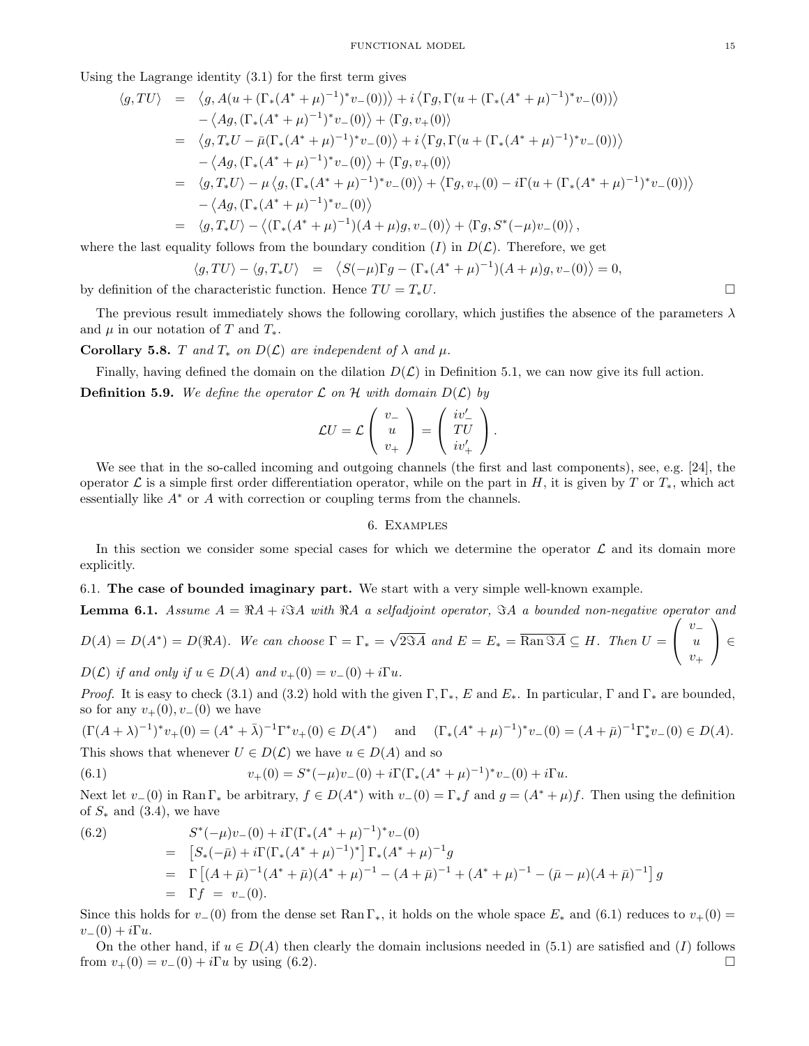Using the Lagrange identity (3.1) for the first term gives

$$
\begin{aligned}
\langle g, TU\rangle &= \left\langle g, A(u+(\Gamma_*(A^*+\mu)^{-1})^*v_-(0))\right\rangle + i\left\langle \Gamma g, \Gamma(u+(\Gamma_*(A^*+\mu)^{-1})^*v_-(0))\right\rangle \\
&\quad - \left\langle Ag, (\Gamma_*(A^*+\mu)^{-1})^*v_-(0)\right\rangle + \langle \Gamma g, v_+(0)\rangle \\
&= \left\langle g, T_*U - \bar{\mu}(\Gamma_*(A^*+\mu)^{-1})^*v_-(0)\right\rangle + i\left\langle \Gamma g, \Gamma(u+(\Gamma_*(A^*+\mu)^{-1})^*v_-(0))\right\rangle \\
&\quad - \left\langle Ag, (\Gamma_*(A^*+\mu)^{-1})^*v_-(0)\right\rangle + \langle \Gamma g, v_+(0)\rangle \\
&= \langle g, T_*U\rangle - \mu\left\langle g, (\Gamma_*(A^*+\mu)^{-1})^*v_-(0)\right\rangle + \left\langle \Gamma g, v_+(0) - i\Gamma(u+(\Gamma_*(A^*+\mu)^{-1})^*v_-(0))\right\rangle \\
&\quad - \left\langle Ag, (\Gamma_*(A^*+\mu)^{-1})^*v_-(0)\right\rangle \\
&= \langle g, T_*U\rangle - \left\langle (\Gamma_*(A^*+\mu)^{-1})(A+\mu)g, v_-(0)\right\rangle + \left\langle \Gamma g, S^*(-\mu)v_-(0)\right\rangle,
\end{aligned}
$$

where the last equality follows from the boundary condition $(I)$ in $D(\mathcal{L})$. Therefore, we get

$$
\langle g, TU\rangle - \langle g, T_*U\rangle = \left\langle S(-\mu)\Gamma g - (\Gamma_*(A^*+\mu)^{-1})(A+\mu)g, v_-(0)\right\rangle = 0,
$$

by definition of the characteristic function. Hence $TU = T_*U$. □

The previous result immediately shows the following corollary, which justifies the absence of the parameters $\lambda$ and $\mu$ in our notation of $T$ and $T_*$.

**Corollary 5.8.** *$T$ and $T_*$ on $D(\mathcal{L})$ are independent of $\lambda$ and $\mu$.*

Finally, having defined the domain on the dilation $D(\mathcal{L})$ in Definition 5.1, we can now give its full action.

**Definition 5.9.** *We define the operator $\mathcal{L}$ on $\mathcal{H}$ with domain $D(\mathcal{L})$ by*

$$
\mathcal{L}U = \mathcal{L}\begin{pmatrix} v_- \\ u \\ v_+ \end{pmatrix} = \begin{pmatrix} iv_-' \\ TU \\ iv_+' \end{pmatrix}.
$$

We see that in the so-called incoming and outgoing channels (the first and last components), see, e.g. [24], the operator $\mathcal{L}$ is a simple first order differentiation operator, while on the part in $H$, it is given by $T$ or $T_*$, which act essentially like $A^*$ or $A$ with correction or coupling terms from the channels.

## 6. Examples

In this section we consider some special cases for which we determine the operator $\mathcal{L}$ and its domain more explicitly.

### 6.1. The case of bounded imaginary part.

We start with a very simple well-known example.

**Lemma 6.1.** *Assume $A = \Re A + i\Im A$ with $\Re A$ a selfadjoint operator, $\Im A$ a bounded non-negative operator and $D(A) = D(A^*) = D(\Re A)$. We can choose $\Gamma = \Gamma_* = \sqrt{2\Im A}$ and $E = E_* = \overline{\operatorname{Ran}\Im A} \subseteq H$. Then $U = \begin{pmatrix} v_- \\ u \\ v_+ \end{pmatrix} \in D(\mathcal{L})$ if and only if $u \in D(A)$ and $v_+(0) = v_-(0) + i\Gamma u$.*

*Proof.* It is easy to check (3.1) and (3.2) hold with the given $\Gamma, \Gamma_*$, $E$ and $E_*$. In particular, $\Gamma$ and $\Gamma_*$ are bounded, so for any $v_+(0), v_-(0)$ we have

$$
(\Gamma(A+\lambda)^{-1})^*v_+(0) = (A^*+\bar{\lambda})^{-1}\Gamma^*v_+(0) \in D(A^*) \quad \text{and} \quad (\Gamma_*(A^*+\mu)^{-1})^*v_-(0) = (A+\bar{\mu})^{-1}\Gamma_*^*v_-(0) \in D(A).
$$

This shows that whenever $U \in D(\mathcal{L})$ we have $u \in D(A)$ and so

$$
v_+(0) = S^*(-\mu)v_-(0) + i\Gamma(\Gamma_*(A^*+\mu)^{-1})^*v_-(0) + i\Gamma u. \tag{6.1}
$$

Next let $v_-(0)$ in $\operatorname{Ran}\Gamma_*$ be arbitrary, $f \in D(A^*)$ with $v_-(0) = \Gamma_* f$ and $g = (A^*+\mu)f$. Then using the definition of $S_*$ and (3.4), we have

$$
\begin{aligned}
&S^*(-\mu)v_-(0) + i\Gamma(\Gamma_*(A^*+\mu)^{-1})^*v_-(0) \\
&= \left[S_*(-\bar{\mu}) + i\Gamma(\Gamma_*(A^*+\mu)^{-1})^*\right]\Gamma_*(A^*+\mu)^{-1}g \\
&= \Gamma\left[(A+\bar{\mu})^{-1}(A^*+\bar{\mu})(A^*+\mu)^{-1} - (A+\bar{\mu})^{-1} + (A^*+\mu)^{-1} - (\bar{\mu}-\mu)(A+\bar{\mu})^{-1}\right]g \\
&= \Gamma f \;=\; v_-(0).
\end{aligned} \tag{6.2}
$$

Since this holds for $v_-(0)$ from the dense set $\operatorname{Ran}\Gamma_*$, it holds on the whole space $E_*$ and (6.1) reduces to $v_+(0) = v_-(0) + i\Gamma u$.

On the other hand, if $u \in D(A)$ then clearly the domain inclusions needed in (5.1) are satisfied and $(I)$ follows from $v_+(0) = v_-(0) + i\Gamma u$ by using (6.2). □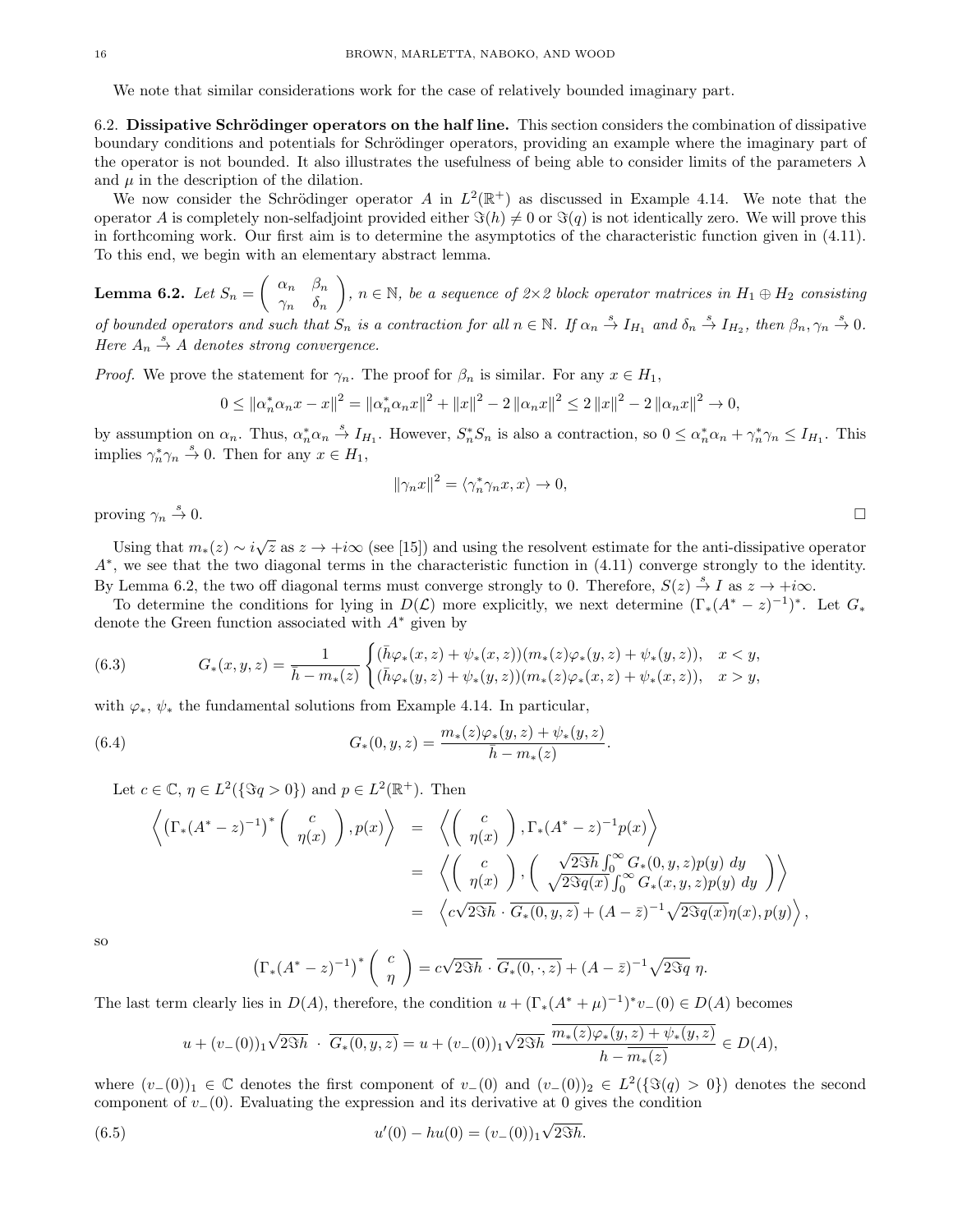We note that similar considerations work for the case of relatively bounded imaginary part.

### 6.2. Dissipative Schrödinger operators on the half line.

This section considers the combination of dissipative boundary conditions and potentials for Schrödinger operators, providing an example where the imaginary part of the operator is not bounded. It also illustrates the usefulness of being able to consider limits of the parameters $\lambda$ and $\mu$ in the description of the dilation.

We now consider the Schrödinger operator $A$ in $L^2(\mathbb{R}^+)$ as discussed in Example 4.14. We note that the operator $A$ is completely non-selfadjoint provided either $\Im(h) \neq 0$ or $\Im(q)$ is not identically zero. We will prove this in forthcoming work. Our first aim is to determine the asymptotics of the characteristic function given in (4.11). To this end, we begin with an elementary abstract lemma.

**Lemma 6.2.** *Let $S_n = \begin{pmatrix} \alpha_n & \beta_n \\ \gamma_n & \delta_n \end{pmatrix}$, $n \in \mathbb{N}$, be a sequence of 2×2 block operator matrices in $H_1 \oplus H_2$ consisting of bounded operators and such that $S_n$ is a contraction for all $n \in \mathbb{N}$. If $\alpha_n \xrightarrow{s} I_{H_1}$ and $\delta_n \xrightarrow{s} I_{H_2}$, then $\beta_n, \gamma_n \xrightarrow{s} 0$. Here $A_n \xrightarrow{s} A$ denotes strong convergence.*

*Proof.* We prove the statement for $\gamma_n$. The proof for $\beta_n$ is similar. For any $x \in H_1$,

$$0 \leq \|\alpha_n^* \alpha_n x - x\|^2 = \|\alpha_n^* \alpha_n x\|^2 + \|x\|^2 - 2\|\alpha_n x\|^2 \leq 2\|x\|^2 - 2\|\alpha_n x\|^2 \to 0,$$

by assumption on $\alpha_n$. Thus, $\alpha_n^* \alpha_n \xrightarrow{s} I_{H_1}$. However, $S_n^* S_n$ is also a contraction, so $0 \leq \alpha_n^* \alpha_n + \gamma_n^* \gamma_n \leq I_{H_1}$. This implies $\gamma_n^* \gamma_n \xrightarrow{s} 0$. Then for any $x \in H_1$,

$$\|\gamma_n x\|^2 = \langle \gamma_n^* \gamma_n x, x \rangle \to 0,$$

proving $\gamma_n \xrightarrow{s} 0$. $\square$

Using that $m_*(z) \sim i\sqrt{z}$ as $z \to +i\infty$ (see [15]) and using the resolvent estimate for the anti-dissipative operator $A^*$, we see that the two diagonal terms in the characteristic function in (4.11) converge strongly to the identity. By Lemma 6.2, the two off diagonal terms must converge strongly to 0. Therefore, $S(z) \xrightarrow{s} I$ as $z \to +i\infty$.

To determine the conditions for lying in $D(\mathcal{L})$ more explicitly, we next determine $(\Gamma_*(A^* - z)^{-1})^*$. Let $G_*$ denote the Green function associated with $A^*$ given by

$$G_*(x, y, z) = \frac{1}{\bar{h} - m_*(z)} \begin{cases} (\bar{h}\varphi_*(x, z) + \psi_*(x, z))(m_*(z)\varphi_*(y, z) + \psi_*(y, z)), & x < y, \\ (\bar{h}\varphi_*(y, z) + \psi_*(y, z))(m_*(z)\varphi_*(x, z) + \psi_*(x, z)), & x > y, \end{cases} \tag{6.3}$$

with $\varphi_*$, $\psi_*$ the fundamental solutions from Example 4.14. In particular,

$$G_*(0, y, z) = \frac{m_*(z)\varphi_*(y, z) + \psi_*(y, z)}{\bar{h} - m_*(z)}. \tag{6.4}$$

Let $c \in \mathbb{C}$, $\eta \in L^2(\{\Im q > 0\})$ and $p \in L^2(\mathbb{R}^+)$. Then

$$\begin{aligned}
\left\langle \left(\Gamma_*(A^* - z)^{-1}\right)^* \begin{pmatrix} c \\ \eta(x) \end{pmatrix}, p(x) \right\rangle &= \left\langle \begin{pmatrix} c \\ \eta(x) \end{pmatrix}, \Gamma_*(A^* - z)^{-1} p(x) \right\rangle \\
&= \left\langle \begin{pmatrix} c \\ \eta(x) \end{pmatrix}, \begin{pmatrix} \sqrt{2\Im h} \int_0^\infty G_*(0, y, z) p(y)\, dy \\ \sqrt{2\Im q(x)} \int_0^\infty G_*(x, y, z) p(y)\, dy \end{pmatrix} \right\rangle \\
&= \left\langle c\sqrt{2\Im h} \cdot \overline{G_*(0, y, z)} + (A - \bar{z})^{-1} \sqrt{2\Im q(x)}\, \eta(x), p(y) \right\rangle,
\end{aligned}$$

so

$$\left(\Gamma_*(A^* - z)^{-1}\right)^* \begin{pmatrix} c \\ \eta \end{pmatrix} = c\sqrt{2\Im h} \cdot \overline{G_*(0, \cdot, z)} + (A - \bar{z})^{-1} \sqrt{2\Im q}\ \eta.$$

The last term clearly lies in $D(A)$, therefore, the condition $u + (\Gamma_*(A^* + \mu)^{-1})^* v_-(0) \in D(A)$ becomes

$$u + (v_-(0))_1 \sqrt{2\Im h}\ \cdot\ \overline{G_*(0, y, z)} = u + (v_-(0))_1 \sqrt{2\Im h}\ \frac{\overline{m_*(z)\varphi_*(y, z) + \psi_*(y, z)}}{h - \overline{m_*(z)}} \in D(A),$$

where $(v_-(0))_1 \in \mathbb{C}$ denotes the first component of $v_-(0)$ and $(v_-(0))_2 \in L^2(\{\Im(q) > 0\})$ denotes the second component of $v_-(0)$. Evaluating the expression and its derivative at 0 gives the condition

$$u'(0) - hu(0) = (v_-(0))_1 \sqrt{2\Im h}. \tag{6.5}$$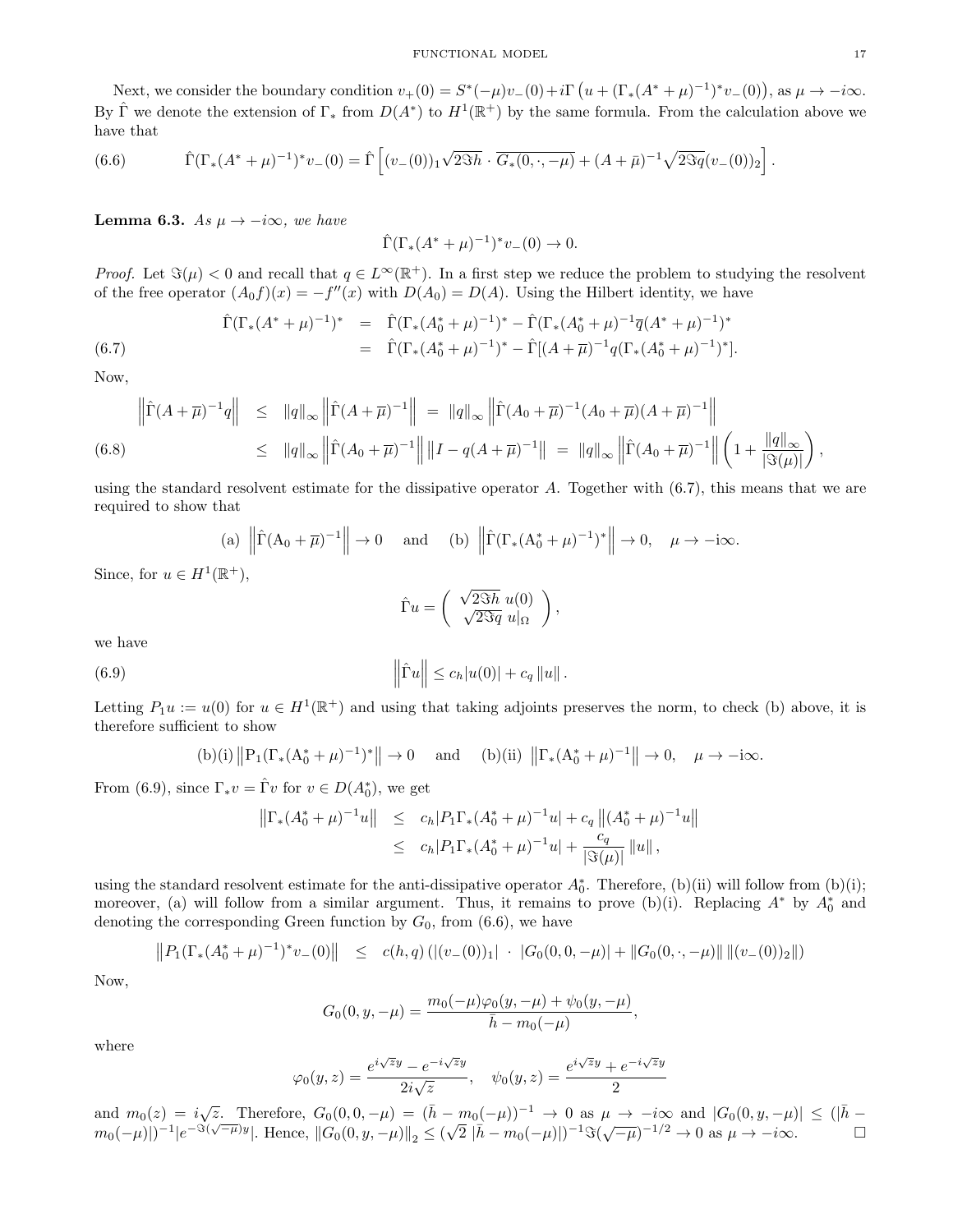Next, we consider the boundary condition $v_+(0) = S^*(-\mu)v_-(0) + i\Gamma\left(u + (\Gamma_*(A^*+\mu)^{-1})^* v_-(0)\right)$, as $\mu \to -i\infty$. By $\hat{\Gamma}$ we denote the extension of $\Gamma_*$ from $D(A^*)$ to $H^1(\mathbb{R}^+)$ by the same formula. From the calculation above we have that

$$
\hat{\Gamma}(\Gamma_*(A^*+\mu)^{-1})^* v_-(0) = \hat{\Gamma}\left[(v_-(0))_1\sqrt{2\Im h}\cdot\overline{G_*(0,\cdot,-\mu)} + (A+\bar{\mu})^{-1}\sqrt{2\Im q}(v_-(0))_2\right]. \tag{6.6}
$$

**Lemma 6.3.** *As $\mu \to -i\infty$, we have*

$$
\hat{\Gamma}(\Gamma_*(A^*+\mu)^{-1})^* v_-(0) \to 0.
$$

*Proof.* Let $\Im(\mu) < 0$ and recall that $q \in L^\infty(\mathbb{R}^+)$. In a first step we reduce the problem to studying the resolvent of the free operator $(A_0 f)(x) = -f''(x)$ with $D(A_0) = D(A)$. Using the Hilbert identity, we have

$$
\begin{aligned}
\hat{\Gamma}(\Gamma_*(A^*+\mu)^{-1})^* &= \hat{\Gamma}(\Gamma_*(A_0^*+\mu)^{-1})^* - \hat{\Gamma}(\Gamma_*(A_0^*+\mu)^{-1}\overline{q}(A^*+\mu)^{-1})^* \\
&= \hat{\Gamma}(\Gamma_*(A_0^*+\mu)^{-1})^* - \hat{\Gamma}[(A+\overline{\mu})^{-1}q(\Gamma_*(A_0^*+\mu)^{-1})^*].
\end{aligned} \tag{6.7}
$$

Now,

$$
\begin{aligned}
\left\|\hat{\Gamma}(A+\overline{\mu})^{-1}q\right\| &\leq \|q\|_\infty\left\|\hat{\Gamma}(A+\overline{\mu})^{-1}\right\| = \|q\|_\infty\left\|\hat{\Gamma}(A_0+\overline{\mu})^{-1}(A_0+\overline{\mu})(A+\overline{\mu})^{-1}\right\| \\
&\leq \|q\|_\infty\left\|\hat{\Gamma}(A_0+\overline{\mu})^{-1}\right\|\left\|I - q(A+\overline{\mu})^{-1}\right\| = \|q\|_\infty\left\|\hat{\Gamma}(A_0+\overline{\mu})^{-1}\right\|\left(1+\frac{\|q\|_\infty}{|\Im(\mu)|}\right),
\end{aligned} \tag{6.8}
$$

using the standard resolvent estimate for the dissipative operator $A$. Together with (6.7), this means that we are required to show that

$$
\text{(a)}\ \left\|\hat{\Gamma}(\mathrm{A}_0+\overline{\mu})^{-1}\right\| \to 0 \quad \text{and} \quad \text{(b)}\ \left\|\hat{\Gamma}(\Gamma_*(\mathrm{A}_0^*+\mu)^{-1})^*\right\| \to 0, \quad \mu \to -\mathrm{i}\infty.
$$

Since, for $u \in H^1(\mathbb{R}^+)$,

$$
\hat{\Gamma}u = \begin{pmatrix} \sqrt{2\Im h}\ u(0) \\ \sqrt{2\Im q}\ u|_\Omega \end{pmatrix},
$$

we have

$$
\left\|\hat{\Gamma}u\right\| \leq c_h|u(0)| + c_q\|u\|. \tag{6.9}
$$

Letting $P_1 u := u(0)$ for $u \in H^1(\mathbb{R}^+)$ and using that taking adjoints preserves the norm, to check (b) above, it is therefore sufficient to show

$$
\text{(b)(i)}\ \left\|\mathrm{P}_1(\Gamma_*(\mathrm{A}_0^*+\mu)^{-1})^*\right\| \to 0 \quad \text{and} \quad \text{(b)(ii)}\ \left\|\Gamma_*(\mathrm{A}_0^*+\mu)^{-1}\right\| \to 0, \quad \mu \to -\mathrm{i}\infty.
$$

From (6.9), since $\Gamma_* v = \hat{\Gamma}v$ for $v \in D(A_0^*)$, we get

$$
\begin{aligned}
\left\|\Gamma_*(A_0^*+\mu)^{-1}u\right\| &\leq c_h|P_1\Gamma_*(A_0^*+\mu)^{-1}u| + c_q\left\|(A_0^*+\mu)^{-1}u\right\| \\
&\leq c_h|P_1\Gamma_*(A_0^*+\mu)^{-1}u| + \frac{c_q}{|\Im(\mu)|}\|u\|,
\end{aligned}
$$

using the standard resolvent estimate for the anti-dissipative operator $A_0^*$. Therefore, (b)(ii) will follow from (b)(i); moreover, (a) will follow from a similar argument. Thus, it remains to prove (b)(i). Replacing $A^*$ by $A_0^*$ and denoting the corresponding Green function by $G_0$, from (6.6), we have

$$
\left\|P_1(\Gamma_*(A_0^*+\mu)^{-1})^* v_-(0)\right\| \leq c(h,q)\left(|(v_-(0))_1|\cdot|G_0(0,0,-\mu)| + \|G_0(0,\cdot,-\mu)\|\,\|(v_-(0))_2\|\right)
$$

Now,

$$
G_0(0,y,-\mu) = \frac{m_0(-\mu)\varphi_0(y,-\mu) + \psi_0(y,-\mu)}{\bar{h} - m_0(-\mu)},
$$

where

$$
\varphi_0(y,z) = \frac{e^{i\sqrt{z}y} - e^{-i\sqrt{z}y}}{2i\sqrt{z}}, \quad \psi_0(y,z) = \frac{e^{i\sqrt{z}y} + e^{-i\sqrt{z}y}}{2}
$$

and $m_0(z) = i\sqrt{z}$. Therefore, $G_0(0,0,-\mu) = (\bar{h} - m_0(-\mu))^{-1} \to 0$ as $\mu \to -i\infty$ and $|G_0(0,y,-\mu)| \leq (|\bar{h} - m_0(-\mu)|)^{-1}|e^{-\Im(\sqrt{-\mu})y}|$. Hence, $\|G_0(0,y,-\mu)\|_2 \leq (\sqrt{2}\,|\bar{h} - m_0(-\mu)|)^{-1}\Im(\sqrt{-\mu})^{-1/2} \to 0$ as $\mu \to -i\infty$. $\square$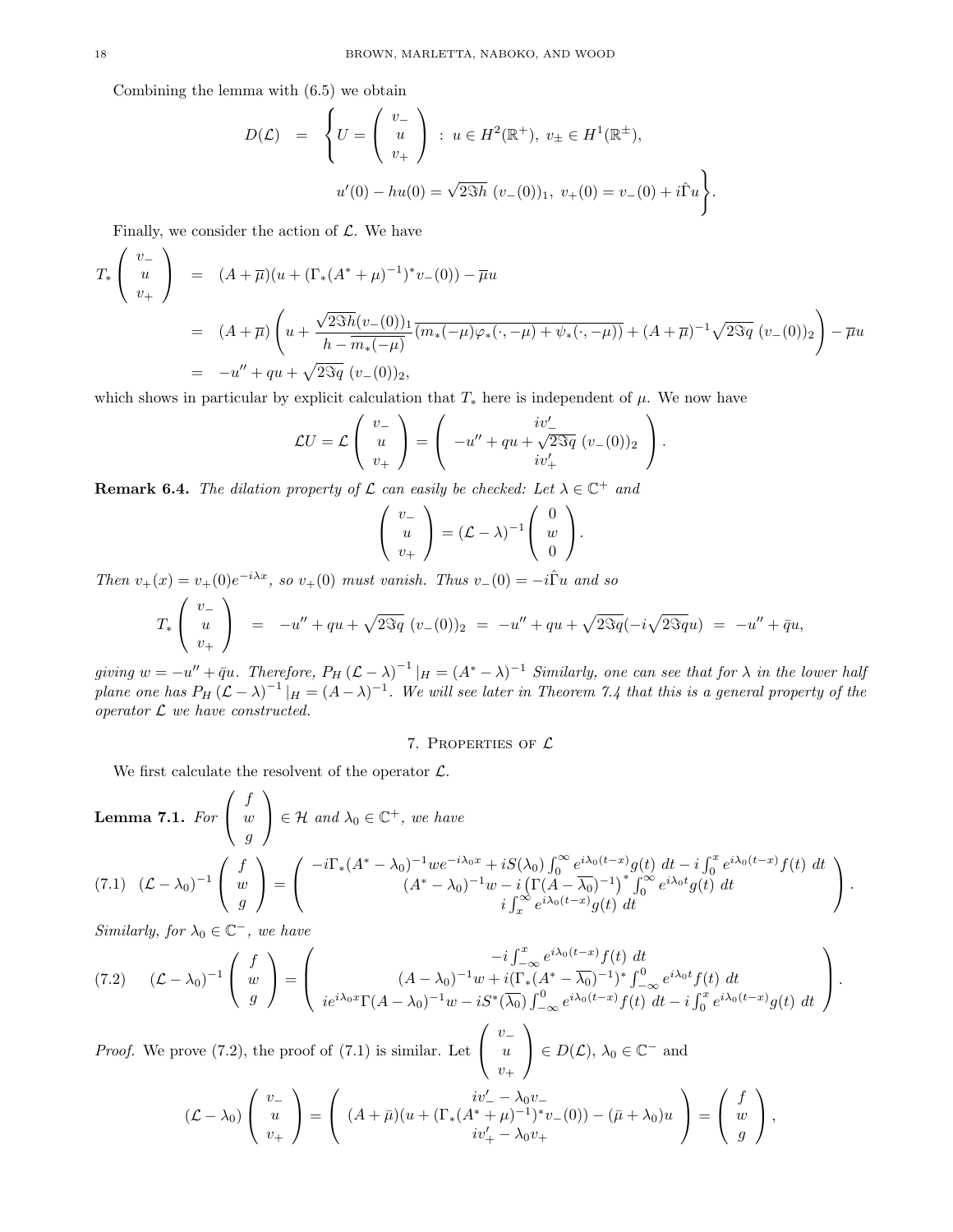Combining the lemma with (6.5) we obtain

$$
\begin{aligned}
D(\mathcal{L}) \quad = \quad & \left\{ U = \begin{pmatrix} v_- \\ u \\ v_+ \end{pmatrix} \; : \; u \in H^2(\mathbb{R}^+), \; v_\pm \in H^1(\mathbb{R}^\pm), \right. \\
& \left. u'(0) - hu(0) = \sqrt{2\Im h}\; (v_-(0))_1, \; v_+(0) = v_-(0) + i\hat{\Gamma} u \right\}.
\end{aligned}
$$

Finally, we consider the action of $\mathcal{L}$. We have

$$
\begin{aligned}
T_* \begin{pmatrix} v_- \\ u \\ v_+ \end{pmatrix} &= (A + \overline{\mu})(u + (\Gamma_*(A^* + \mu)^{-1})^* v_-(0)) - \overline{\mu} u \\
&= (A + \overline{\mu}) \left( u + \frac{\sqrt{2\Im h}(v_-(0))_1}{h - \overline{m_*(-\mu)}} \overline{(m_*(-\mu)\varphi_*(\cdot, -\mu) + \psi_*(\cdot, -\mu))} + (A + \overline{\mu})^{-1} \sqrt{2\Im q}\; (v_-(0))_2 \right) - \overline{\mu} u \\
&= -u'' + qu + \sqrt{2\Im q}\; (v_-(0))_2,
\end{aligned}
$$

which shows in particular by explicit calculation that $T_*$ here is independent of $\mu$. We now have

$$
\mathcal{L}U = \mathcal{L} \begin{pmatrix} v_- \\ u \\ v_+ \end{pmatrix} = \begin{pmatrix} iv_-' \\ -u'' + qu + \sqrt{2\Im q}\; (v_-(0))_2 \\ iv_+' \end{pmatrix}.
$$

**Remark 6.4.** *The dilation property of $\mathcal{L}$ can easily be checked: Let $\lambda \in \mathbb{C}^+$ and*

$$
\begin{pmatrix} v_- \\ u \\ v_+ \end{pmatrix} = (\mathcal{L} - \lambda)^{-1} \begin{pmatrix} 0 \\ w \\ 0 \end{pmatrix}.
$$

*Then $v_+(x) = v_+(0)e^{-i\lambda x}$, so $v_+(0)$ must vanish. Thus $v_-(0) = -i\hat{\Gamma} u$ and so*

$$
T_* \begin{pmatrix} v_- \\ u \\ v_+ \end{pmatrix} \quad = \quad -u'' + qu + \sqrt{2\Im q}\; (v_-(0))_2 \quad = \quad -u'' + qu + \sqrt{2\Im q}(-i\sqrt{2\Im q} u) \quad = \quad -u'' + \bar{q} u,
$$

*giving $w = -u'' + \bar{q}u$. Therefore, $P_H \left(\mathcal{L} - \lambda\right)^{-1}|_H = (A^* - \lambda)^{-1}$ Similarly, one can see that for $\lambda$ in the lower half plane one has $P_H \left(\mathcal{L} - \lambda\right)^{-1}|_H = (A - \lambda)^{-1}$. We will see later in Theorem 7.4 that this is a general property of the operator $\mathcal{L}$ we have constructed.*

## 7. Properties of $\mathcal{L}$

We first calculate the resolvent of the operator $\mathcal{L}$.

**Lemma 7.1.** *For $\begin{pmatrix} f \\ w \\ g \end{pmatrix} \in \mathcal{H}$ and $\lambda_0 \in \mathbb{C}^+$, we have*

$$
(7.1) \quad (\mathcal{L} - \lambda_0)^{-1} \begin{pmatrix} f \\ w \\ g \end{pmatrix} = \begin{pmatrix} -i\Gamma_*(A^* - \lambda_0)^{-1} w e^{-i\lambda_0 x} + iS(\lambda_0) \int_0^\infty e^{i\lambda_0(t-x)} g(t)\, dt - i \int_0^x e^{i\lambda_0(t-x)} f(t)\, dt \\ (A^* - \lambda_0)^{-1} w - i \left(\Gamma(A - \overline{\lambda_0})^{-1}\right)^* \int_0^\infty e^{i\lambda_0 t} g(t)\, dt \\ i \int_x^\infty e^{i\lambda_0(t-x)} g(t)\, dt \end{pmatrix}.
$$

*Similarly, for $\lambda_0 \in \mathbb{C}^-$, we have*

$$
(7.2) \qquad (\mathcal{L} - \lambda_0)^{-1} \begin{pmatrix} f \\ w \\ g \end{pmatrix} = \begin{pmatrix} -i \int_{-\infty}^x e^{i\lambda_0(t-x)} f(t)\, dt \\ (A - \lambda_0)^{-1} w + i(\Gamma_*(A^* - \overline{\lambda_0})^{-1})^* \int_{-\infty}^0 e^{i\lambda_0 t} f(t)\, dt \\ ie^{i\lambda_0 x} \Gamma(A - \lambda_0)^{-1} w - iS^*(\overline{\lambda_0}) \int_{-\infty}^0 e^{i\lambda_0(t-x)} f(t)\, dt - i \int_0^x e^{i\lambda_0(t-x)} g(t)\, dt \end{pmatrix}.
$$

*Proof.* We prove (7.2), the proof of (7.1) is similar. Let $\begin{pmatrix} v_- \\ u \\ v_+ \end{pmatrix} \in D(\mathcal{L})$, $\lambda_0 \in \mathbb{C}^-$ and

$$
(\mathcal{L} - \lambda_0) \begin{pmatrix} v_- \\ u \\ v_+ \end{pmatrix} = \begin{pmatrix} iv_-' - \lambda_0 v_- \\ (A + \bar{\mu})(u + (\Gamma_*(A^* + \mu)^{-1})^* v_-(0)) - (\bar{\mu} + \lambda_0) u \\ iv_+' - \lambda_0 v_+ \end{pmatrix} = \begin{pmatrix} f \\ w \\ g \end{pmatrix},
$$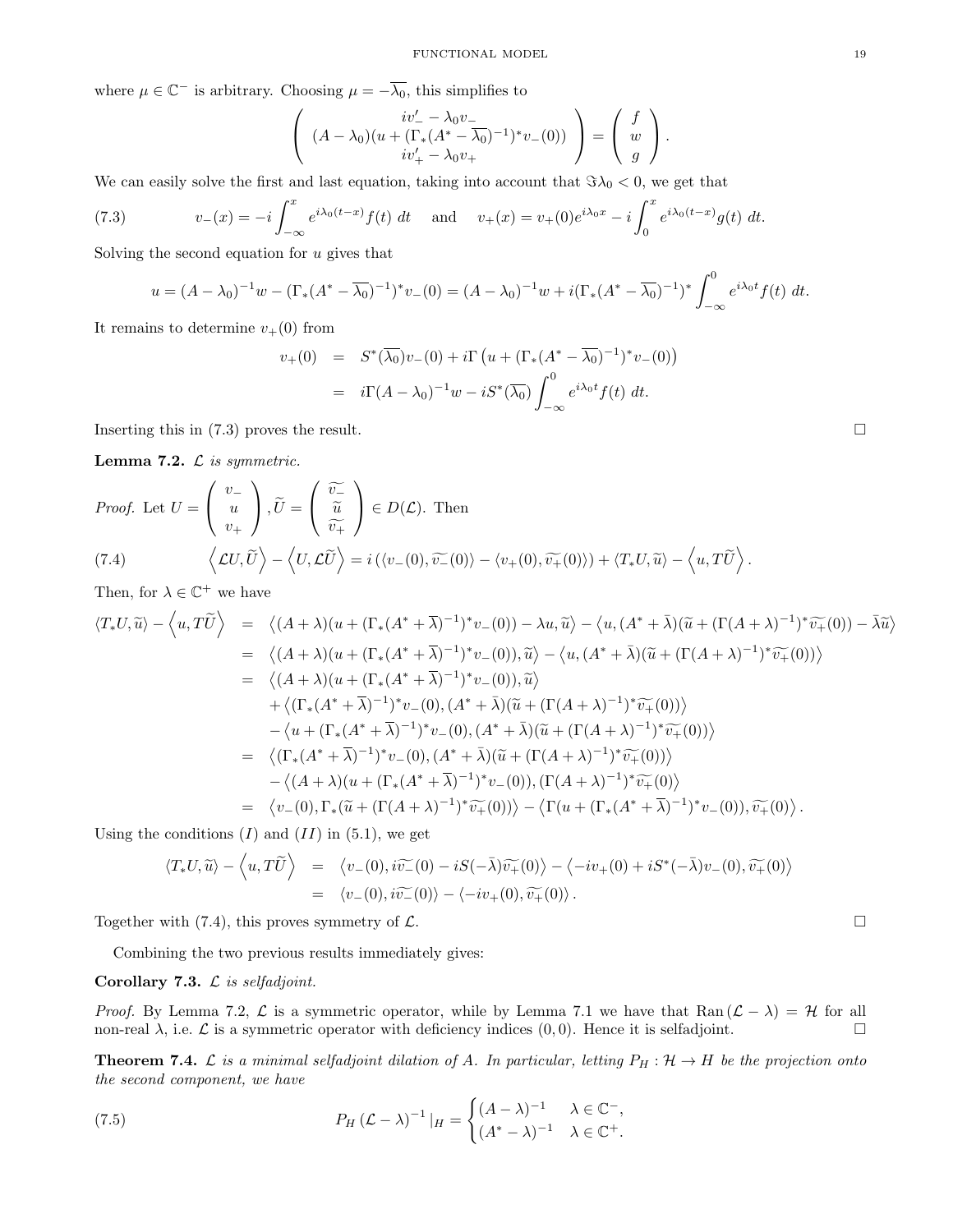where $\mu \in \mathbb{C}^-$ is arbitrary. Choosing $\mu = -\overline{\lambda_0}$, this simplifies to

$$\begin{pmatrix} iv_-' - \lambda_0 v_- \\ (A - \lambda_0)(u + (\Gamma_*(A^* - \overline{\lambda_0})^{-1})^* v_-(0)) \\ iv_+' - \lambda_0 v_+ \end{pmatrix} = \begin{pmatrix} f \\ w \\ g \end{pmatrix}.$$

We can easily solve the first and last equation, taking into account that $\Im \lambda_0 < 0$, we get that

$$v_-(x) = -i \int_{-\infty}^{x} e^{i\lambda_0(t-x)} f(t)\, dt \quad \text{and} \quad v_+(x) = v_+(0) e^{i\lambda_0 x} - i \int_0^x e^{i\lambda_0(t-x)} g(t)\, dt. \tag{7.3}$$

Solving the second equation for $u$ gives that

$$u = (A - \lambda_0)^{-1} w - (\Gamma_*(A^* - \overline{\lambda_0})^{-1})^* v_-(0) = (A - \lambda_0)^{-1} w + i(\Gamma_*(A^* - \overline{\lambda_0})^{-1})^* \int_{-\infty}^{0} e^{i\lambda_0 t} f(t)\, dt.$$

It remains to determine $v_+(0)$ from

$$\begin{aligned} v_+(0) &= S^*(\overline{\lambda_0}) v_-(0) + i\Gamma\left(u + (\Gamma_*(A^* - \overline{\lambda_0})^{-1})^* v_-(0)\right) \\ &= i\Gamma(A - \lambda_0)^{-1} w - iS^*(\overline{\lambda_0}) \int_{-\infty}^{0} e^{i\lambda_0 t} f(t)\, dt. \end{aligned}$$

Inserting this in (7.3) proves the result. $\square$

**Lemma 7.2.** *$\mathcal{L}$ is symmetric.*

*Proof.* Let $U = \begin{pmatrix} v_- \\ u \\ v_+ \end{pmatrix}, \widetilde{U} = \begin{pmatrix} \widetilde{v_-} \\ \widetilde{u} \\ \widetilde{v_+} \end{pmatrix} \in D(\mathcal{L})$. Then

$$\left\langle \mathcal{L}U, \widetilde{U} \right\rangle - \left\langle U, \mathcal{L}\widetilde{U} \right\rangle = i\left(\langle v_-(0), \widetilde{v_-}(0)\rangle - \langle v_+(0), \widetilde{v_+}(0)\rangle\right) + \langle T_* U, \widetilde{u}\rangle - \left\langle u, T\widetilde{U} \right\rangle. \tag{7.4}$$

Then, for $\lambda \in \mathbb{C}^+$ we have

$$\begin{aligned} \langle T_* U, \widetilde{u}\rangle - \left\langle u, T\widetilde{U}\right\rangle &= \left\langle (A+\lambda)(u + (\Gamma_*(A^* + \overline{\lambda})^{-1})^* v_-(0)) - \lambda u, \widetilde{u}\right\rangle - \left\langle u, (A^* + \bar{\lambda})(\widetilde{u} + (\Gamma(A+\lambda)^{-1})^* \widetilde{v_+}(0)) - \bar{\lambda}\widetilde{u}\right\rangle \\ &= \left\langle (A+\lambda)(u + (\Gamma_*(A^* + \overline{\lambda})^{-1})^* v_-(0)), \widetilde{u}\right\rangle - \left\langle u, (A^* + \bar{\lambda})(\widetilde{u} + (\Gamma(A+\lambda)^{-1})^* \widetilde{v_+}(0))\right\rangle \\ &= \left\langle (A+\lambda)(u + (\Gamma_*(A^* + \overline{\lambda})^{-1})^* v_-(0)), \widetilde{u}\right\rangle \\ &\quad + \left\langle (\Gamma_*(A^* + \overline{\lambda})^{-1})^* v_-(0), (A^* + \bar{\lambda})(\widetilde{u} + (\Gamma(A+\lambda)^{-1})^* \widetilde{v_+}(0))\right\rangle \\ &\quad - \left\langle u + (\Gamma_*(A^* + \overline{\lambda})^{-1})^* v_-(0), (A^* + \bar{\lambda})(\widetilde{u} + (\Gamma(A+\lambda)^{-1})^* \widetilde{v_+}(0))\right\rangle \\ &= \left\langle (\Gamma_*(A^* + \overline{\lambda})^{-1})^* v_-(0), (A^* + \bar{\lambda})(\widetilde{u} + (\Gamma(A+\lambda)^{-1})^* \widetilde{v_+}(0))\right\rangle \\ &\quad - \left\langle (A+\lambda)(u + (\Gamma_*(A^* + \overline{\lambda})^{-1})^* v_-(0)), (\Gamma(A+\lambda)^{-1})^* \widetilde{v_+}(0)\right\rangle \\ &= \left\langle v_-(0), \Gamma_*(\widetilde{u} + (\Gamma(A+\lambda)^{-1})^* \widetilde{v_+}(0))\right\rangle - \left\langle \Gamma(u + (\Gamma_*(A^* + \overline{\lambda})^{-1})^* v_-(0)), \widetilde{v_+}(0)\right\rangle. \end{aligned}$$

Using the conditions $(I)$ and $(II)$ in (5.1), we get

$$\begin{aligned} \langle T_* U, \widetilde{u}\rangle - \left\langle u, T\widetilde{U}\right\rangle &= \left\langle v_-(0), i\widetilde{v_-}(0) - iS(-\bar{\lambda})\widetilde{v_+}(0)\right\rangle - \left\langle -iv_+(0) + iS^*(-\bar{\lambda})v_-(0), \widetilde{v_+}(0)\right\rangle \\ &= \left\langle v_-(0), i\widetilde{v_-}(0)\right\rangle - \left\langle -iv_+(0), \widetilde{v_+}(0)\right\rangle. \end{aligned}$$

Together with (7.4), this proves symmetry of $\mathcal{L}$. $\square$

Combining the two previous results immediately gives:

**Corollary 7.3.** *$\mathcal{L}$ is selfadjoint.*

*Proof.* By Lemma 7.2, $\mathcal{L}$ is a symmetric operator, while by Lemma 7.1 we have that $\operatorname{Ran}(\mathcal{L} - \lambda) = \mathcal{H}$ for all non-real $\lambda$, i.e. $\mathcal{L}$ is a symmetric operator with deficiency indices $(0, 0)$. Hence it is selfadjoint. $\square$

**Theorem 7.4.** *$\mathcal{L}$ is a minimal selfadjoint dilation of $A$. In particular, letting $P_H : \mathcal{H} \to H$ be the projection onto the second component, we have*

$$P_H (\mathcal{L} - \lambda)^{-1}|_H = \begin{cases} (A - \lambda)^{-1} & \lambda \in \mathbb{C}^-, \\ (A^* - \lambda)^{-1} & \lambda \in \mathbb{C}^+. \end{cases} \tag{7.5}$$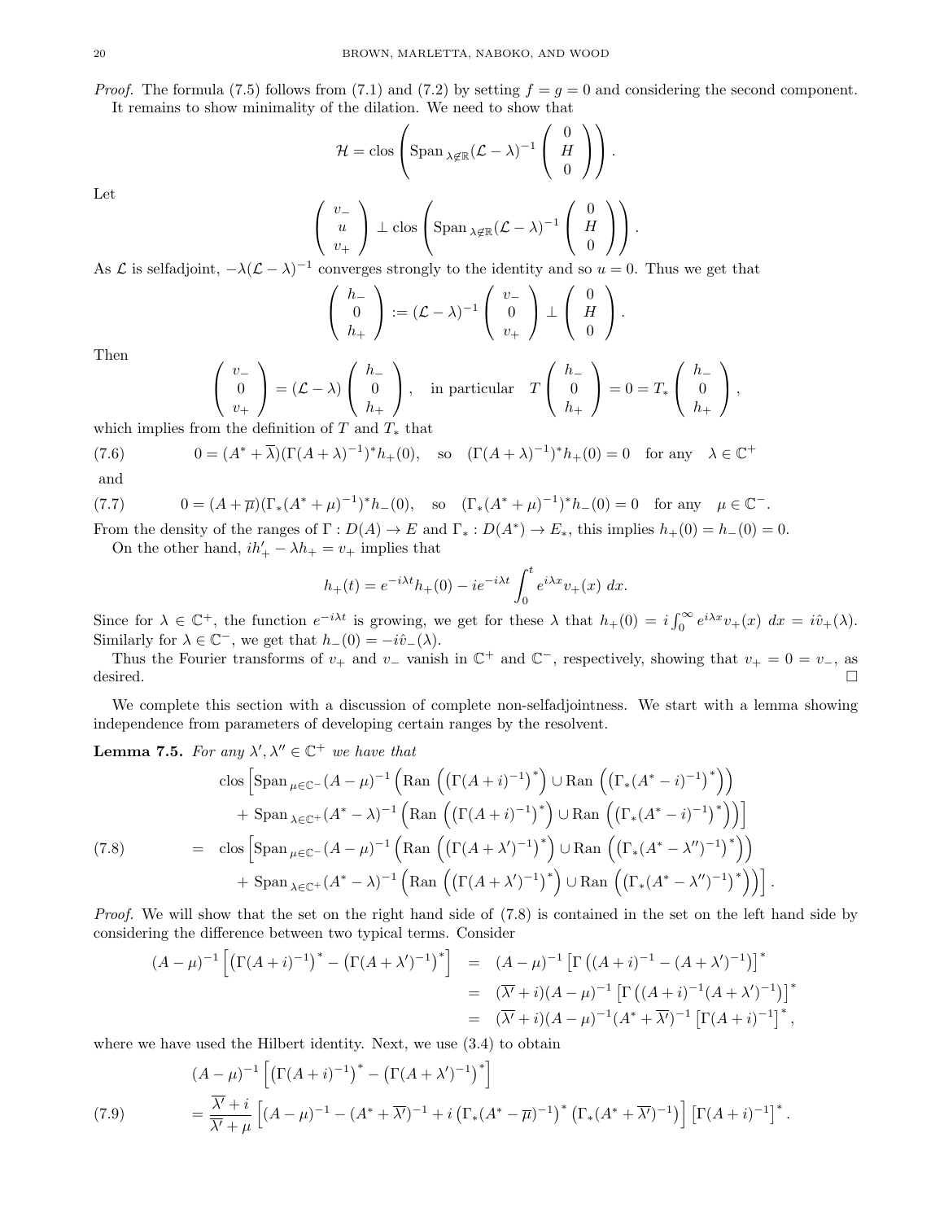*Proof.* The formula (7.5) follows from (7.1) and (7.2) by setting $f = g = 0$ and considering the second component.

It remains to show minimality of the dilation. We need to show that

$$\mathcal{H} = \text{clos}\left(\text{Span}_{\lambda \notin \mathbb{R}} (\mathcal{L} - \lambda)^{-1} \begin{pmatrix} 0 \\ H \\ 0 \end{pmatrix}\right).$$

Let

$$\begin{pmatrix} v_- \\ u \\ v_+ \end{pmatrix} \perp \text{clos}\left(\text{Span}_{\lambda \notin \mathbb{R}} (\mathcal{L} - \lambda)^{-1} \begin{pmatrix} 0 \\ H \\ 0 \end{pmatrix}\right).$$

As $\mathcal{L}$ is selfadjoint, $-\lambda(\mathcal{L} - \lambda)^{-1}$ converges strongly to the identity and so $u = 0$. Thus we get that

$$\begin{pmatrix} h_- \\ 0 \\ h_+ \end{pmatrix} := (\mathcal{L} - \lambda)^{-1} \begin{pmatrix} v_- \\ 0 \\ v_+ \end{pmatrix} \perp \begin{pmatrix} 0 \\ H \\ 0 \end{pmatrix}.$$

Then

$$\begin{pmatrix} v_- \\ 0 \\ v_+ \end{pmatrix} = (\mathcal{L} - \lambda) \begin{pmatrix} h_- \\ 0 \\ h_+ \end{pmatrix}, \quad \text{in particular} \quad T \begin{pmatrix} h_- \\ 0 \\ h_+ \end{pmatrix} = 0 = T_* \begin{pmatrix} h_- \\ 0 \\ h_+ \end{pmatrix},$$

which implies from the definition of $T$ and $T_*$ that

$$0 = (A^* + \overline{\lambda})(\Gamma(A + \lambda)^{-1})^* h_+(0), \quad \text{so} \quad (\Gamma(A + \lambda)^{-1})^* h_+(0) = 0 \quad \text{for any} \quad \lambda \in \mathbb{C}^+ \tag{7.6}$$

and

$$0 = (A + \overline{\mu})(\Gamma_*(A^* + \mu)^{-1})^* h_-(0), \quad \text{so} \quad (\Gamma_*(A^* + \mu)^{-1})^* h_-(0) = 0 \quad \text{for any} \quad \mu \in \mathbb{C}^-. \tag{7.7}$$

From the density of the ranges of $\Gamma : D(A) \to E$ and $\Gamma_* : D(A^*) \to E_*$, this implies $h_+(0) = h_-(0) = 0$.

On the other hand, $ih_+' - \lambda h_+ = v_+$ implies that

$$h_+(t) = e^{-i\lambda t} h_+(0) - ie^{-i\lambda t} \int_0^t e^{i\lambda x} v_+(x)\, dx.$$

Since for $\lambda \in \mathbb{C}^+$, the function $e^{-i\lambda t}$ is growing, we get for these $\lambda$ that $h_+(0) = i\int_0^\infty e^{i\lambda x} v_+(x)\, dx = i\hat{v}_+(\lambda)$. Similarly for $\lambda \in \mathbb{C}^-$, we get that $h_-(0) = -i\hat{v}_-(\lambda)$.

Thus the Fourier transforms of $v_+$ and $v_-$ vanish in $\mathbb{C}^+$ and $\mathbb{C}^-$, respectively, showing that $v_+ = 0 = v_-$, as desired. $\square$

We complete this section with a discussion of complete non-selfadjointness. We start with a lemma showing independence from parameters of developing certain ranges by the resolvent.

**Lemma 7.5.** *For any $\lambda', \lambda'' \in \mathbb{C}^+$ we have that*

$$\begin{aligned}
&\text{clos}\Big[\text{Span}_{\mu \in \mathbb{C}^-} (A - \mu)^{-1} \Big(\text{Ran}\left(\left(\Gamma(A + i)^{-1}\right)^*\right) \cup \text{Ran}\left(\left(\Gamma_*(A^* - i)^{-1}\right)^*\right)\Big) \\
&\qquad + \text{Span}_{\lambda \in \mathbb{C}^+} (A^* - \lambda)^{-1} \Big(\text{Ran}\left(\left(\Gamma(A + i)^{-1}\right)^*\right) \cup \text{Ran}\left(\left(\Gamma_*(A^* - i)^{-1}\right)^*\right)\Big)\Big] \\
= \; &\text{clos}\Big[\text{Span}_{\mu \in \mathbb{C}^-} (A - \mu)^{-1} \Big(\text{Ran}\left(\left(\Gamma(A + \lambda')^{-1}\right)^*\right) \cup \text{Ran}\left(\left(\Gamma_*(A^* - \lambda'')^{-1}\right)^*\right)\Big) \\
&\qquad + \text{Span}_{\lambda \in \mathbb{C}^+} (A^* - \lambda)^{-1} \Big(\text{Ran}\left(\left(\Gamma(A + \lambda')^{-1}\right)^*\right) \cup \text{Ran}\left(\left(\Gamma_*(A^* - \lambda'')^{-1}\right)^*\right)\Big)\Big].
\end{aligned} \tag{7.8}$$

*Proof.* We will show that the set on the right hand side of (7.8) is contained in the set on the left hand side by considering the difference between two typical terms. Consider

$$\begin{aligned}
(A - \mu)^{-1}\left[\left(\Gamma(A + i)^{-1}\right)^* - \left(\Gamma(A + \lambda')^{-1}\right)^*\right] &= (A - \mu)^{-1}\left[\Gamma\left((A + i)^{-1} - (A + \lambda')^{-1}\right)\right]^* \\
&= (\overline{\lambda'} + i)(A - \mu)^{-1}\left[\Gamma\left((A + i)^{-1}(A + \lambda')^{-1}\right)\right]^* \\
&= (\overline{\lambda'} + i)(A - \mu)^{-1}(A^* + \overline{\lambda'})^{-1}\left[\Gamma(A + i)^{-1}\right]^*,
\end{aligned}$$

where we have used the Hilbert identity. Next, we use (3.4) to obtain

$$\begin{aligned}
&(A - \mu)^{-1}\left[\left(\Gamma(A + i)^{-1}\right)^* - \left(\Gamma(A + \lambda')^{-1}\right)^*\right] \\
&= \frac{\overline{\lambda'} + i}{\overline{\lambda'} + \mu}\left[(A - \mu)^{-1} - (A^* + \overline{\lambda'})^{-1} + i\left(\Gamma_*(A^* - \overline{\mu})^{-1}\right)^*\left(\Gamma_*(A^* + \overline{\lambda'})^{-1}\right)\right]\left[\Gamma(A + i)^{-1}\right]^*.
\end{aligned} \tag{7.9}$$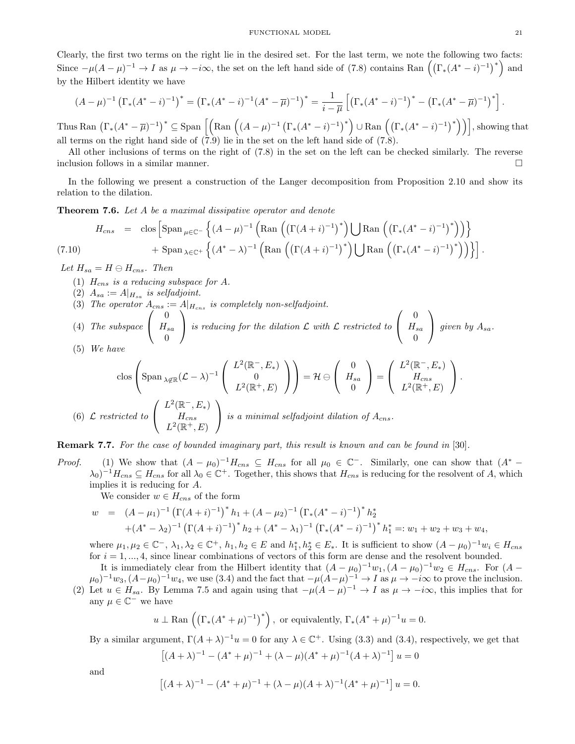Clearly, the first two terms on the right lie in the desired set. For the last term, we note the following two facts: Since $-\mu(A-\mu)^{-1} \to I$ as $\mu \to -i\infty$, the set on the left hand side of (7.8) contains $\operatorname{Ran}\left(\left(\Gamma_*(A^*-i)^{-1}\right)^*\right)$ and by the Hilbert identity we have

$$(A-\mu)^{-1}\left(\Gamma_*(A^*-i)^{-1}\right)^* = \left(\Gamma_*(A^*-i)^{-1}(A^*-\overline{\mu})^{-1}\right)^* = \frac{1}{i-\overline{\mu}}\left[\left(\Gamma_*(A^*-i)^{-1}\right)^* - \left(\Gamma_*(A^*-\overline{\mu})^{-1}\right)^*\right].$$

Thus $\operatorname{Ran}\left(\Gamma_*(A^*-\overline{\mu})^{-1}\right)^* \subseteq \operatorname{Span}\left[\left(\operatorname{Ran}\left((A-\mu)^{-1}\left(\Gamma_*(A^*-i)^{-1}\right)^*\right) \cup \operatorname{Ran}\left(\left(\Gamma_*(A^*-i)^{-1}\right)^*\right)\right)\right]$, showing that all terms on the right hand side of (7.9) lie in the set on the left hand side of (7.8).

All other inclusions of terms on the right of (7.8) in the set on the left can be checked similarly. The reverse inclusion follows in a similar manner. □

In the following we present a construction of the Langer decomposition from Proposition 2.10 and show its relation to the dilation.

**Theorem 7.6.** *Let $A$ be a maximal dissipative operator and denote*

$$\begin{aligned} H_{cns} \;=\; \operatorname{clos}\Big[&\operatorname{Span}_{\mu\in\mathbb{C}^-}\left\{(A-\mu)^{-1}\left(\operatorname{Ran}\left(\left(\Gamma(A+i)^{-1}\right)^*\right)\bigcup \operatorname{Ran}\left(\left(\Gamma_*(A^*-i)^{-1}\right)^*\right)\right)\right\} \\ &+ \operatorname{Span}_{\lambda\in\mathbb{C}^+}\left\{(A^*-\lambda)^{-1}\left(\operatorname{Ran}\left(\left(\Gamma(A+i)^{-1}\right)^*\right)\bigcup \operatorname{Ran}\left(\left(\Gamma_*(A^*-i)^{-1}\right)^*\right)\right)\right\}\Big]. \end{aligned} \tag{7.10}$$

*Let $H_{sa} = H \ominus H_{cns}$. Then*

1. *$H_{cns}$ is a reducing subspace for $A$.*
2. *$A_{sa} := A|_{H_{sa}}$ is selfadjoint.*
3. *The operator $A_{cns} := A|_{H_{cns}}$ is completely non-selfadjoint.*
4. *The subspace $\begin{pmatrix} 0 \\ H_{sa} \\ 0 \end{pmatrix}$ is reducing for the dilation $\mathcal{L}$ with $\mathcal{L}$ restricted to $\begin{pmatrix} 0 \\ H_{sa} \\ 0 \end{pmatrix}$ given by $A_{sa}$.*
5. *We have*
$$\operatorname{clos}\left(\operatorname{Span}_{\lambda\notin\mathbb{R}}(\mathcal{L}-\lambda)^{-1}\begin{pmatrix} L^2(\mathbb{R}^-, E_*) \\ 0 \\ L^2(\mathbb{R}^+, E) \end{pmatrix}\right) = \mathcal{H} \ominus \begin{pmatrix} 0 \\ H_{sa} \\ 0 \end{pmatrix} = \begin{pmatrix} L^2(\mathbb{R}^-, E_*) \\ H_{cns} \\ L^2(\mathbb{R}^+, E) \end{pmatrix}.$$
6. *$\mathcal{L}$ restricted to $\begin{pmatrix} L^2(\mathbb{R}^-, E_*) \\ H_{cns} \\ L^2(\mathbb{R}^+, E) \end{pmatrix}$ is a minimal selfadjoint dilation of $A_{cns}$.*

**Remark 7.7.** *For the case of bounded imaginary part, this result is known and can be found in [30].*

*Proof.* (1) We show that $(A-\mu_0)^{-1}H_{cns} \subseteq H_{cns}$ for all $\mu_0 \in \mathbb{C}^-$. Similarly, one can show that $(A^*-\lambda_0)^{-1}H_{cns} \subseteq H_{cns}$ for all $\lambda_0 \in \mathbb{C}^+$. Together, this shows that $H_{cns}$ is reducing for the resolvent of $A$, which implies it is reducing for $A$.

We consider $w \in H_{cns}$ of the form

$$\begin{aligned} w \;=\; &(A-\mu_1)^{-1}\left(\Gamma(A+i)^{-1}\right)^* h_1 + (A-\mu_2)^{-1}\left(\Gamma_*(A^*-i)^{-1}\right)^* h_2^* \\ &+ (A^*-\lambda_2)^{-1}\left(\Gamma(A+i)^{-1}\right)^* h_2 + (A^*-\lambda_1)^{-1}\left(\Gamma_*(A^*-i)^{-1}\right)^* h_1^* =: w_1 + w_2 + w_3 + w_4, \end{aligned}$$

where $\mu_1, \mu_2 \in \mathbb{C}^-$, $\lambda_1, \lambda_2 \in \mathbb{C}^+$, $h_1, h_2 \in E$ and $h_1^*, h_2^* \in E_*$. It is sufficient to show $(A-\mu_0)^{-1}w_i \in H_{cns}$ for $i = 1, ..., 4$, since linear combinations of vectors of this form are dense and the resolvent bounded.

It is immediately clear from the Hilbert identity that $(A-\mu_0)^{-1}w_1, (A-\mu_0)^{-1}w_2 \in H_{cns}$. For $(A-\mu_0)^{-1}w_3, (A-\mu_0)^{-1}w_4$, we use (3.4) and the fact that $-\mu(A-\mu)^{-1} \to I$ as $\mu \to -i\infty$ to prove the inclusion.

(2) Let $u \in H_{sa}$. By Lemma 7.5 and again using that $-\mu(A-\mu)^{-1} \to I$ as $\mu \to -i\infty$, this implies that for any $\mu \in \mathbb{C}^-$ we have

$$u \perp \operatorname{Ran}\left(\left(\Gamma_*(A^*+\mu)^{-1}\right)^*\right), \text{ or equivalently, } \Gamma_*(A^*+\mu)^{-1}u = 0.$$

By a similar argument, $\Gamma(A+\lambda)^{-1}u = 0$ for any $\lambda \in \mathbb{C}^+$. Using (3.3) and (3.4), respectively, we get that

$$\left[(A+\lambda)^{-1} - (A^*+\mu)^{-1} + (\lambda-\mu)(A^*+\mu)^{-1}(A+\lambda)^{-1}\right]u = 0$$

and

$$\left[(A+\lambda)^{-1} - (A^*+\mu)^{-1} + (\lambda-\mu)(A+\lambda)^{-1}(A^*+\mu)^{-1}\right]u = 0.$$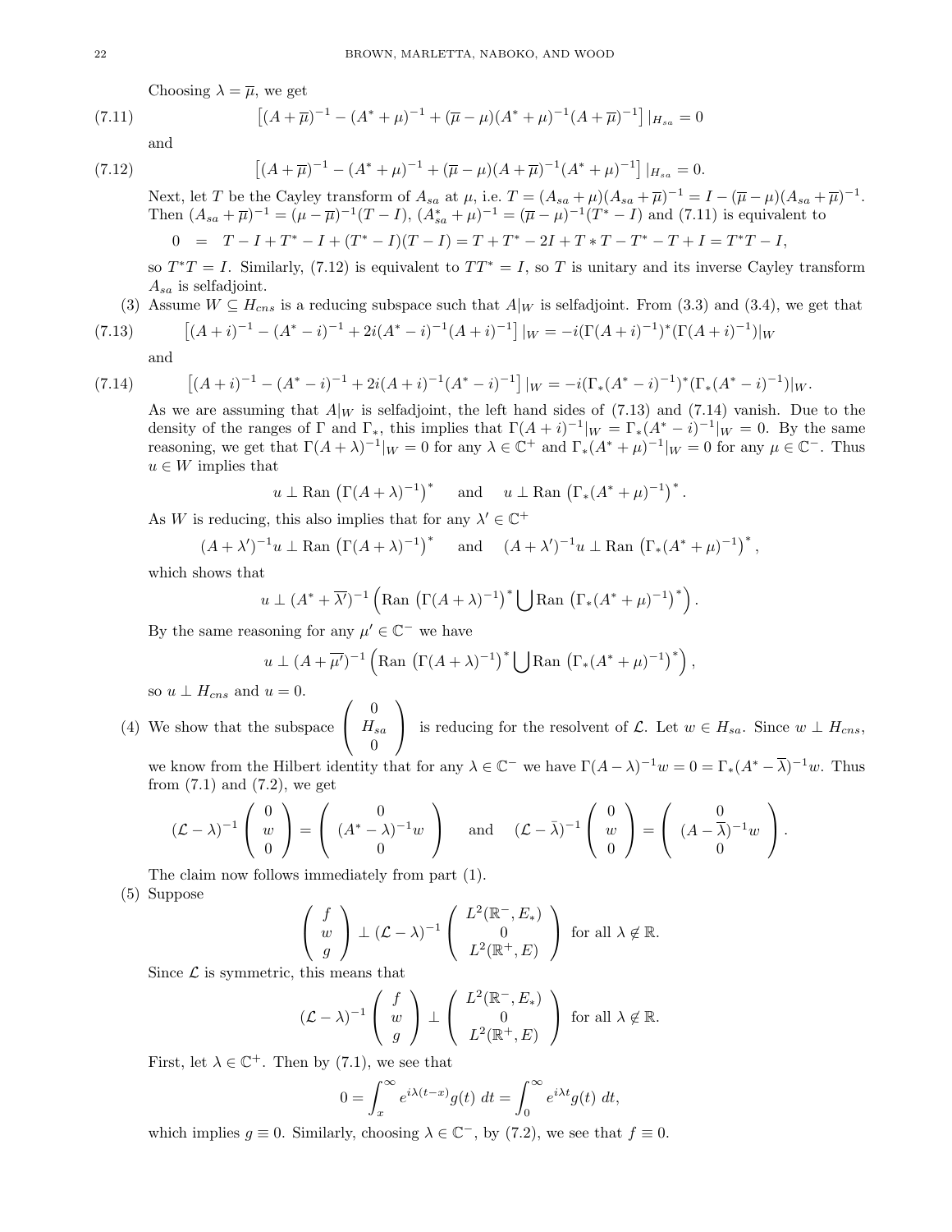Choosing $\lambda = \overline{\mu}$, we get

$$\left[(A+\overline{\mu})^{-1} - (A^*+\mu)^{-1} + (\overline{\mu}-\mu)(A^*+\mu)^{-1}(A+\overline{\mu})^{-1}\right]|_{H_{sa}} = 0 \tag{7.11}$$

and

$$\left[(A+\overline{\mu})^{-1} - (A^*+\mu)^{-1} + (\overline{\mu}-\mu)(A+\overline{\mu})^{-1}(A^*+\mu)^{-1}\right]|_{H_{sa}} = 0. \tag{7.12}$$

Next, let $T$ be the Cayley transform of $A_{sa}$ at $\mu$, i.e. $T = (A_{sa}+\mu)(A_{sa}+\overline{\mu})^{-1} = I - (\overline{\mu}-\mu)(A_{sa}+\overline{\mu})^{-1}$. Then $(A_{sa}+\overline{\mu})^{-1} = (\mu-\overline{\mu})^{-1}(T-I)$, $(A_{sa}^*+\mu)^{-1} = (\overline{\mu}-\mu)^{-1}(T^*-I)$ and (7.11) is equivalent to

$$0 \;=\; T - I + T^* - I + (T^*-I)(T-I) = T + T^* - 2I + T*T - T^* - T + I = T^*T - I,$$

so $T^*T = I$. Similarly, (7.12) is equivalent to $TT^* = I$, so $T$ is unitary and its inverse Cayley transform $A_{sa}$ is selfadjoint.

(3) Assume $W \subseteq H_{cns}$ is a reducing subspace such that $A|_W$ is selfadjoint. From (3.3) and (3.4), we get that

$$\left[(A+i)^{-1} - (A^*-i)^{-1} + 2i(A^*-i)^{-1}(A+i)^{-1}\right]|_W = -i(\Gamma(A+i)^{-1})^*(\Gamma(A+i)^{-1})|_W \tag{7.13}$$

and

$$\left[(A+i)^{-1} - (A^*-i)^{-1} + 2i(A+i)^{-1}(A^*-i)^{-1}\right]|_W = -i(\Gamma_*(A^*-i)^{-1})^*(\Gamma_*(A^*-i)^{-1})|_W. \tag{7.14}$$

As we are assuming that $A|_W$ is selfadjoint, the left hand sides of (7.13) and (7.14) vanish. Due to the density of the ranges of $\Gamma$ and $\Gamma_*$, this implies that $\Gamma(A+i)^{-1}|_W = \Gamma_*(A^*-i)^{-1}|_W = 0$. By the same reasoning, we get that $\Gamma(A+\lambda)^{-1}|_W = 0$ for any $\lambda \in \mathbb{C}^+$ and $\Gamma_*(A^*+\mu)^{-1}|_W = 0$ for any $\mu \in \mathbb{C}^-$. Thus $u \in W$ implies that

$$u \perp \text{Ran}\left(\Gamma(A+\lambda)^{-1}\right)^* \quad \text{and} \quad u \perp \text{Ran}\left(\Gamma_*(A^*+\mu)^{-1}\right)^*.$$

As $W$ is reducing, this also implies that for any $\lambda' \in \mathbb{C}^+$

$$(A+\lambda')^{-1}u \perp \text{Ran}\left(\Gamma(A+\lambda)^{-1}\right)^* \quad \text{and} \quad (A+\lambda')^{-1}u \perp \text{Ran}\left(\Gamma_*(A^*+\mu)^{-1}\right)^*,$$

which shows that

$$u \perp (A^*+\overline{\lambda'})^{-1}\left(\text{Ran}\left(\Gamma(A+\lambda)^{-1}\right)^* \bigcup \text{Ran}\left(\Gamma_*(A^*+\mu)^{-1}\right)^*\right).$$

By the same reasoning for any $\mu' \in \mathbb{C}^-$ we have

$$u \perp (A+\overline{\mu'})^{-1}\left(\text{Ran}\left(\Gamma(A+\lambda)^{-1}\right)^* \bigcup \text{Ran}\left(\Gamma_*(A^*+\mu)^{-1}\right)^*\right),$$

so $u \perp H_{cns}$ and $u = 0$.

(4) We show that the subspace $\begin{pmatrix} 0 \\ H_{sa} \\ 0 \end{pmatrix}$ is reducing for the resolvent of $\mathcal{L}$. Let $w \in H_{sa}$. Since $w \perp H_{cns}$, we know from the Hilbert identity that for any $\lambda \in \mathbb{C}^-$ we have $\Gamma(A-\lambda)^{-1}w = 0 = \Gamma_*(A^*-\overline{\lambda})^{-1}w$. Thus from (7.1) and (7.2), we get

$$(\mathcal{L}-\lambda)^{-1}\begin{pmatrix} 0 \\ w \\ 0 \end{pmatrix} = \begin{pmatrix} 0 \\ (A^*-\lambda)^{-1}w \\ 0 \end{pmatrix} \quad \text{and} \quad (\mathcal{L}-\bar{\lambda})^{-1}\begin{pmatrix} 0 \\ w \\ 0 \end{pmatrix} = \begin{pmatrix} 0 \\ (A-\overline{\lambda})^{-1}w \\ 0 \end{pmatrix}.$$

The claim now follows immediately from part (1).

(5) Suppose

$$\begin{pmatrix} f \\ w \\ g \end{pmatrix} \perp (\mathcal{L}-\lambda)^{-1}\begin{pmatrix} L^2(\mathbb{R}^-, E_*) \\ 0 \\ L^2(\mathbb{R}^+, E) \end{pmatrix} \text{ for all } \lambda \notin \mathbb{R}.$$

Since $\mathcal{L}$ is symmetric, this means that

$$(\mathcal{L}-\lambda)^{-1}\begin{pmatrix} f \\ w \\ g \end{pmatrix} \perp \begin{pmatrix} L^2(\mathbb{R}^-, E_*) \\ 0 \\ L^2(\mathbb{R}^+, E) \end{pmatrix} \text{ for all } \lambda \notin \mathbb{R}.$$

First, let $\lambda \in \mathbb{C}^+$. Then by (7.1), we see that

$$0 = \int_x^\infty e^{i\lambda(t-x)}g(t)\,dt = \int_0^\infty e^{i\lambda t}g(t)\,dt,$$

which implies $g \equiv 0$. Similarly, choosing $\lambda \in \mathbb{C}^-$, by (7.2), we see that $f \equiv 0$.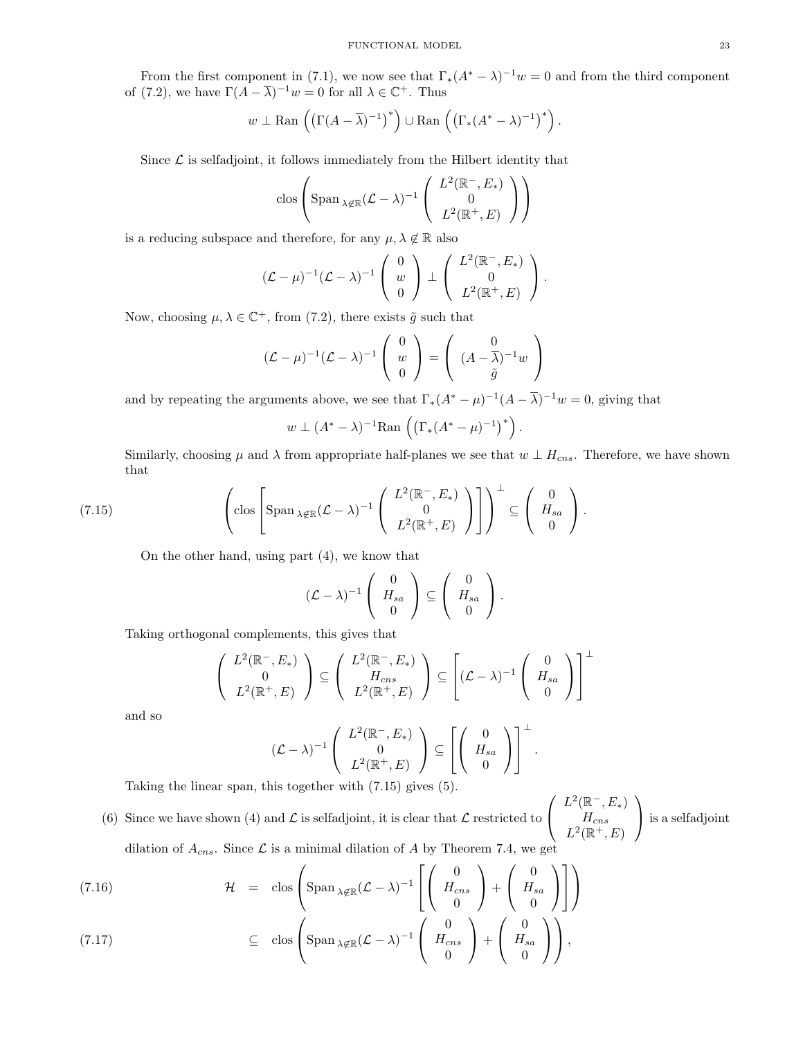From the first component in (7.1), we now see that $\Gamma_*(A^*-\lambda)^{-1}w = 0$ and from the third component of (7.2), we have $\Gamma(A-\overline{\lambda})^{-1}w = 0$ for all $\lambda \in \mathbb{C}^+$. Thus

$$w \perp \operatorname{Ran}\left(\left(\Gamma(A-\overline{\lambda})^{-1}\right)^*\right) \cup \operatorname{Ran}\left(\left(\Gamma_*(A^*-\lambda)^{-1}\right)^*\right).$$

Since $\mathcal{L}$ is selfadjoint, it follows immediately from the Hilbert identity that

$$\operatorname{clos}\left(\operatorname{Span}_{\lambda\notin\mathbb{R}}(\mathcal{L}-\lambda)^{-1}\begin{pmatrix} L^2(\mathbb{R}^-,E_*) \\ 0 \\ L^2(\mathbb{R}^+,E)\end{pmatrix}\right)$$

is a reducing subspace and therefore, for any $\mu,\lambda\notin\mathbb{R}$ also

$$(\mathcal{L}-\mu)^{-1}(\mathcal{L}-\lambda)^{-1}\begin{pmatrix} 0 \\ w \\ 0\end{pmatrix} \perp \begin{pmatrix} L^2(\mathbb{R}^-,E_*) \\ 0 \\ L^2(\mathbb{R}^+,E)\end{pmatrix}.$$

Now, choosing $\mu,\lambda\in\mathbb{C}^+$, from (7.2), there exists $\tilde{g}$ such that

$$(\mathcal{L}-\mu)^{-1}(\mathcal{L}-\lambda)^{-1}\begin{pmatrix} 0 \\ w \\ 0\end{pmatrix} = \begin{pmatrix} 0 \\ (A-\overline{\lambda})^{-1}w \\ \tilde{g}\end{pmatrix}$$

and by repeating the arguments above, we see that $\Gamma_*(A^*-\mu)^{-1}(A-\overline{\lambda})^{-1}w = 0$, giving that

$$w \perp (A^*-\lambda)^{-1}\operatorname{Ran}\left(\left(\Gamma_*(A^*-\mu)^{-1}\right)^*\right).$$

Similarly, choosing $\mu$ and $\lambda$ from appropriate half-planes we see that $w\perp H_{cns}$. Therefore, we have shown that

$$\left(\operatorname{clos}\left[\operatorname{Span}_{\lambda\notin\mathbb{R}}(\mathcal{L}-\lambda)^{-1}\begin{pmatrix} L^2(\mathbb{R}^-,E_*) \\ 0 \\ L^2(\mathbb{R}^+,E)\end{pmatrix}\right]\right)^{\perp} \subseteq \begin{pmatrix} 0 \\ H_{sa} \\ 0\end{pmatrix}. \tag{7.15}$$

On the other hand, using part (4), we know that

$$(\mathcal{L}-\lambda)^{-1}\begin{pmatrix} 0 \\ H_{sa} \\ 0\end{pmatrix} \subseteq \begin{pmatrix} 0 \\ H_{sa} \\ 0\end{pmatrix}.$$

Taking orthogonal complements, this gives that

$$\begin{pmatrix} L^2(\mathbb{R}^-,E_*) \\ 0 \\ L^2(\mathbb{R}^+,E)\end{pmatrix} \subseteq \begin{pmatrix} L^2(\mathbb{R}^-,E_*) \\ H_{cns} \\ L^2(\mathbb{R}^+,E)\end{pmatrix} \subseteq \left[(\mathcal{L}-\lambda)^{-1}\begin{pmatrix} 0 \\ H_{sa} \\ 0\end{pmatrix}\right]^{\perp}$$

and so

$$(\mathcal{L}-\lambda)^{-1}\begin{pmatrix} L^2(\mathbb{R}^-,E_*) \\ 0 \\ L^2(\mathbb{R}^+,E)\end{pmatrix} \subseteq \left[\begin{pmatrix} 0 \\ H_{sa} \\ 0\end{pmatrix}\right]^{\perp}.$$

Taking the linear span, this together with (7.15) gives (5).

(6) Since we have shown (4) and $\mathcal{L}$ is selfadjoint, it is clear that $\mathcal{L}$ restricted to $\begin{pmatrix} L^2(\mathbb{R}^-,E_*) \\ H_{cns} \\ L^2(\mathbb{R}^+,E)\end{pmatrix}$ is a selfadjoint dilation of $A_{cns}$. Since $\mathcal{L}$ is a minimal dilation of $A$ by Theorem 7.4, we get

$$\begin{aligned}
\mathcal{H} &= \operatorname{clos}\left(\operatorname{Span}_{\lambda\notin\mathbb{R}}(\mathcal{L}-\lambda)^{-1}\left[\begin{pmatrix} 0 \\ H_{cns} \\ 0\end{pmatrix} + \begin{pmatrix} 0 \\ H_{sa} \\ 0\end{pmatrix}\right]\right) && (7.16)\\
&\subseteq \operatorname{clos}\left(\operatorname{Span}_{\lambda\notin\mathbb{R}}(\mathcal{L}-\lambda)^{-1}\begin{pmatrix} 0 \\ H_{cns} \\ 0\end{pmatrix} + \begin{pmatrix} 0 \\ H_{sa} \\ 0\end{pmatrix}\right), && (7.17)
\end{aligned}$$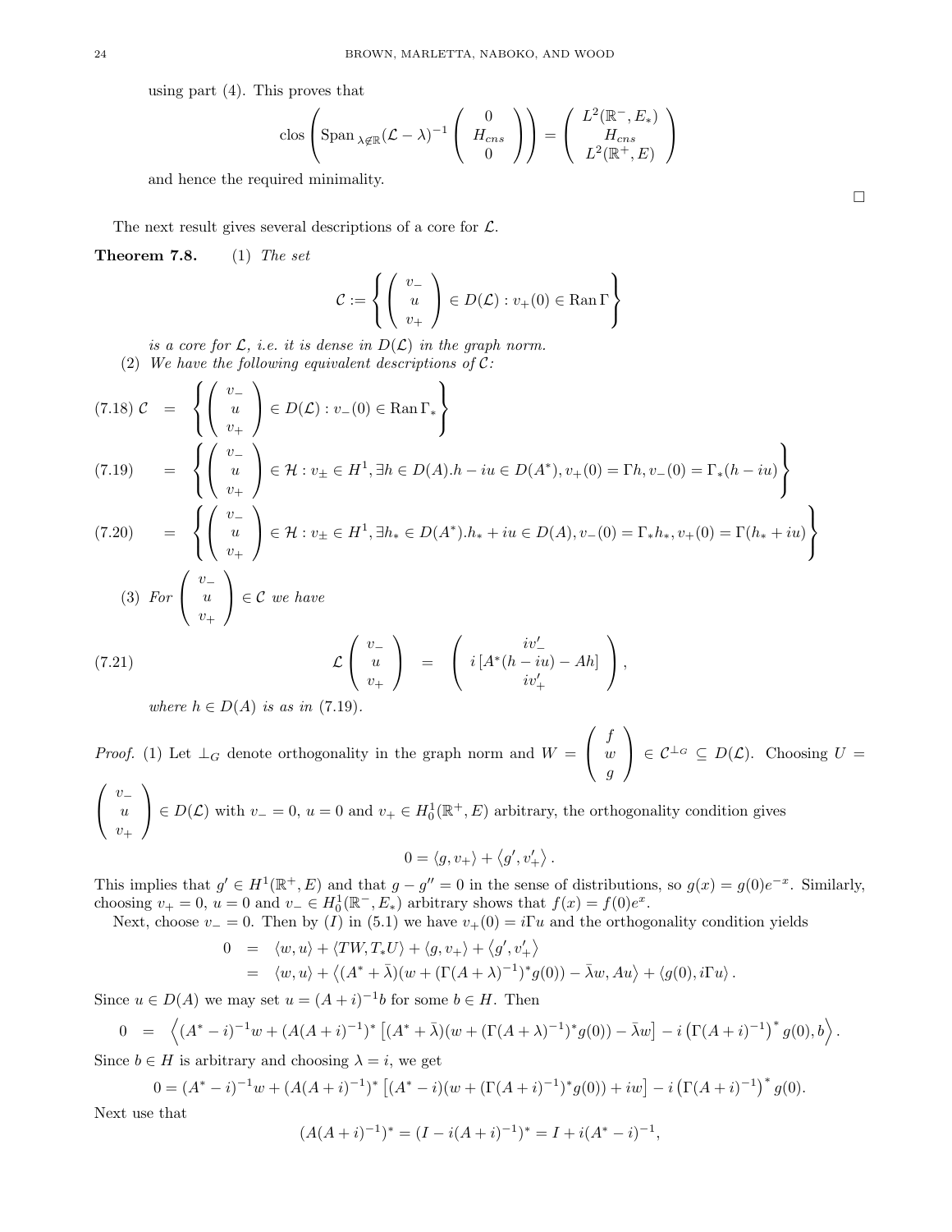using part (4). This proves that

$$\operatorname{clos}\left(\operatorname{Span}_{\lambda\notin\mathbb{R}}(\mathcal{L}-\lambda)^{-1}\begin{pmatrix}0\\ H_{cns}\\ 0\end{pmatrix}\right)=\begin{pmatrix}L^2(\mathbb{R}^-,E_*)\\ H_{cns}\\ L^2(\mathbb{R}^+,E)\end{pmatrix}$$

and hence the required minimality.

$\square$

The next result gives several descriptions of a core for $\mathcal{L}$.

**Theorem 7.8.** (1) *The set*

$$\mathcal{C}:=\left\{\begin{pmatrix}v_-\\ u\\ v_+\end{pmatrix}\in D(\mathcal{L}): v_+(0)\in\operatorname{Ran}\Gamma\right\}$$

*is a core for $\mathcal{L}$, i.e. it is dense in $D(\mathcal{L})$ in the graph norm.*

(2) *We have the following equivalent descriptions of $\mathcal{C}$:*

$$\mathcal{C}=\left\{\begin{pmatrix}v_-\\ u\\ v_+\end{pmatrix}\in D(\mathcal{L}): v_-(0)\in\operatorname{Ran}\Gamma_*\right\}\tag{7.18}$$

$$=\left\{\begin{pmatrix}v_-\\ u\\ v_+\end{pmatrix}\in\mathcal{H}: v_\pm\in H^1, \exists h\in D(A). h-iu\in D(A^*), v_+(0)=\Gamma h, v_-(0)=\Gamma_*(h-iu)\right\}\tag{7.19}$$

$$=\left\{\begin{pmatrix}v_-\\ u\\ v_+\end{pmatrix}\in\mathcal{H}: v_\pm\in H^1, \exists h_*\in D(A^*). h_*+iu\in D(A), v_-(0)=\Gamma_* h_*, v_+(0)=\Gamma(h_*+iu)\right\}\tag{7.20}$$

(3) *For $\begin{pmatrix}v_-\\ u\\ v_+\end{pmatrix}\in\mathcal{C}$ we have*

$$\mathcal{L}\begin{pmatrix}v_-\\ u\\ v_+\end{pmatrix}=\begin{pmatrix}iv_-'\\ i\left[A^*(h-iu)-Ah\right]\\ iv_+'\end{pmatrix},\tag{7.21}$$

*where $h\in D(A)$ is as in (7.19).*

*Proof.* (1) Let $\perp_G$ denote orthogonality in the graph norm and $W=\begin{pmatrix}f\\ w\\ g\end{pmatrix}\in\mathcal{C}^{\perp_G}\subseteq D(\mathcal{L})$. Choosing $U=\begin{pmatrix}v_-\\ u\\ v_+\end{pmatrix}\in D(\mathcal{L})$ with $v_-=0$, $u=0$ and $v_+\in H_0^1(\mathbb{R}^+,E)$ arbitrary, the orthogonality condition gives

$$0=\langle g,v_+\rangle+\langle g',v_+'\rangle.$$

This implies that $g'\in H^1(\mathbb{R}^+,E)$ and that $g-g''=0$ in the sense of distributions, so $g(x)=g(0)e^{-x}$. Similarly, choosing $v_+=0$, $u=0$ and $v_-\in H_0^1(\mathbb{R}^-,E_*)$ arbitrary shows that $f(x)=f(0)e^{x}$.

Next, choose $v_-=0$. Then by $(I)$ in (5.1) we have $v_+(0)=i\Gamma u$ and the orthogonality condition yields

$$\begin{aligned}0&=\langle w,u\rangle+\langle TW,T_*U\rangle+\langle g,v_+\rangle+\langle g',v_+'\rangle\\ &=\langle w,u\rangle+\left\langle (A^*+\bar\lambda)(w+(\Gamma(A+\lambda)^{-1})^*g(0))-\bar\lambda w, Au\right\rangle+\langle g(0),i\Gamma u\rangle.\end{aligned}$$

Since $u\in D(A)$ we may set $u=(A+i)^{-1}b$ for some $b\in H$. Then

$$0=\left\langle (A^*-i)^{-1}w+(A(A+i)^{-1})^*\left[(A^*+\bar\lambda)(w+(\Gamma(A+\lambda)^{-1})^*g(0))-\bar\lambda w\right]-i\left(\Gamma(A+i)^{-1}\right)^*g(0),b\right\rangle.$$

Since $b\in H$ is arbitrary and choosing $\lambda=i$, we get

$$0=(A^*-i)^{-1}w+(A(A+i)^{-1})^*\left[(A^*-i)(w+(\Gamma(A+i)^{-1})^*g(0))+iw\right]-i\left(\Gamma(A+i)^{-1}\right)^*g(0).$$

Next use that

$$(A(A+i)^{-1})^*=(I-i(A+i)^{-1})^*=I+i(A^*-i)^{-1},$$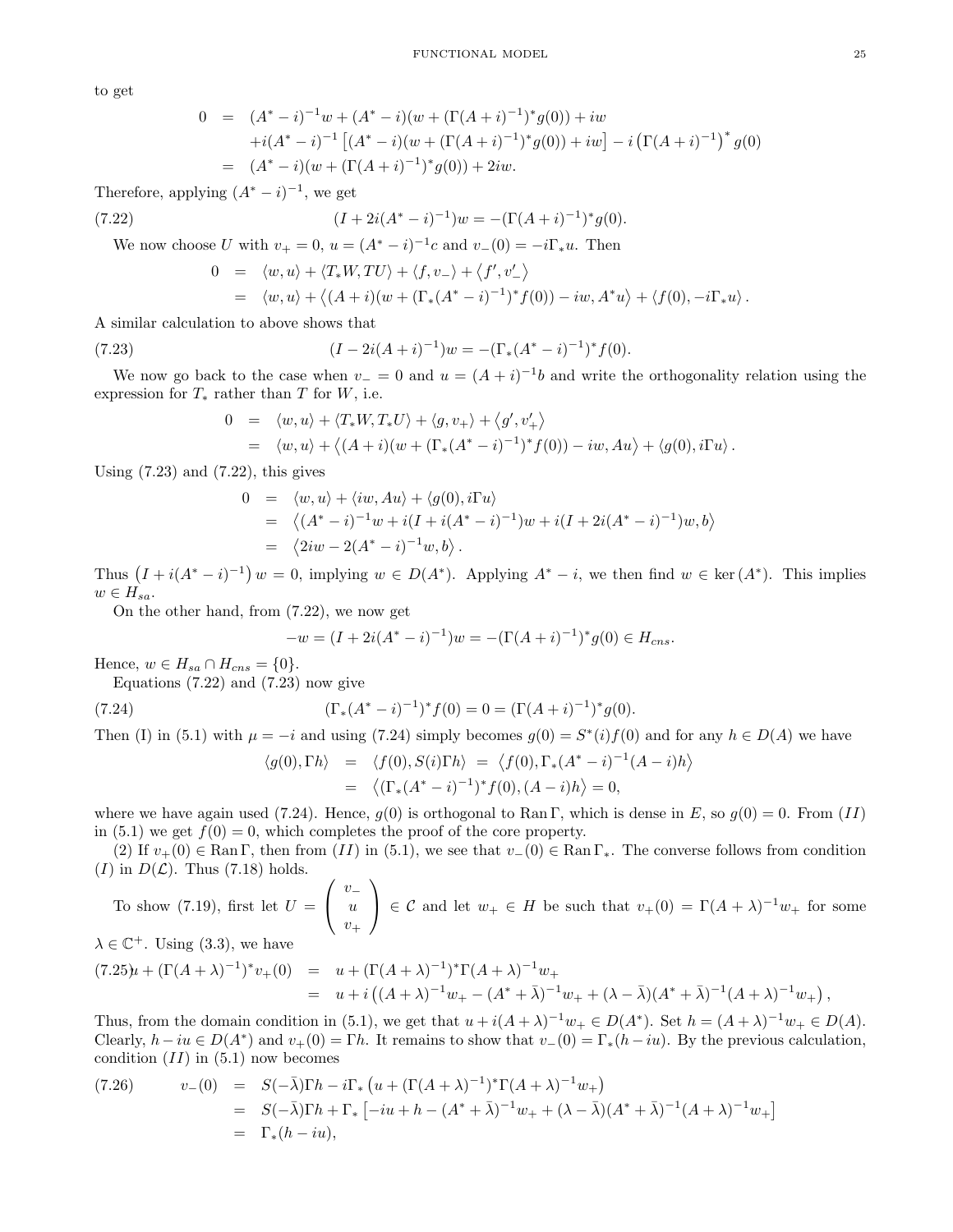to get

$$\begin{aligned}
0 &= (A^*-i)^{-1}w + (A^*-i)(w+(\Gamma(A+i)^{-1})^*g(0)) + iw \\
&\quad + i(A^*-i)^{-1}\left[(A^*-i)(w+(\Gamma(A+i)^{-1})^*g(0)) + iw\right] - i\left(\Gamma(A+i)^{-1}\right)^* g(0) \\
&= (A^*-i)(w+(\Gamma(A+i)^{-1})^*g(0)) + 2iw.
\end{aligned}$$

Therefore, applying $(A^*-i)^{-1}$, we get

$$(I + 2i(A^*-i)^{-1})w = -(\Gamma(A+i)^{-1})^*g(0). \tag{7.22}$$

We now choose $U$ with $v_+ = 0$, $u = (A^*-i)^{-1}c$ and $v_-(0) = -i\Gamma_* u$. Then

$$\begin{aligned}
0 &= \langle w, u\rangle + \langle T_*W, TU\rangle + \langle f, v_-\rangle + \langle f', v_-'\rangle \\
&= \langle w, u\rangle + \left\langle (A+i)(w+(\Gamma_*(A^*-i)^{-1})^*f(0)) - iw, A^*u\right\rangle + \langle f(0), -i\Gamma_* u\rangle.
\end{aligned}$$

A similar calculation to above shows that

$$(I - 2i(A+i)^{-1})w = -(\Gamma_*(A^*-i)^{-1})^*f(0). \tag{7.23}$$

We now go back to the case when $v_- = 0$ and $u = (A+i)^{-1}b$ and write the orthogonality relation using the expression for $T_*$ rather than $T$ for $W$, i.e.

$$\begin{aligned}
0 &= \langle w, u\rangle + \langle T_*W, T_*U\rangle + \langle g, v_+\rangle + \langle g', v_+'\rangle \\
&= \langle w, u\rangle + \left\langle (A+i)(w+(\Gamma_*(A^*-i)^{-1})^*f(0)) - iw, Au\right\rangle + \langle g(0), i\Gamma u\rangle.
\end{aligned}$$

Using (7.23) and (7.22), this gives

$$\begin{aligned}
0 &= \langle w, u\rangle + \langle iw, Au\rangle + \langle g(0), i\Gamma u\rangle \\
&= \left\langle (A^*-i)^{-1}w + i(I+i(A^*-i)^{-1})w + i(I+2i(A^*-i)^{-1})w, b\right\rangle \\
&= \left\langle 2iw - 2(A^*-i)^{-1}w, b\right\rangle.
\end{aligned}$$

Thus $\left(I + i(A^*-i)^{-1}\right)w = 0$, implying $w \in D(A^*)$. Applying $A^*-i$, we then find $w \in \ker(A^*)$. This implies $w \in H_{sa}$.

On the other hand, from (7.22), we now get

$$-w = (I + 2i(A^*-i)^{-1})w = -(\Gamma(A+i)^{-1})^*g(0) \in H_{cns}.$$

Hence, $w \in H_{sa} \cap H_{cns} = \{0\}$.

Equations (7.22) and (7.23) now give

$$(\Gamma_*(A^*-i)^{-1})^*f(0) = 0 = (\Gamma(A+i)^{-1})^*g(0). \tag{7.24}$$

Then (I) in (5.1) with $\mu = -i$ and using (7.24) simply becomes $g(0) = S^*(i)f(0)$ and for any $h \in D(A)$ we have

$$\begin{aligned}
\langle g(0), \Gamma h\rangle &= \langle f(0), S(i)\Gamma h\rangle = \left\langle f(0), \Gamma_*(A^*-i)^{-1}(A-i)h\right\rangle \\
&= \left\langle (\Gamma_*(A^*-i)^{-1})^*f(0), (A-i)h\right\rangle = 0,
\end{aligned}$$

where we have again used (7.24). Hence, $g(0)$ is orthogonal to $\operatorname{Ran}\Gamma$, which is dense in $E$, so $g(0) = 0$. From $(II)$ in (5.1) we get $f(0) = 0$, which completes the proof of the core property.

(2) If $v_+(0) \in \operatorname{Ran}\Gamma$, then from $(II)$ in (5.1), we see that $v_-(0) \in \operatorname{Ran}\Gamma_*$. The converse follows from condition $(I)$ in $D(\mathcal{L})$. Thus (7.18) holds.

To show (7.19), first let $U = \begin{pmatrix} v_- \\ u \\ v_+ \end{pmatrix} \in \mathcal{C}$ and let $w_+ \in H$ be such that $v_+(0) = \Gamma(A+\lambda)^{-1}w_+$ for some $\lambda \in \mathbb{C}^+$. Using (3.3), we have

$$\begin{aligned}
u + (\Gamma(A+\lambda)^{-1})^*v_+(0) &= u + (\Gamma(A+\lambda)^{-1})^*\Gamma(A+\lambda)^{-1}w_+ \\
&= u + i\left((A+\lambda)^{-1}w_+ - (A^*+\bar\lambda)^{-1}w_+ + (\lambda-\bar\lambda)(A^*+\bar\lambda)^{-1}(A+\lambda)^{-1}w_+\right),
\end{aligned} \tag{7.25}$$

Thus, from the domain condition in (5.1), we get that $u + i(A+\lambda)^{-1}w_+ \in D(A^*)$. Set $h = (A+\lambda)^{-1}w_+ \in D(A)$. Clearly, $h - iu \in D(A^*)$ and $v_+(0) = \Gamma h$. It remains to show that $v_-(0) = \Gamma_*(h - iu)$. By the previous calculation, condition $(II)$ in (5.1) now becomes

$$\begin{aligned}
v_-(0) &= S(-\bar\lambda)\Gamma h - i\Gamma_*\left(u + (\Gamma(A+\lambda)^{-1})^*\Gamma(A+\lambda)^{-1}w_+\right) \\
&= S(-\bar\lambda)\Gamma h + \Gamma_*\left[-iu + h - (A^*+\bar\lambda)^{-1}w_+ + (\lambda-\bar\lambda)(A^*+\bar\lambda)^{-1}(A+\lambda)^{-1}w_+\right] \\
&= \Gamma_*(h - iu),
\end{aligned} \tag{7.26}$$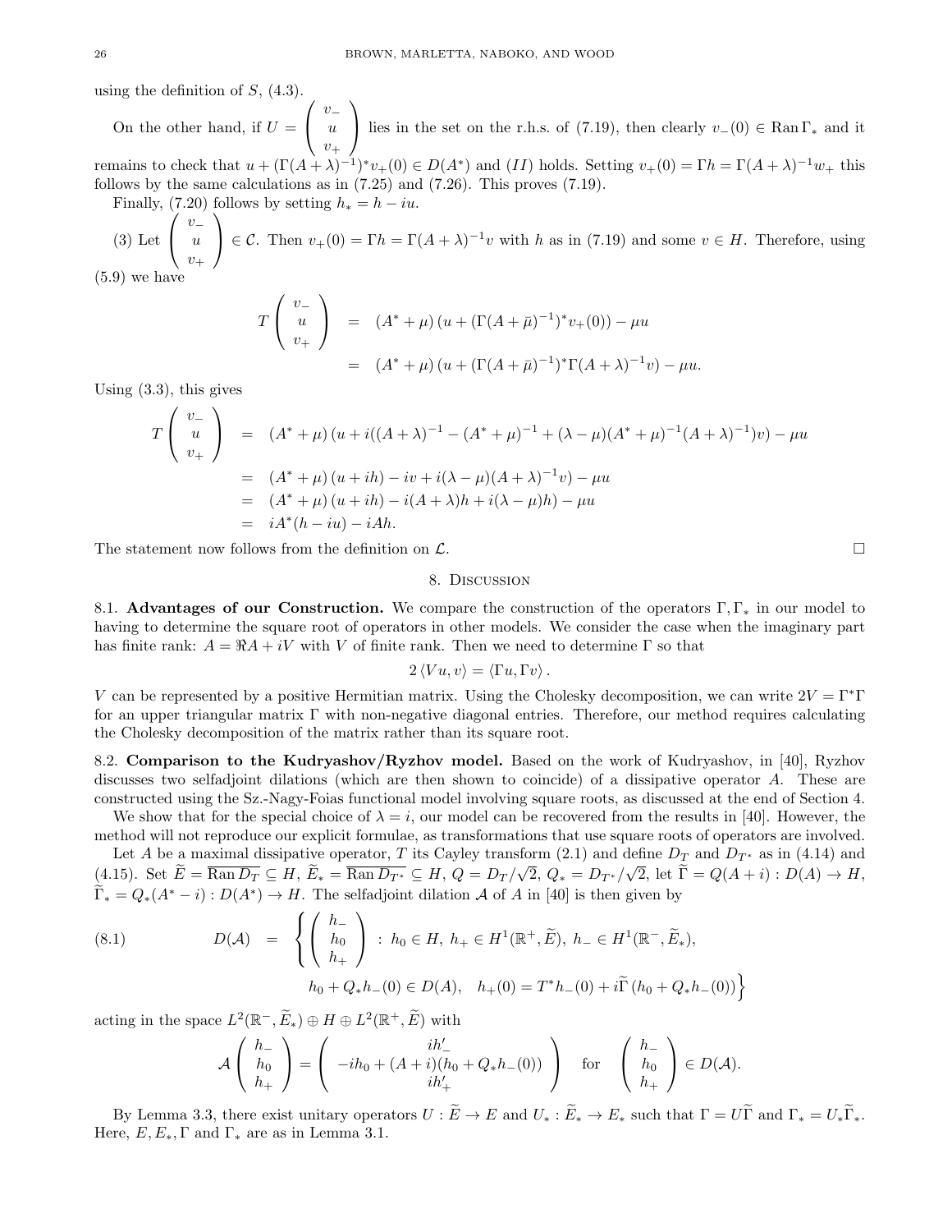using the definition of $S$, (4.3).

On the other hand, if $U = \begin{pmatrix} v_- \\ u \\ v_+ \end{pmatrix}$ lies in the set on the r.h.s. of (7.19), then clearly $v_-(0) \in \operatorname{Ran}\Gamma_*$ and it remains to check that $u + (\Gamma(A+\lambda)^{-1})^* v_+(0) \in D(A^*)$ and $(II)$ holds. Setting $v_+(0) = \Gamma h = \Gamma(A+\lambda)^{-1} w_+$ this follows by the same calculations as in (7.25) and (7.26). This proves (7.19).

Finally, (7.20) follows by setting $h_* = h - iu$.

(3) Let $\begin{pmatrix} v_- \\ u \\ v_+ \end{pmatrix} \in \mathcal{C}$. Then $v_+(0) = \Gamma h = \Gamma(A+\lambda)^{-1} v$ with $h$ as in (7.19) and some $v \in H$. Therefore, using (5.9) we have

$$
\begin{aligned}
T \begin{pmatrix} v_- \\ u \\ v_+ \end{pmatrix} &= (A^* + \mu)\left(u + (\Gamma(A+\bar{\mu})^{-1})^* v_+(0)\right) - \mu u \\
&= (A^* + \mu)\left(u + (\Gamma(A+\bar{\mu})^{-1})^* \Gamma(A+\lambda)^{-1} v\right) - \mu u.
\end{aligned}
$$

Using (3.3), this gives

$$
\begin{aligned}
T \begin{pmatrix} v_- \\ u \\ v_+ \end{pmatrix} &= (A^* + \mu)\left(u + i((A+\lambda)^{-1} - (A^*+\mu)^{-1} + (\lambda - \mu)(A^*+\mu)^{-1}(A+\lambda)^{-1})v\right) - \mu u \\
&= (A^* + \mu)(u + ih) - iv + i(\lambda - \mu)(A+\lambda)^{-1} v) - \mu u \\
&= (A^* + \mu)(u + ih) - i(A+\lambda)h + i(\lambda - \mu)h) - \mu u \\
&= iA^*(h - iu) - iAh.
\end{aligned}
$$

The statement now follows from the definition on $\mathcal{L}$. □

## 8. Discussion

**8.1. Advantages of our Construction.** We compare the construction of the operators $\Gamma, \Gamma_*$ in our model to having to determine the square root of operators in other models. We consider the case when the imaginary part has finite rank: $A = \Re A + iV$ with $V$ of finite rank. Then we need to determine $\Gamma$ so that

$$
2\langle Vu, v\rangle = \langle \Gamma u, \Gamma v\rangle.
$$

$V$ can be represented by a positive Hermitian matrix. Using the Cholesky decomposition, we can write $2V = \Gamma^*\Gamma$ for an upper triangular matrix $\Gamma$ with non-negative diagonal entries. Therefore, our method requires calculating the Cholesky decomposition of the matrix rather than its square root.

**8.2. Comparison to the Kudryashov/Ryzhov model.** Based on the work of Kudryashov, in [40], Ryzhov discusses two selfadjoint dilations (which are then shown to coincide) of a dissipative operator $A$. These are constructed using the Sz.-Nagy-Foias functional model involving square roots, as discussed at the end of Section 4.

We show that for the special choice of $\lambda = i$, our model can be recovered from the results in [40]. However, the method will not reproduce our explicit formulae, as transformations that use square roots of operators are involved.

Let $A$ be a maximal dissipative operator, $T$ its Cayley transform (2.1) and define $D_T$ and $D_{T^*}$ as in (4.14) and (4.15). Set $\widetilde{E} = \overline{\operatorname{Ran} D_T} \subseteq H$, $\widetilde{E}_* = \overline{\operatorname{Ran} D_{T^*}} \subseteq H$, $Q = D_T/\sqrt{2}$, $Q_* = D_{T^*}/\sqrt{2}$, let $\widetilde{\Gamma} = Q(A+i) : D(A) \to H$, $\widetilde{\Gamma}_* = Q_*(A^* - i) : D(A^*) \to H$. The selfadjoint dilation $\mathcal{A}$ of $A$ in [40] is then given by

$$
\begin{aligned}
(8.1) \qquad D(\mathcal{A}) = \Bigg\{ \begin{pmatrix} h_- \\ h_0 \\ h_+ \end{pmatrix} &: h_0 \in H,\ h_+ \in H^1(\mathbb{R}^+, \widetilde{E}),\ h_- \in H^1(\mathbb{R}^-, \widetilde{E}_*), \\
& h_0 + Q_* h_-(0) \in D(A), \quad h_+(0) = T^* h_-(0) + i\widetilde{\Gamma}\left(h_0 + Q_* h_-(0)\right) \Bigg\}
\end{aligned}
$$

acting in the space $L^2(\mathbb{R}^-, \widetilde{E}_*) \oplus H \oplus L^2(\mathbb{R}^+, \widetilde{E})$ with

$$
\mathcal{A}\begin{pmatrix} h_- \\ h_0 \\ h_+ \end{pmatrix} = \begin{pmatrix} ih_-' \\ -ih_0 + (A+i)(h_0 + Q_* h_-(0)) \\ ih_+' \end{pmatrix} \quad \text{for} \quad \begin{pmatrix} h_- \\ h_0 \\ h_+ \end{pmatrix} \in D(\mathcal{A}).
$$

By Lemma 3.3, there exist unitary operators $U : \widetilde{E} \to E$ and $U_* : \widetilde{E}_* \to E_*$ such that $\Gamma = U\widetilde{\Gamma}$ and $\Gamma_* = U_*\widetilde{\Gamma}_*$. Here, $E, E_*, \Gamma$ and $\Gamma_*$ are as in Lemma 3.1.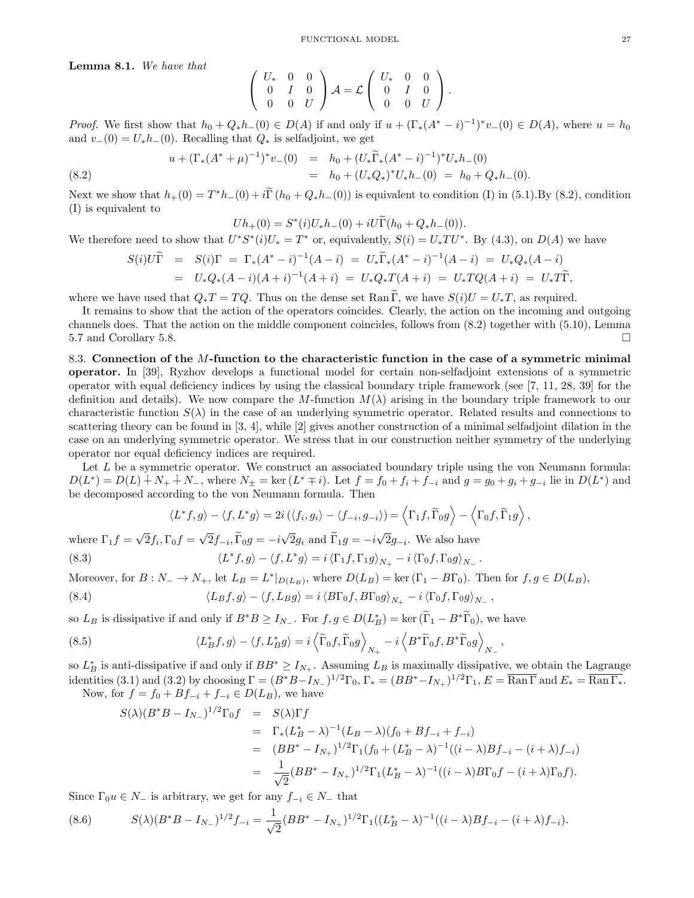**Lemma 8.1.** *We have that*

$$\begin{pmatrix} U_* & 0 & 0 \\ 0 & I & 0 \\ 0 & 0 & U \end{pmatrix} \mathcal{A} = \mathcal{L} \begin{pmatrix} U_* & 0 & 0 \\ 0 & I & 0 \\ 0 & 0 & U \end{pmatrix}.$$

*Proof.* We first show that $h_0 + Q_* h_-(0) \in D(A)$ if and only if $u + (\Gamma_*(A^* - i)^{-1})^* v_-(0) \in D(A)$, where $u = h_0$ and $v_-(0) = U_* h_-(0)$. Recalling that $Q_*$ is selfadjoint, we get

$$\begin{aligned} u + (\Gamma_*(A^* + \mu)^{-1})^* v_-(0) &= h_0 + (U_* \widetilde{\Gamma}_*(A^* - i)^{-1})^* U_* h_-(0) \\ &= h_0 + (U_* Q_*)^* U_* h_-(0) \; = \; h_0 + Q_* h_-(0). \end{aligned} \tag{8.2}$$

Next we show that $h_+(0) = T^* h_-(0) + i\widetilde{\Gamma}\,(h_0 + Q_* h_-(0))$ is equivalent to condition (I) in (5.1).By (8.2), condition (I) is equivalent to

$$U h_+(0) = S^*(i) U_* h_-(0) + iU\widetilde{\Gamma}(h_0 + Q_* h_-(0)).$$

We therefore need to show that $U^* S^*(i) U_* = T^*$ or, equivalently, $S(i) = U_* T U^*$. By (4.3), on $D(A)$ we have

$$\begin{aligned} S(i)U\widetilde{\Gamma} &= S(i)\Gamma \; = \; \Gamma_*(A^* - i)^{-1}(A - i) \; = \; U_* \widetilde{\Gamma}_*(A^* - i)^{-1}(A - i) \; = \; U_* Q_*(A - i) \\ &= U_* Q_*(A - i)(A + i)^{-1}(A + i) \; = \; U_* Q_* T(A + i) \; = \; U_* T Q(A + i) \; = \; U_* T\widetilde{\Gamma}, \end{aligned}$$

where we have used that $Q_* T = TQ$. Thus on the dense set $\operatorname{Ran}\widetilde{\Gamma}$, we have $S(i)U = U_* T$, as required.

It remains to show that the action of the operators coincides. Clearly, the action on the incoming and outgoing channels does. That the action on the middle component coincides, follows from (8.2) together with (5.10), Lemma 5.7 and Corollary 5.8. $\square$

8.3. **Connection of the $M$-function to the characteristic function in the case of a symmetric minimal operator.** In [39], Ryzhov develops a functional model for certain non-selfadjoint extensions of a symmetric operator with equal deficiency indices by using the classical boundary triple framework (see [7, 11, 28, 39] for the definition and details). We now compare the $M$-function $M(\lambda)$ arising in the boundary triple framework to our characteristic function $S(\lambda)$ in the case of an underlying symmetric operator. Related results and connections to scattering theory can be found in [3, 4], while [2] gives another construction of a minimal selfadjoint dilation in the case on an underlying symmetric operator. We stress that in our construction neither symmetry of the underlying operator nor equal deficiency indices are required.

Let $L$ be a symmetric operator. We construct an associated boundary triple using the von Neumann formula: $D(L^*) = D(L) \dot{+} N_+ \dot{+} N_-$, where $N_\pm = \ker(L^* \mp i)$. Let $f = f_0 + f_i + f_{-i}$ and $g = g_0 + g_i + g_{-i}$ lie in $D(L^*)$ and be decomposed according to the von Neumann formula. Then

$$\langle L^* f, g\rangle - \langle f, L^* g\rangle = 2i\left(\langle f_i, g_i\rangle - \langle f_{-i}, g_{-i}\rangle\right) = \left\langle \Gamma_1 f, \widetilde{\Gamma}_0 g\right\rangle - \left\langle \Gamma_0 f, \widetilde{\Gamma}_1 g\right\rangle,$$

where $\Gamma_1 f = \sqrt{2} f_i, \Gamma_0 f = \sqrt{2} f_{-i}, \widetilde{\Gamma}_0 g = -i\sqrt{2} g_i$ and $\widetilde{\Gamma}_1 g = -i\sqrt{2} g_{-i}$. We also have

$$\langle L^* f, g\rangle - \langle f, L^* g\rangle = i\left\langle \Gamma_1 f, \Gamma_1 g\right\rangle_{N_+} - i\left\langle \Gamma_0 f, \Gamma_0 g\right\rangle_{N_-}. \tag{8.3}$$

Moreover, for $B : N_- \to N_+$, let $L_B = L^*|_{D(L_B)}$, where $D(L_B) = \ker(\Gamma_1 - B\Gamma_0)$. Then for $f, g \in D(L_B)$,

$$\langle L_B f, g\rangle - \langle f, L_B g\rangle = i\left\langle B\Gamma_0 f, B\Gamma_0 g\right\rangle_{N_+} - i\left\langle \Gamma_0 f, \Gamma_0 g\right\rangle_{N_-}, \tag{8.4}$$

so $L_B$ is dissipative if and only if $B^* B \geq I_{N_-}$. For $f, g \in D(L_B^*) = \ker(\widetilde{\Gamma}_1 - B^* \widetilde{\Gamma}_0)$, we have

$$\langle L_B^* f, g\rangle - \langle f, L_B^* g\rangle = i\left\langle \widetilde{\Gamma}_0 f, \widetilde{\Gamma}_0 g\right\rangle_{N_+} - i\left\langle B^* \widetilde{\Gamma}_0 f, B^* \widetilde{\Gamma}_0 g\right\rangle_{N_-}, \tag{8.5}$$

so $L_B^*$ is anti-dissipative if and only if $BB^* \geq I_{N_+}$. Assuming $L_B$ is maximally dissipative, we obtain the Lagrange identities (3.1) and (3.2) by choosing $\Gamma = (B^* B - I_{N_-})^{1/2}\Gamma_0$, $\Gamma_* = (BB^* - I_{N_+})^{1/2}\Gamma_1$, $E = \overline{\operatorname{Ran}\Gamma}$ and $E_* = \overline{\operatorname{Ran}\Gamma_*}$.

Now, for $f = f_0 + Bf_{-i} + f_{-i} \in D(L_B)$, we have

$$\begin{aligned} S(\lambda)(B^* B - I_{N_-})^{1/2}\Gamma_0 f &= S(\lambda)\Gamma f \\ &= \Gamma_*(L_B^* - \lambda)^{-1}(L_B - \lambda)(f_0 + Bf_{-i} + f_{-i}) \\ &= (BB^* - I_{N_+})^{1/2}\Gamma_1(f_0 + (L_B^* - \lambda)^{-1}((i - \lambda)Bf_{-i} - (i + \lambda)f_{-i}) \\ &= \frac{1}{\sqrt{2}}(BB^* - I_{N_+})^{1/2}\Gamma_1(L_B^* - \lambda)^{-1}((i - \lambda)B\Gamma_0 f - (i + \lambda)\Gamma_0 f). \end{aligned}$$

Since $\Gamma_0 u \in N_-$ is arbitrary, we get for any $f_{-i} \in N_-$ that

$$S(\lambda)(B^* B - I_{N_-})^{1/2} f_{-i} = \frac{1}{\sqrt{2}}(BB^* - I_{N_+})^{1/2}\Gamma_1((L_B^* - \lambda)^{-1}((i - \lambda)Bf_{-i} - (i + \lambda)f_{-i}). \tag{8.6}$$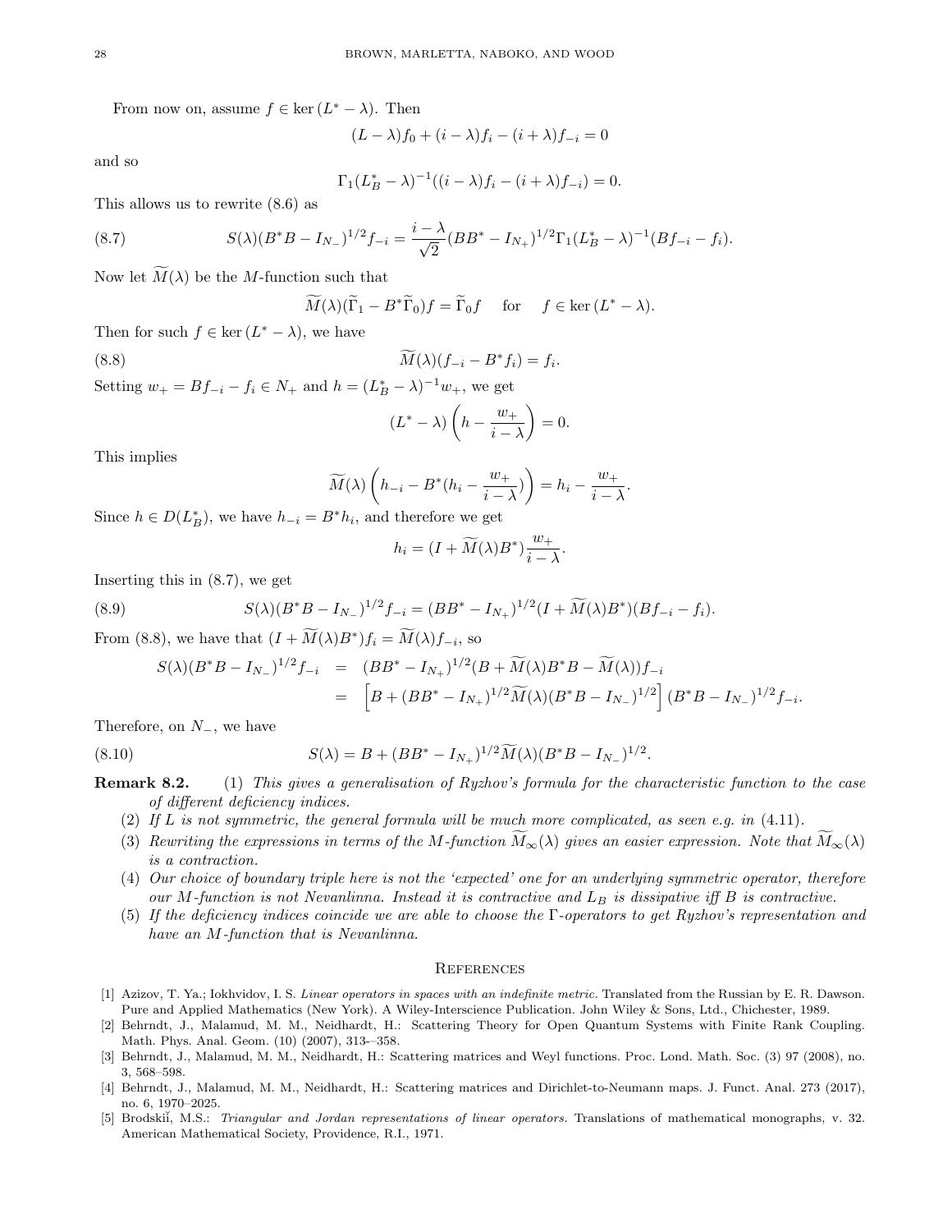From now on, assume $f \in \ker(L^* - \lambda)$. Then

$$(L-\lambda)f_0 + (i-\lambda)f_i - (i+\lambda)f_{-i} = 0$$

and so

$$\Gamma_1(L_B^* - \lambda)^{-1}((i-\lambda)f_i - (i+\lambda)f_{-i}) = 0.$$

This allows us to rewrite (8.6) as

$$S(\lambda)(B^*B - I_{N_-})^{1/2}f_{-i} = \frac{i-\lambda}{\sqrt{2}}(BB^* - I_{N_+})^{1/2}\Gamma_1(L_B^* - \lambda)^{-1}(Bf_{-i} - f_i). \tag{8.7}$$

Now let $\widetilde{M}(\lambda)$ be the $M$-function such that

$$\widetilde{M}(\lambda)(\widetilde{\Gamma}_1 - B^*\widetilde{\Gamma}_0)f = \widetilde{\Gamma}_0 f \quad \text{ for } \quad f \in \ker(L^* - \lambda).$$

Then for such $f \in \ker(L^* - \lambda)$, we have

$$\widetilde{M}(\lambda)(f_{-i} - B^*f_i) = f_i. \tag{8.8}$$

Setting $w_+ = Bf_{-i} - f_i \in N_+$ and $h = (L_B^* - \lambda)^{-1}w_+$, we get

$$(L^* - \lambda)\left(h - \frac{w_+}{i-\lambda}\right) = 0.$$

This implies

$$\widetilde{M}(\lambda)\left(h_{-i} - B^*(h_i - \frac{w_+}{i-\lambda})\right) = h_i - \frac{w_+}{i-\lambda}.$$

Since $h \in D(L_B^*)$, we have $h_{-i} = B^*h_i$, and therefore we get

$$h_i = (I + \widetilde{M}(\lambda)B^*)\frac{w_+}{i-\lambda}.$$

Inserting this in (8.7), we get

$$S(\lambda)(B^*B - I_{N_-})^{1/2}f_{-i} = (BB^* - I_{N_+})^{1/2}(I + \widetilde{M}(\lambda)B^*)(Bf_{-i} - f_i). \tag{8.9}$$

From (8.8), we have that $(I + \widetilde{M}(\lambda)B^*)f_i = \widetilde{M}(\lambda)f_{-i}$, so

$$\begin{aligned} S(\lambda)(B^*B - I_{N_-})^{1/2}f_{-i} &= (BB^* - I_{N_+})^{1/2}(B + \widetilde{M}(\lambda)B^*B - \widetilde{M}(\lambda))f_{-i} \\ &= \left[B + (BB^* - I_{N_+})^{1/2}\widetilde{M}(\lambda)(B^*B - I_{N_-})^{1/2}\right](B^*B - I_{N_-})^{1/2}f_{-i}. \end{aligned}$$

Therefore, on $N_-$, we have

$$S(\lambda) = B + (BB^* - I_{N_+})^{1/2}\widetilde{M}(\lambda)(B^*B - I_{N_-})^{1/2}. \tag{8.10}$$

**Remark 8.2.**
1. *This gives a generalisation of Ryzhov's formula for the characteristic function to the case of different deficiency indices.*
2. *If $L$ is not symmetric, the general formula will be much more complicated, as seen e.g. in (4.11).*
3. *Rewriting the expressions in terms of the $M$-function $\widetilde{M}_\infty(\lambda)$ gives an easier expression. Note that $\widetilde{M}_\infty(\lambda)$ is a contraction.*
4. *Our choice of boundary triple here is not the 'expected' one for an underlying symmetric operator, therefore our $M$-function is not Nevanlinna. Instead it is contractive and $L_B$ is dissipative iff $B$ is contractive.*
5. *If the deficiency indices coincide we are able to choose the $\Gamma$-operators to get Ryzhov's representation and have an $M$-function that is Nevanlinna.*

## References

[1] Azizov, T. Ya.; Iokhvidov, I. S. *Linear operators in spaces with an indefinite metric.* Translated from the Russian by E. R. Dawson. Pure and Applied Mathematics (New York). A Wiley-Interscience Publication. John Wiley & Sons, Ltd., Chichester, 1989.

[2] Behrndt, J., Malamud, M. M., Neidhardt, H.: Scattering Theory for Open Quantum Systems with Finite Rank Coupling. Math. Phys. Anal. Geom. (10) (2007), 313–-358.

[3] Behrndt, J., Malamud, M. M., Neidhardt, H.: Scattering matrices and Weyl functions. Proc. Lond. Math. Soc. (3) 97 (2008), no. 3, 568–598.

[4] Behrndt, J., Malamud, M. M., Neidhardt, H.: Scattering matrices and Dirichlet-to-Neumann maps. J. Funct. Anal. 273 (2017), no. 6, 1970–2025.

[5] Brodskiĭ, M.S.: *Triangular and Jordan representations of linear operators.* Translations of mathematical monographs, v. 32. American Mathematical Society, Providence, R.I., 1971.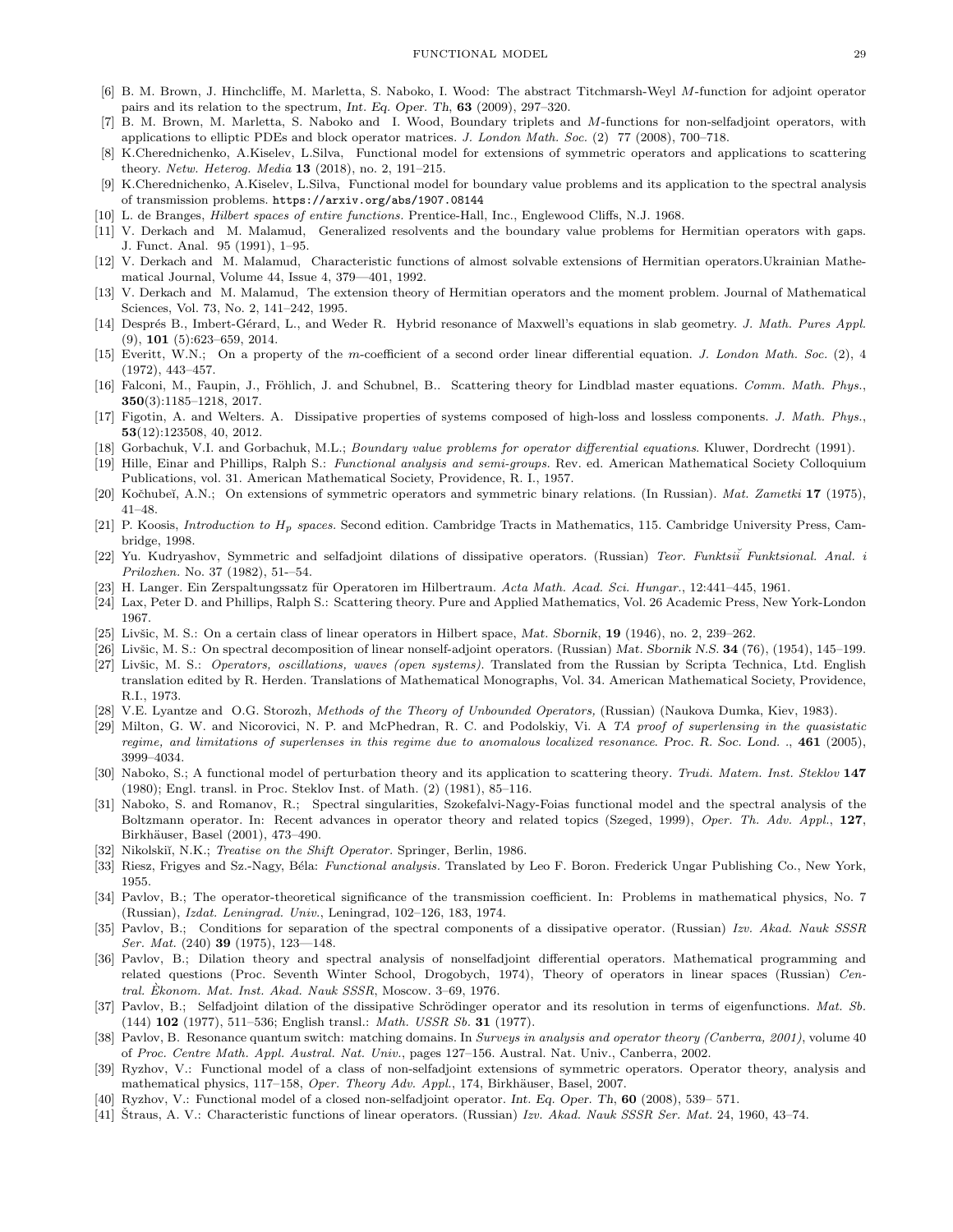[6] B. M. Brown, J. Hinchcliffe, M. Marletta, S. Naboko, I. Wood: The abstract Titchmarsh-Weyl $M$-function for adjoint operator pairs and its relation to the spectrum, *Int. Eq. Oper. Th*, **63** (2009), 297–320.

[7] B. M. Brown, M. Marletta, S. Naboko and I. Wood, Boundary triplets and $M$-functions for non-selfadjoint operators, with applications to elliptic PDEs and block operator matrices. *J. London Math. Soc.* (2) 77 (2008), 700–718.

[8] K.Cherednichenko, A.Kiselev, L.Silva, Functional model for extensions of symmetric operators and applications to scattering theory. *Netw. Heterog. Media* **13** (2018), no. 2, 191–215.

[9] K.Cherednichenko, A.Kiselev, L.Silva, Functional model for boundary value problems and its application to the spectral analysis of transmission problems. https://arxiv.org/abs/1907.08144

[10] L. de Branges, *Hilbert spaces of entire functions*. Prentice-Hall, Inc., Englewood Cliffs, N.J. 1968.

[11] V. Derkach and M. Malamud, Generalized resolvents and the boundary value problems for Hermitian operators with gaps. J. Funct. Anal. 95 (1991), 1–95.

[12] V. Derkach and M. Malamud, Characteristic functions of almost solvable extensions of Hermitian operators.Ukrainian Mathematical Journal, Volume 44, Issue 4, 379—401, 1992.

[13] V. Derkach and M. Malamud, The extension theory of Hermitian operators and the moment problem. Journal of Mathematical Sciences, Vol. 73, No. 2, 141–242, 1995.

[14] Després B., Imbert-Gérard, L., and Weder R. Hybrid resonance of Maxwell's equations in slab geometry. *J. Math. Pures Appl.* (9), **101** (5):623–659, 2014.

[15] Everitt, W.N.; On a property of the $m$-coefficient of a second order linear differential equation. *J. London Math. Soc.* (2), 4 (1972), 443–457.

[16] Falconi, M., Faupin, J., Fröhlich, J. and Schubnel, B.. Scattering theory for Lindblad master equations. *Comm. Math. Phys.*, **350**(3):1185–1218, 2017.

[17] Figotin, A. and Welters. A. Dissipative properties of systems composed of high-loss and lossless components. *J. Math. Phys.*, **53**(12):123508, 40, 2012.

[18] Gorbachuk, V.I. and Gorbachuk, M.L.; *Boundary value problems for operator differential equations*. Kluwer, Dordrecht (1991).

[19] Hille, Einar and Phillips, Ralph S.: *Functional analysis and semi-groups*. Rev. ed. American Mathematical Society Colloquium Publications, vol. 31. American Mathematical Society, Providence, R. I., 1957.

[20] Kočhubeĭ, A.N.; On extensions of symmetric operators and symmetric binary relations. (In Russian). *Mat. Zametki* **17** (1975), 41–48.

[21] P. Koosis, *Introduction to $H_p$ spaces.* Second edition. Cambridge Tracts in Mathematics, 115. Cambridge University Press, Cambridge, 1998.

[22] Yu. Kudryashov, Symmetric and selfadjoint dilations of dissipative operators. (Russian) *Teor. Funktsiĭ Funktsional. Anal. i Prilozhen.* No. 37 (1982), 51-–54.

[23] H. Langer. Ein Zerspaltungssatz für Operatoren im Hilbertraum. *Acta Math. Acad. Sci. Hungar.*, 12:441–445, 1961.

[24] Lax, Peter D. and Phillips, Ralph S.: Scattering theory. Pure and Applied Mathematics, Vol. 26 Academic Press, New York-London 1967.

[25] Livšic, M. S.: On a certain class of linear operators in Hilbert space, *Mat. Sbornik*, **19** (1946), no. 2, 239–262.

[26] Livšic, M. S.: On spectral decomposition of linear nonself-adjoint operators. (Russian) *Mat. Sbornik N.S.* **34** (76), (1954), 145–199.

[27] Livšic, M. S.: *Operators, oscillations, waves (open systems).* Translated from the Russian by Scripta Technica, Ltd. English translation edited by R. Herden. Translations of Mathematical Monographs, Vol. 34. American Mathematical Society, Providence, R.I., 1973.

[28] V.E. Lyantze and O.G. Storozh, *Methods of the Theory of Unbounded Operators,* (Russian) (Naukova Dumka, Kiev, 1983).

[29] Milton, G. W. and Nicorovici, N. P. and McPhedran, R. C. and Podolskiy, Vi. A *TA proof of superlensing in the quasistatic regime, and limitations of superlenses in this regime due to anomalous localized resonance*. *Proc. R. Soc. Lond.* ., **461** (2005), 3999–4034.

[30] Naboko, S.; A functional model of perturbation theory and its application to scattering theory. *Trudi. Matem. Inst. Steklov* **147** (1980); Engl. transl. in Proc. Steklov Inst. of Math. (2) (1981), 85–116.

[31] Naboko, S. and Romanov, R.; Spectral singularities, Szokefalvi-Nagy-Foias functional model and the spectral analysis of the Boltzmann operator. In: Recent advances in operator theory and related topics (Szeged, 1999), *Oper. Th. Adv. Appl.*, **127**, Birkhäuser, Basel (2001), 473–490.

[32] Nikolskiĭ, N.K.; *Treatise on the Shift Operator.* Springer, Berlin, 1986.

[33] Riesz, Frigyes and Sz.-Nagy, Béla: *Functional analysis.* Translated by Leo F. Boron. Frederick Ungar Publishing Co., New York, 1955.

[34] Pavlov, B.; The operator-theoretical significance of the transmission coefficient. In: Problems in mathematical physics, No. 7 (Russian), *Izdat. Leningrad. Univ.*, Leningrad, 102–126, 183, 1974.

[35] Pavlov, B.; Conditions for separation of the spectral components of a dissipative operator. (Russian) *Izv. Akad. Nauk SSSR Ser. Mat.* (240) **39** (1975), 123—148.

[36] Pavlov, B.; Dilation theory and spectral analysis of nonselfadjoint differential operators. Mathematical programming and related questions (Proc. Seventh Winter School, Drogobych, 1974), Theory of operators in linear spaces (Russian) *Central. Èkonom. Mat. Inst. Akad. Nauk SSSR*, Moscow. 3–69, 1976.

[37] Pavlov, B.; Selfadjoint dilation of the dissipative Schrödinger operator and its resolution in terms of eigenfunctions. *Mat. Sb.* (144) **102** (1977), 511–536; English transl.: *Math. USSR Sb.* **31** (1977).

[38] Pavlov, B. Resonance quantum switch: matching domains. In *Surveys in analysis and operator theory (Canberra, 2001)*, volume 40 of *Proc. Centre Math. Appl. Austral. Nat. Univ.*, pages 127–156. Austral. Nat. Univ., Canberra, 2002.

[39] Ryzhov, V.: Functional model of a class of non-selfadjoint extensions of symmetric operators. Operator theory, analysis and mathematical physics, 117–158, *Oper. Theory Adv. Appl.*, 174, Birkhäuser, Basel, 2007.

[40] Ryzhov, V.: Functional model of a closed non-selfadjoint operator. *Int. Eq. Oper. Th*, **60** (2008), 539– 571.

[41] Štraus, A. V.: Characteristic functions of linear operators. (Russian) *Izv. Akad. Nauk SSSR Ser. Mat.* 24, 1960, 43–74.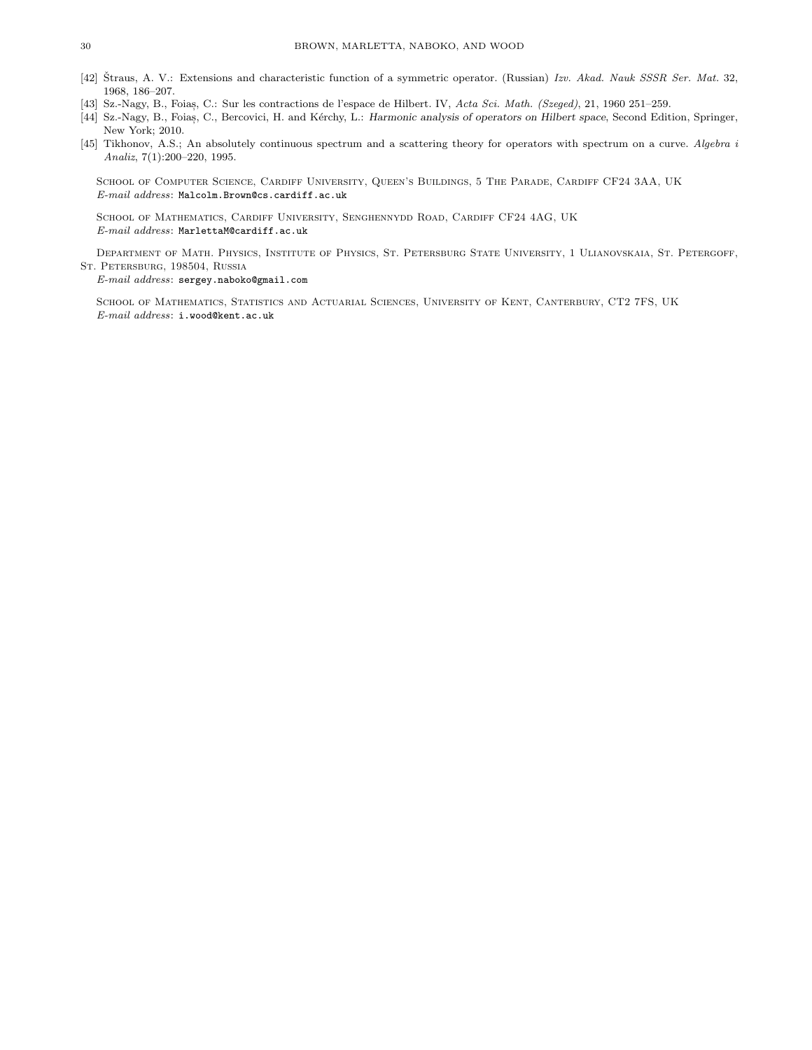[42] Štraus, A. V.: Extensions and characteristic function of a symmetric operator. (Russian) *Izv. Akad. Nauk SSSR Ser. Mat.* 32, 1968, 186–207.

[43] Sz.-Nagy, B., Foiaș, C.: Sur les contractions de l'espace de Hilbert. IV, *Acta Sci. Math. (Szeged)*, 21, 1960 251–259.

[44] Sz.-Nagy, B., Foiaș, C., Bercovici, H. and Kérchy, L.: *Harmonic analysis of operators on Hilbert space*, Second Edition, Springer, New York; 2010.

[45] Tikhonov, A.S.; An absolutely continuous spectrum and a scattering theory for operators with spectrum on a curve. *Algebra i Analiz*, 7(1):200–220, 1995.

School of Computer Science, Cardiff University, Queen's Buildings, 5 The Parade, Cardiff CF24 3AA, UK
*E-mail address*: `Malcolm.Brown@cs.cardiff.ac.uk`

School of Mathematics, Cardiff University, Senghennydd Road, Cardiff CF24 4AG, UK
*E-mail address*: `MarlettaM@cardiff.ac.uk`

Department of Math. Physics, Institute of Physics, St. Petersburg State University, 1 Ulianovskaia, St. Petergoff, St. Petersburg, 198504, Russia
*E-mail address*: `sergey.naboko@gmail.com`

School of Mathematics, Statistics and Actuarial Sciences, University of Kent, Canterbury, CT2 7FS, UK
*E-mail address*: `i.wood@kent.ac.uk`